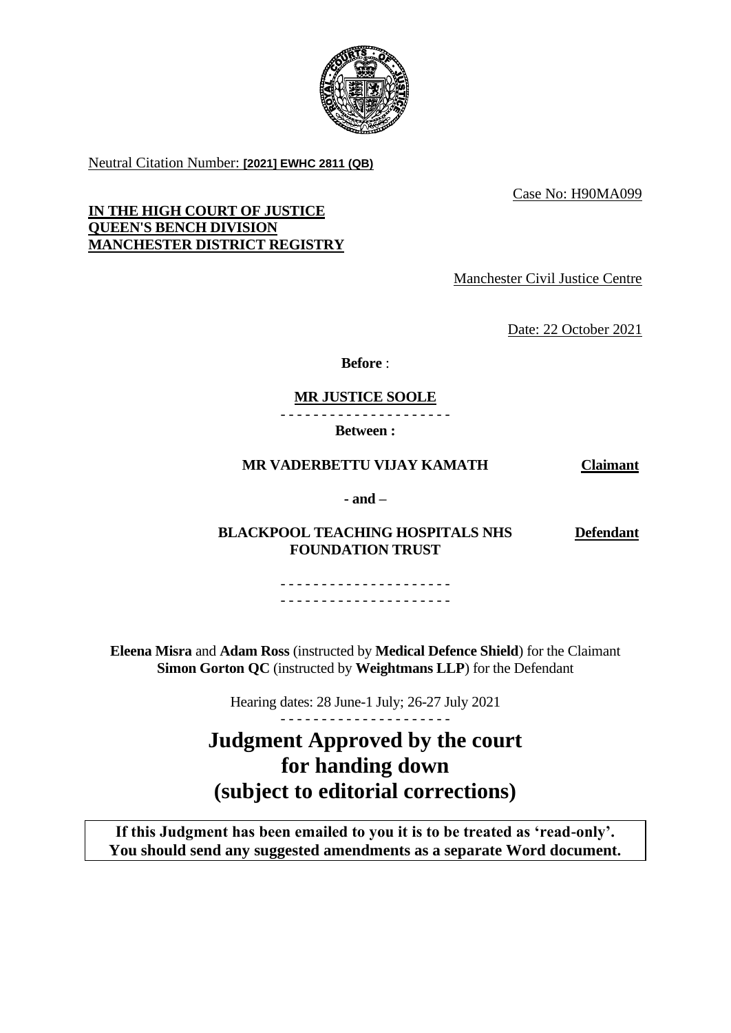Neutral Citation Number: **[2021] EWHC 2811 (QB)**

Case No: H90MA099

**IN THE HIGH COURT OF JUSTICE**
**QUEEN'S BENCH DIVISION**
**MANCHESTER DISTRICT REGISTRY**

Manchester Civil Justice Centre

Date: 22 October 2021

**Before** :

**MR JUSTICE SOOLE**

- - - - - - - - - - - - - - - - - - - - -

**Between :**

| | |
|---|---|
| **MR VADERBETTU VIJAY KAMATH** | **Claimant** |
| **- and –** | |
| **BLACKPOOL TEACHING HOSPITALS NHS FOUNDATION TRUST** | **Defendant** |

- - - - - - - - - - - - - - - - - - - - -
- - - - - - - - - - - - - - - - - - - - -

**Eleena Misra** and **Adam Ross** (instructed by **Medical Defence Shield**) for the Claimant
**Simon Gorton QC** (instructed by **Weightmans LLP**) for the Defendant

Hearing dates: 28 June-1 July; 26-27 July 2021

- - - - - - - - - - - - - - - - - - - - -

# Judgment Approved by the court for handing down (subject to editorial corrections)

**If this Judgment has been emailed to you it is to be treated as 'read-only'. You should send any suggested amendments as a separate Word document.**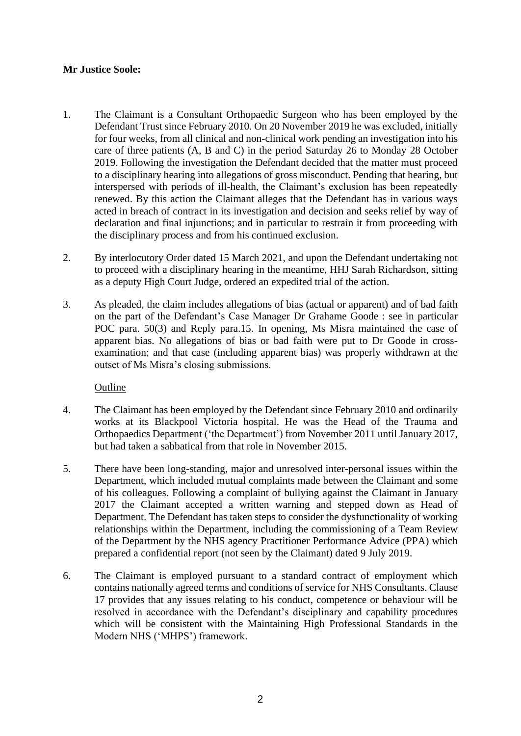**Mr Justice Soole:**

1. The Claimant is a Consultant Orthopaedic Surgeon who has been employed by the Defendant Trust since February 2010. On 20 November 2019 he was excluded, initially for four weeks, from all clinical and non-clinical work pending an investigation into his care of three patients (A, B and C) in the period Saturday 26 to Monday 28 October 2019. Following the investigation the Defendant decided that the matter must proceed to a disciplinary hearing into allegations of gross misconduct. Pending that hearing, but interspersed with periods of ill-health, the Claimant's exclusion has been repeatedly renewed. By this action the Claimant alleges that the Defendant has in various ways acted in breach of contract in its investigation and decision and seeks relief by way of declaration and final injunctions; and in particular to restrain it from proceeding with the disciplinary process and from his continued exclusion.

2. By interlocutory Order dated 15 March 2021, and upon the Defendant undertaking not to proceed with a disciplinary hearing in the meantime, HHJ Sarah Richardson, sitting as a deputy High Court Judge, ordered an expedited trial of the action.

3. As pleaded, the claim includes allegations of bias (actual or apparent) and of bad faith on the part of the Defendant's Case Manager Dr Grahame Goode : see in particular POC para. 50(3) and Reply para.15. In opening, Ms Misra maintained the case of apparent bias. No allegations of bias or bad faith were put to Dr Goode in cross-examination; and that case (including apparent bias) was properly withdrawn at the outset of Ms Misra's closing submissions.

<u>Outline</u>

4. The Claimant has been employed by the Defendant since February 2010 and ordinarily works at its Blackpool Victoria hospital. He was the Head of the Trauma and Orthopaedics Department ('the Department') from November 2011 until January 2017, but had taken a sabbatical from that role in November 2015.

5. There have been long-standing, major and unresolved inter-personal issues within the Department, which included mutual complaints made between the Claimant and some of his colleagues. Following a complaint of bullying against the Claimant in January 2017 the Claimant accepted a written warning and stepped down as Head of Department. The Defendant has taken steps to consider the dysfunctionality of working relationships within the Department, including the commissioning of a Team Review of the Department by the NHS agency Practitioner Performance Advice (PPA) which prepared a confidential report (not seen by the Claimant) dated 9 July 2019.

6. The Claimant is employed pursuant to a standard contract of employment which contains nationally agreed terms and conditions of service for NHS Consultants. Clause 17 provides that any issues relating to his conduct, competence or behaviour will be resolved in accordance with the Defendant's disciplinary and capability procedures which will be consistent with the Maintaining High Professional Standards in the Modern NHS ('MHPS') framework.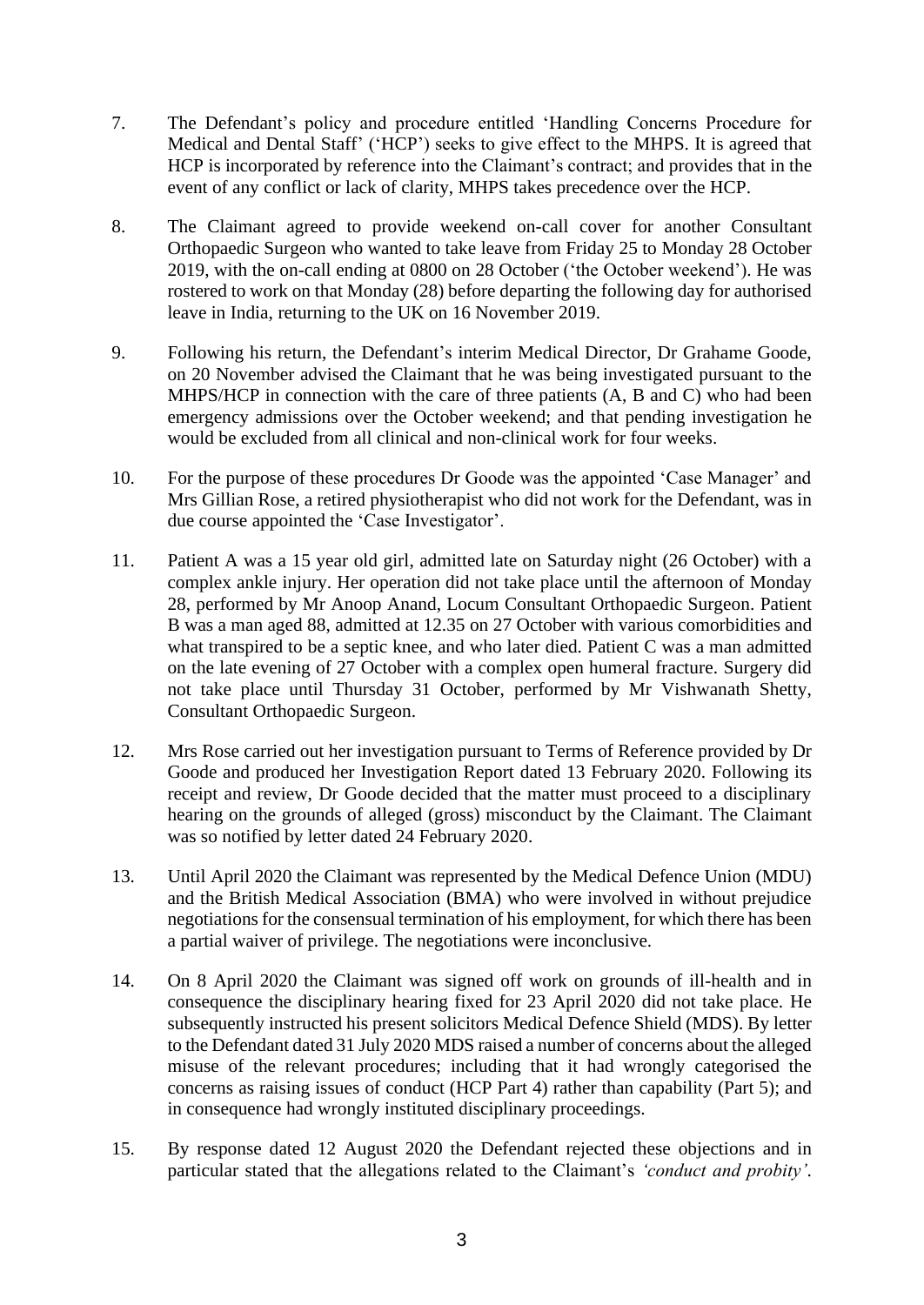7. The Defendant's policy and procedure entitled 'Handling Concerns Procedure for Medical and Dental Staff' ('HCP') seeks to give effect to the MHPS. It is agreed that HCP is incorporated by reference into the Claimant's contract; and provides that in the event of any conflict or lack of clarity, MHPS takes precedence over the HCP.

8. The Claimant agreed to provide weekend on-call cover for another Consultant Orthopaedic Surgeon who wanted to take leave from Friday 25 to Monday 28 October 2019, with the on-call ending at 0800 on 28 October ('the October weekend'). He was rostered to work on that Monday (28) before departing the following day for authorised leave in India, returning to the UK on 16 November 2019.

9. Following his return, the Defendant's interim Medical Director, Dr Grahame Goode, on 20 November advised the Claimant that he was being investigated pursuant to the MHPS/HCP in connection with the care of three patients (A, B and C) who had been emergency admissions over the October weekend; and that pending investigation he would be excluded from all clinical and non-clinical work for four weeks.

10. For the purpose of these procedures Dr Goode was the appointed 'Case Manager' and Mrs Gillian Rose, a retired physiotherapist who did not work for the Defendant, was in due course appointed the 'Case Investigator'.

11. Patient A was a 15 year old girl, admitted late on Saturday night (26 October) with a complex ankle injury. Her operation did not take place until the afternoon of Monday 28, performed by Mr Anoop Anand, Locum Consultant Orthopaedic Surgeon. Patient B was a man aged 88, admitted at 12.35 on 27 October with various comorbidities and what transpired to be a septic knee, and who later died. Patient C was a man admitted on the late evening of 27 October with a complex open humeral fracture. Surgery did not take place until Thursday 31 October, performed by Mr Vishwanath Shetty, Consultant Orthopaedic Surgeon.

12. Mrs Rose carried out her investigation pursuant to Terms of Reference provided by Dr Goode and produced her Investigation Report dated 13 February 2020. Following its receipt and review, Dr Goode decided that the matter must proceed to a disciplinary hearing on the grounds of alleged (gross) misconduct by the Claimant. The Claimant was so notified by letter dated 24 February 2020.

13. Until April 2020 the Claimant was represented by the Medical Defence Union (MDU) and the British Medical Association (BMA) who were involved in without prejudice negotiations for the consensual termination of his employment, for which there has been a partial waiver of privilege. The negotiations were inconclusive.

14. On 8 April 2020 the Claimant was signed off work on grounds of ill-health and in consequence the disciplinary hearing fixed for 23 April 2020 did not take place. He subsequently instructed his present solicitors Medical Defence Shield (MDS). By letter to the Defendant dated 31 July 2020 MDS raised a number of concerns about the alleged misuse of the relevant procedures; including that it had wrongly categorised the concerns as raising issues of conduct (HCP Part 4) rather than capability (Part 5); and in consequence had wrongly instituted disciplinary proceedings.

15. By response dated 12 August 2020 the Defendant rejected these objections and in particular stated that the allegations related to the Claimant's *'conduct and probity'*.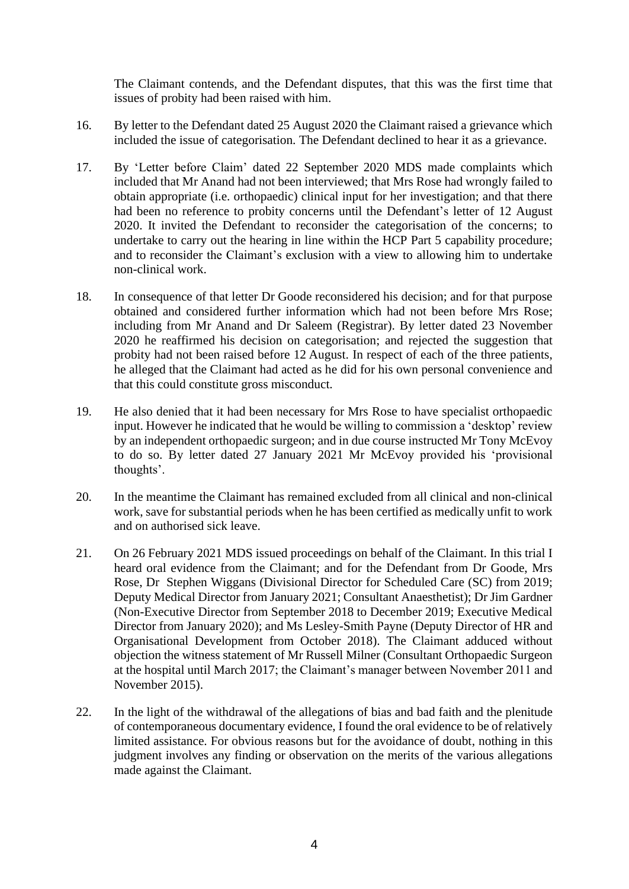The Claimant contends, and the Defendant disputes, that this was the first time that issues of probity had been raised with him.

16. By letter to the Defendant dated 25 August 2020 the Claimant raised a grievance which included the issue of categorisation. The Defendant declined to hear it as a grievance.

17. By 'Letter before Claim' dated 22 September 2020 MDS made complaints which included that Mr Anand had not been interviewed; that Mrs Rose had wrongly failed to obtain appropriate (i.e. orthopaedic) clinical input for her investigation; and that there had been no reference to probity concerns until the Defendant's letter of 12 August 2020. It invited the Defendant to reconsider the categorisation of the concerns; to undertake to carry out the hearing in line within the HCP Part 5 capability procedure; and to reconsider the Claimant's exclusion with a view to allowing him to undertake non-clinical work.

18. In consequence of that letter Dr Goode reconsidered his decision; and for that purpose obtained and considered further information which had not been before Mrs Rose; including from Mr Anand and Dr Saleem (Registrar). By letter dated 23 November 2020 he reaffirmed his decision on categorisation; and rejected the suggestion that probity had not been raised before 12 August. In respect of each of the three patients, he alleged that the Claimant had acted as he did for his own personal convenience and that this could constitute gross misconduct.

19. He also denied that it had been necessary for Mrs Rose to have specialist orthopaedic input. However he indicated that he would be willing to commission a 'desktop' review by an independent orthopaedic surgeon; and in due course instructed Mr Tony McEvoy to do so. By letter dated 27 January 2021 Mr McEvoy provided his 'provisional thoughts'.

20. In the meantime the Claimant has remained excluded from all clinical and non-clinical work, save for substantial periods when he has been certified as medically unfit to work and on authorised sick leave.

21. On 26 February 2021 MDS issued proceedings on behalf of the Claimant. In this trial I heard oral evidence from the Claimant; and for the Defendant from Dr Goode, Mrs Rose, Dr Stephen Wiggans (Divisional Director for Scheduled Care (SC) from 2019; Deputy Medical Director from January 2021; Consultant Anaesthetist); Dr Jim Gardner (Non-Executive Director from September 2018 to December 2019; Executive Medical Director from January 2020); and Ms Lesley-Smith Payne (Deputy Director of HR and Organisational Development from October 2018). The Claimant adduced without objection the witness statement of Mr Russell Milner (Consultant Orthopaedic Surgeon at the hospital until March 2017; the Claimant's manager between November 2011 and November 2015).

22. In the light of the withdrawal of the allegations of bias and bad faith and the plenitude of contemporaneous documentary evidence, I found the oral evidence to be of relatively limited assistance. For obvious reasons but for the avoidance of doubt, nothing in this judgment involves any finding or observation on the merits of the various allegations made against the Claimant.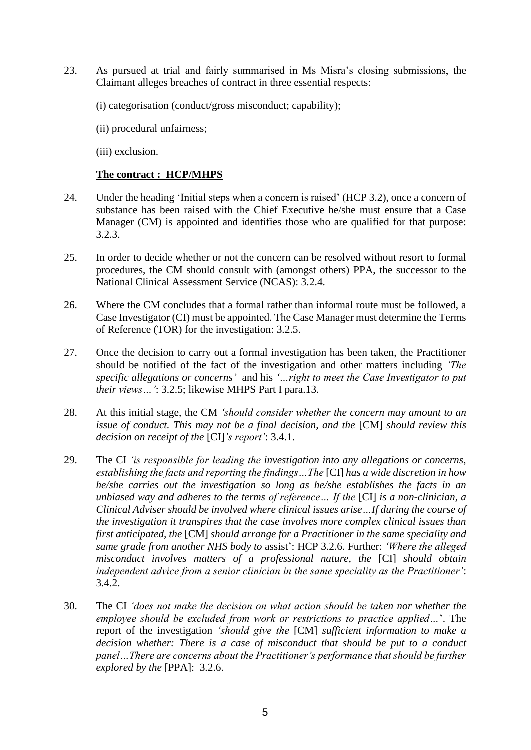23. As pursued at trial and fairly summarised in Ms Misra's closing submissions, the Claimant alleges breaches of contract in three essential respects:

    (i) categorisation (conduct/gross misconduct; capability);

    (ii) procedural unfairness;

    (iii) exclusion.

**<u>The contract : HCP/MHPS</u>**

24. Under the heading 'Initial steps when a concern is raised' (HCP 3.2), once a concern of substance has been raised with the Chief Executive he/she must ensure that a Case Manager (CM) is appointed and identifies those who are qualified for that purpose: 3.2.3.

25. In order to decide whether or not the concern can be resolved without resort to formal procedures, the CM should consult with (amongst others) PPA, the successor to the National Clinical Assessment Service (NCAS): 3.2.4.

26. Where the CM concludes that a formal rather than informal route must be followed, a Case Investigator (CI) must be appointed. The Case Manager must determine the Terms of Reference (TOR) for the investigation: 3.2.5.

27. Once the decision to carry out a formal investigation has been taken, the Practitioner should be notified of the fact of the investigation and other matters including *'The specific allegations or concerns'* and his *'…right to meet the Case Investigator to put their views…'*: 3.2.5; likewise MHPS Part I para.13.

28. At this initial stage, the CM *'should consider whether the concern may amount to an issue of conduct. This may not be a final decision, and the* [CM] *should review this decision on receipt of the* [CI]*'s report'*: 3.4.1.

29. The CI *'is responsible for leading the investigation into any allegations or concerns, establishing the facts and reporting the findings…The* [CI] *has a wide discretion in how he/she carries out the investigation so long as he/she establishes the facts in an unbiased way and adheres to the terms of reference… If the* [CI] *is a non-clinician, a Clinical Adviser should be involved where clinical issues arise…If during the course of the investigation it transpires that the case involves more complex clinical issues than first anticipated, the* [CM] *should arrange for a Practitioner in the same speciality and same grade from another NHS body to* assist': HCP 3.2.6. Further: *'Where the alleged misconduct involves matters of a professional nature, the* [CI] *should obtain independent advice from a senior clinician in the same speciality as the Practitioner'*: 3.4.2.

30. The CI *'does not make the decision on what action should be taken nor whether the employee should be excluded from work or restrictions to practice applied…'*. The report of the investigation *'should give the* [CM] *sufficient information to make a decision whether: There is a case of misconduct that should be put to a conduct panel…There are concerns about the Practitioner's performance that should be further explored by the* [PPA]: 3.2.6.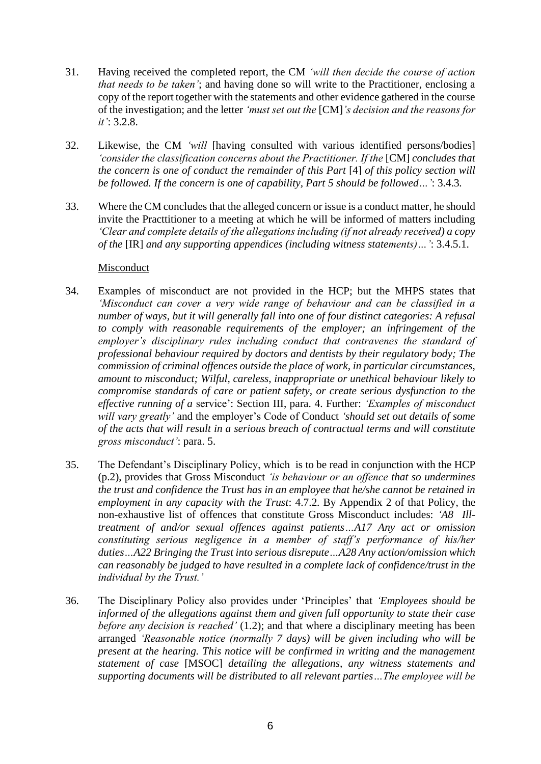31. Having received the completed report, the CM *'will then decide the course of action that needs to be taken'*; and having done so will write to the Practitioner, enclosing a copy of the report together with the statements and other evidence gathered in the course of the investigation; and the letter *'must set out the* [CM]*'s decision and the reasons for it'*: 3.2.8.

32. Likewise, the CM *'will* [having consulted with various identified persons/bodies] *'consider the classification concerns about the Practitioner. If the* [CM] *concludes that the concern is one of conduct the remainder of this Part* [4] *of this policy section will be followed. If the concern is one of capability, Part 5 should be followed…'*: 3.4.3.

33. Where the CM concludes that the alleged concern or issue is a conduct matter, he should invite the Practtitioner to a meeting at which he will be informed of matters including *'Clear and complete details of the allegations including (if not already received) a copy of the* [IR] *and any supporting appendices (including witness statements)…'*: 3.4.5.1.

<u>Misconduct</u>

34. Examples of misconduct are not provided in the HCP; but the MHPS states that *'Misconduct can cover a very wide range of behaviour and can be classified in a number of ways, but it will generally fall into one of four distinct categories: A refusal to comply with reasonable requirements of the employer; an infringement of the employer's disciplinary rules including conduct that contravenes the standard of professional behaviour required by doctors and dentists by their regulatory body; The commission of criminal offences outside the place of work, in particular circumstances, amount to misconduct; Wilful, careless, inappropriate or unethical behaviour likely to compromise standards of care or patient safety, or create serious dysfunction to the effective running of a* service': Section III, para. 4. Further: *'Examples of misconduct will vary greatly'* and the employer's Code of Conduct *'should set out details of some of the acts that will result in a serious breach of contractual terms and will constitute gross misconduct'*: para. 5.

35. The Defendant's Disciplinary Policy, which is to be read in conjunction with the HCP (p.2), provides that Gross Misconduct *'is behaviour or an offence that so undermines the trust and confidence the Trust has in an employee that he/she cannot be retained in employment in any capacity with the Trust*: 4.7.2. By Appendix 2 of that Policy, the non-exhaustive list of offences that constitute Gross Misconduct includes: *'A8 Ill-treatment of and/or sexual offences against patients…A17 Any act or omission constituting serious negligence in a member of staff's performance of his/her duties…A22 Bringing the Trust into serious disrepute…A28 Any action/omission which can reasonably be judged to have resulted in a complete lack of confidence/trust in the individual by the Trust.'*

36. The Disciplinary Policy also provides under 'Principles' that *'Employees should be informed of the allegations against them and given full opportunity to state their case before any decision is reached'* (1.2); and that where a disciplinary meeting has been arranged *'Reasonable notice (normally 7 days) will be given including who will be present at the hearing. This notice will be confirmed in writing and the management statement of case* [MSOC] *detailing the allegations, any witness statements and supporting documents will be distributed to all relevant parties…The employee will be*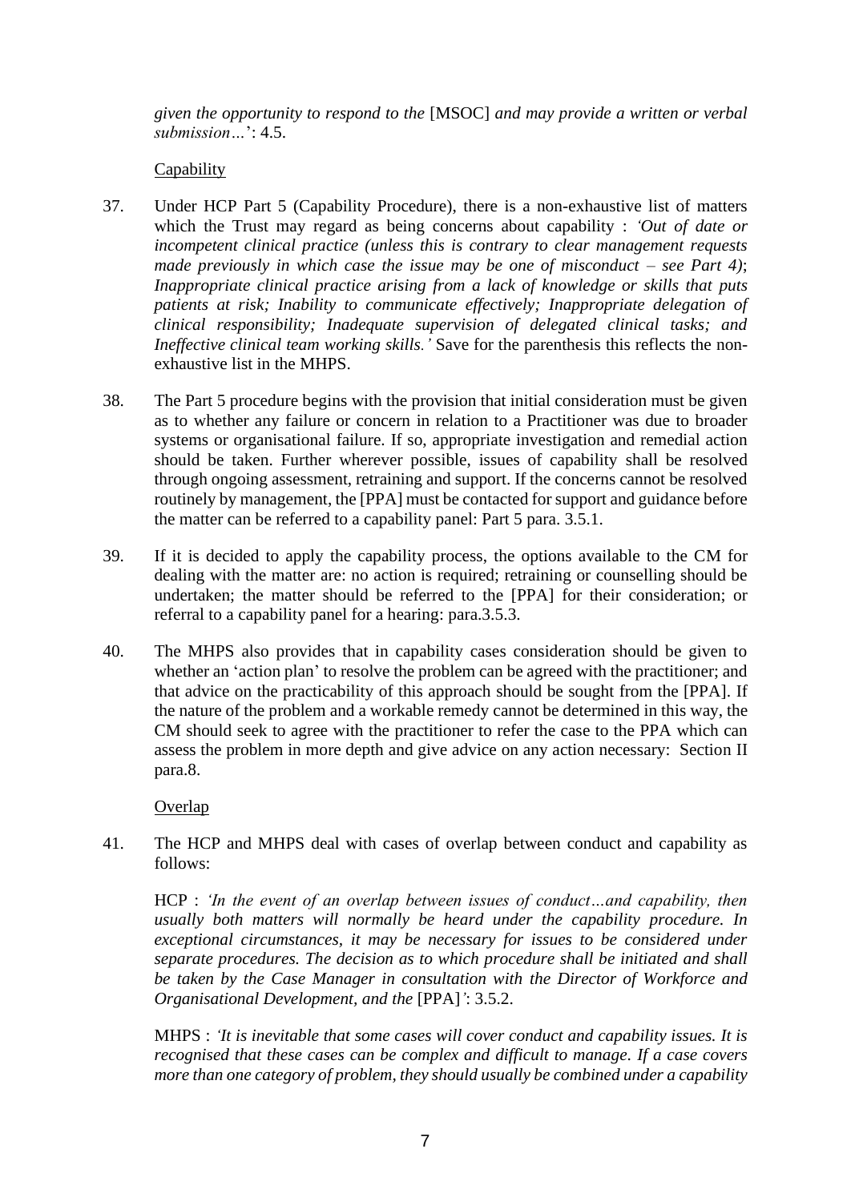*given the opportunity to respond to the* [MSOC] *and may provide a written or verbal submission…*': 4.5.

Capability

37. Under HCP Part 5 (Capability Procedure), there is a non-exhaustive list of matters which the Trust may regard as being concerns about capability : *'Out of date or incompetent clinical practice (unless this is contrary to clear management requests made previously in which case the issue may be one of misconduct – see Part 4)*; *Inappropriate clinical practice arising from a lack of knowledge or skills that puts patients at risk; Inability to communicate effectively; Inappropriate delegation of clinical responsibility; Inadequate supervision of delegated clinical tasks; and Ineffective clinical team working skills.'* Save for the parenthesis this reflects the non-exhaustive list in the MHPS.

38. The Part 5 procedure begins with the provision that initial consideration must be given as to whether any failure or concern in relation to a Practitioner was due to broader systems or organisational failure. If so, appropriate investigation and remedial action should be taken. Further wherever possible, issues of capability shall be resolved through ongoing assessment, retraining and support. If the concerns cannot be resolved routinely by management, the [PPA] must be contacted for support and guidance before the matter can be referred to a capability panel: Part 5 para. 3.5.1.

39. If it is decided to apply the capability process, the options available to the CM for dealing with the matter are: no action is required; retraining or counselling should be undertaken; the matter should be referred to the [PPA] for their consideration; or referral to a capability panel for a hearing: para.3.5.3.

40. The MHPS also provides that in capability cases consideration should be given to whether an 'action plan' to resolve the problem can be agreed with the practitioner; and that advice on the practicability of this approach should be sought from the [PPA]. If the nature of the problem and a workable remedy cannot be determined in this way, the CM should seek to agree with the practitioner to refer the case to the PPA which can assess the problem in more depth and give advice on any action necessary: Section II para.8.

Overlap

41. The HCP and MHPS deal with cases of overlap between conduct and capability as follows:

    HCP : *'In the event of an overlap between issues of conduct…and capability, then usually both matters will normally be heard under the capability procedure. In exceptional circumstances, it may be necessary for issues to be considered under separate procedures. The decision as to which procedure shall be initiated and shall be taken by the Case Manager in consultation with the Director of Workforce and Organisational Development, and the* [PPA]*'*: 3.5.2.

    MHPS : *'It is inevitable that some cases will cover conduct and capability issues. It is recognised that these cases can be complex and difficult to manage. If a case covers more than one category of problem, they should usually be combined under a capability*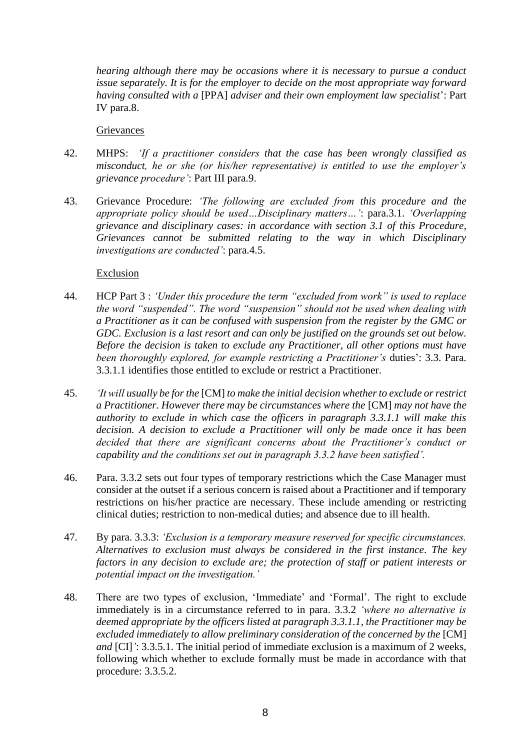*hearing although there may be occasions where it is necessary to pursue a conduct issue separately. It is for the employer to decide on the most appropriate way forward having consulted with a* [PPA] *adviser and their own employment law specialist*': Part IV para.8.

Grievances

42. MHPS: *'If a practitioner considers that the case has been wrongly classified as misconduct, he or she (or his/her representative) is entitled to use the employer's grievance procedure'*: Part III para.9.

43. Grievance Procedure: *'The following are excluded from this procedure and the appropriate policy should be used…Disciplinary matters…'*: para.3.1. *'Overlapping grievance and disciplinary cases: in accordance with section 3.1 of this Procedure, Grievances cannot be submitted relating to the way in which Disciplinary investigations are conducted'*: para.4.5.

Exclusion

44. HCP Part 3 : *'Under this procedure the term "excluded from work" is used to replace the word "suspended". The word "suspension" should not be used when dealing with a Practitioner as it can be confused with suspension from the register by the GMC or GDC. Exclusion is a last resort and can only be justified on the grounds set out below. Before the decision is taken to exclude any Practitioner, all other options must have been thoroughly explored, for example restricting a Practitioner's* duties': 3.3. Para. 3.3.1.1 identifies those entitled to exclude or restrict a Practitioner.

45. *'It will usually be for the* [CM] *to make the initial decision whether to exclude or restrict a Practitioner. However there may be circumstances where the* [CM] *may not have the authority to exclude in which case the officers in paragraph 3.3.1.1 will make this decision. A decision to exclude a Practitioner will only be made once it has been decided that there are significant concerns about the Practitioner's conduct or capability and the conditions set out in paragraph 3.3.2 have been satisfied'.*

46. Para. 3.3.2 sets out four types of temporary restrictions which the Case Manager must consider at the outset if a serious concern is raised about a Practitioner and if temporary restrictions on his/her practice are necessary. These include amending or restricting clinical duties; restriction to non-medical duties; and absence due to ill health.

47. By para. 3.3.3: *'Exclusion is a temporary measure reserved for specific circumstances. Alternatives to exclusion must always be considered in the first instance. The key factors in any decision to exclude are; the protection of staff or patient interests or potential impact on the investigation.'*

48. There are two types of exclusion, 'Immediate' and 'Formal'. The right to exclude immediately is in a circumstance referred to in para. 3.3.2 *'where no alternative is deemed appropriate by the officers listed at paragraph 3.3.1.1, the Practitioner may be excluded immediately to allow preliminary consideration of the concerned by the* [CM] *and* [CI]*'*: 3.3.5.1. The initial period of immediate exclusion is a maximum of 2 weeks, following which whether to exclude formally must be made in accordance with that procedure: 3.3.5.2.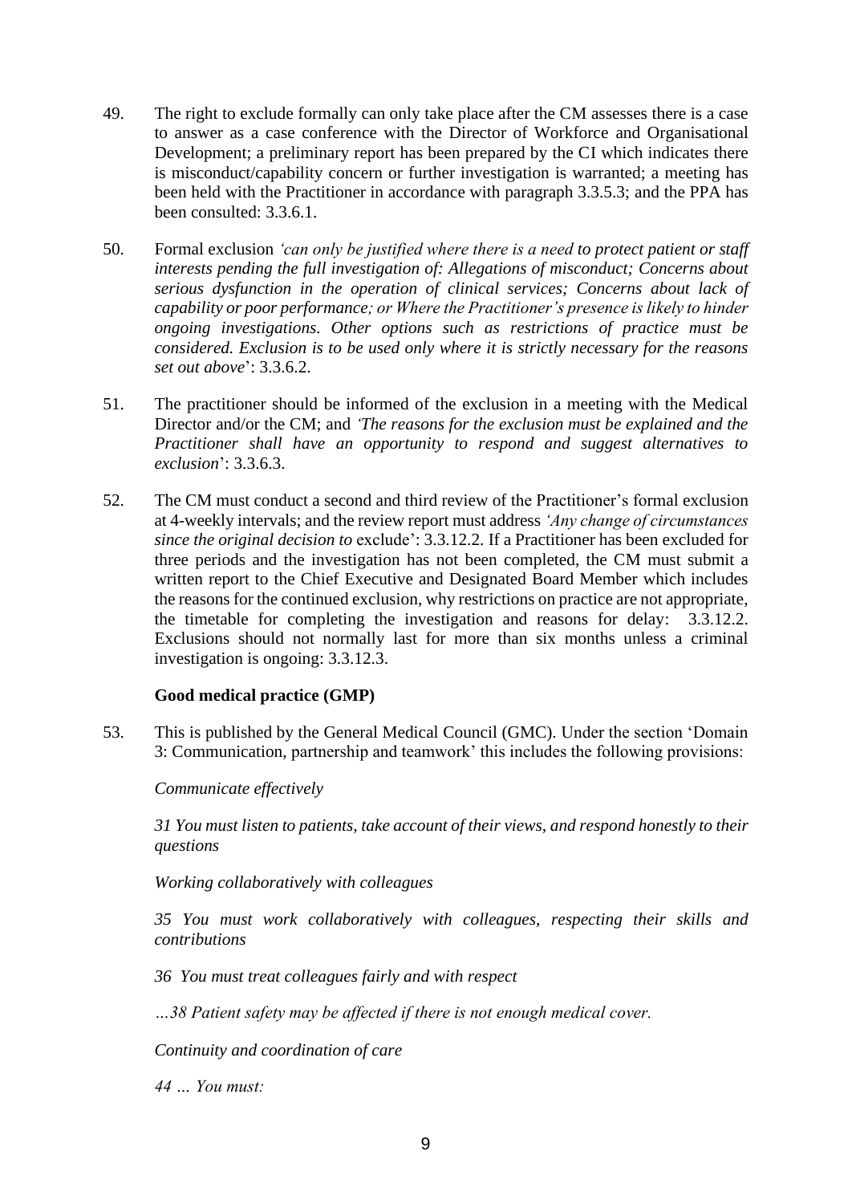49. The right to exclude formally can only take place after the CM assesses there is a case to answer as a case conference with the Director of Workforce and Organisational Development; a preliminary report has been prepared by the CI which indicates there is misconduct/capability concern or further investigation is warranted; a meeting has been held with the Practitioner in accordance with paragraph 3.3.5.3; and the PPA has been consulted: 3.3.6.1.

50. Formal exclusion *'can only be justified where there is a need to protect patient or staff interests pending the full investigation of: Allegations of misconduct; Concerns about serious dysfunction in the operation of clinical services; Concerns about lack of capability or poor performance; or Where the Practitioner's presence is likely to hinder ongoing investigations. Other options such as restrictions of practice must be considered. Exclusion is to be used only where it is strictly necessary for the reasons set out above*': 3.3.6.2.

51. The practitioner should be informed of the exclusion in a meeting with the Medical Director and/or the CM; and *'The reasons for the exclusion must be explained and the Practitioner shall have an opportunity to respond and suggest alternatives to exclusion*': 3.3.6.3.

52. The CM must conduct a second and third review of the Practitioner's formal exclusion at 4-weekly intervals; and the review report must address *'Any change of circumstances since the original decision to* exclude': 3.3.12.2. If a Practitioner has been excluded for three periods and the investigation has not been completed, the CM must submit a written report to the Chief Executive and Designated Board Member which includes the reasons for the continued exclusion, why restrictions on practice are not appropriate, the timetable for completing the investigation and reasons for delay: 3.3.12.2. Exclusions should not normally last for more than six months unless a criminal investigation is ongoing: 3.3.12.3.

**Good medical practice (GMP)**

53. This is published by the General Medical Council (GMC). Under the section 'Domain 3: Communication, partnership and teamwork' this includes the following provisions:

*Communicate effectively*

*31 You must listen to patients, take account of their views, and respond honestly to their questions*

*Working collaboratively with colleagues*

*35 You must work collaboratively with colleagues, respecting their skills and contributions*

*36 You must treat colleagues fairly and with respect*

*…38 Patient safety may be affected if there is not enough medical cover.*

*Continuity and coordination of care*

*44 … You must:*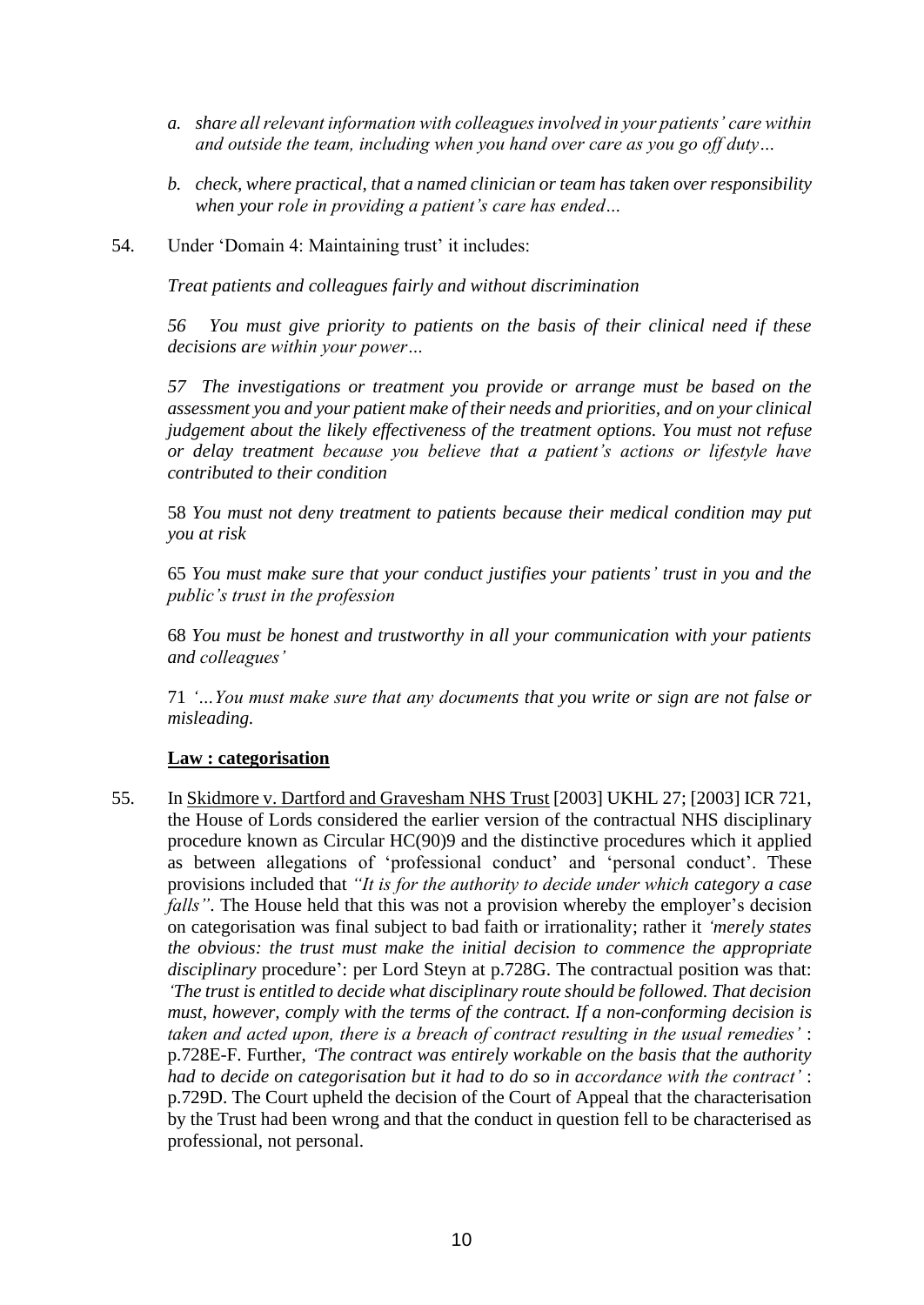*a. share all relevant information with colleagues involved in your patients' care within and outside the team, including when you hand over care as you go off duty…*

*b. check, where practical, that a named clinician or team has taken over responsibility when your role in providing a patient's care has ended…*

54. Under 'Domain 4: Maintaining trust' it includes:

*Treat patients and colleagues fairly and without discrimination*

*56 You must give priority to patients on the basis of their clinical need if these decisions are within your power…*

*57 The investigations or treatment you provide or arrange must be based on the assessment you and your patient make of their needs and priorities, and on your clinical judgement about the likely effectiveness of the treatment options. You must not refuse or delay treatment because you believe that a patient's actions or lifestyle have contributed to their condition*

58 *You must not deny treatment to patients because their medical condition may put you at risk*

65 *You must make sure that your conduct justifies your patients' trust in you and the public's trust in the profession*

68 *You must be honest and trustworthy in all your communication with your patients and colleagues'*

71 *'…You must make sure that any documents that you write or sign are not false or misleading.*

**Law : categorisation**

55. In Skidmore v. Dartford and Gravesham NHS Trust [2003] UKHL 27; [2003] ICR 721, the House of Lords considered the earlier version of the contractual NHS disciplinary procedure known as Circular HC(90)9 and the distinctive procedures which it applied as between allegations of 'professional conduct' and 'personal conduct'. These provisions included that *"It is for the authority to decide under which category a case falls"*. The House held that this was not a provision whereby the employer's decision on categorisation was final subject to bad faith or irrationality; rather it *'merely states the obvious: the trust must make the initial decision to commence the appropriate disciplinary* procedure': per Lord Steyn at p.728G. The contractual position was that: *'The trust is entitled to decide what disciplinary route should be followed. That decision must, however, comply with the terms of the contract. If a non-conforming decision is taken and acted upon, there is a breach of contract resulting in the usual remedies'* : p.728E-F. Further, *'The contract was entirely workable on the basis that the authority had to decide on categorisation but it had to do so in accordance with the contract'* : p.729D. The Court upheld the decision of the Court of Appeal that the characterisation by the Trust had been wrong and that the conduct in question fell to be characterised as professional, not personal.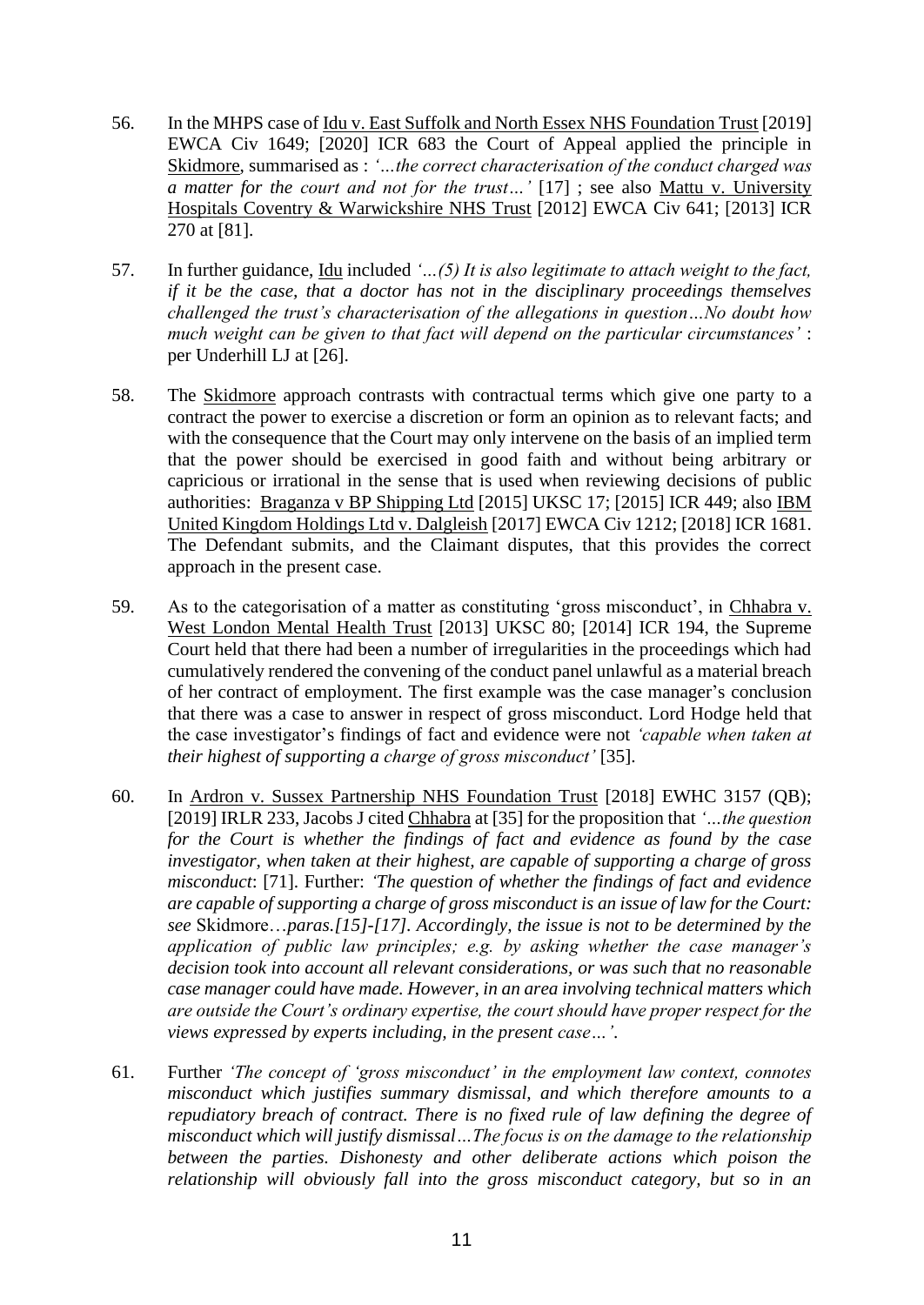56. In the MHPS case of <u>Idu v. East Suffolk and North Essex NHS Foundation Trust</u> [2019] EWCA Civ 1649; [2020] ICR 683 the Court of Appeal applied the principle in <u>Skidmore</u>, summarised as : *'…the correct characterisation of the conduct charged was a matter for the court and not for the trust…'* [17] ; see also <u>Mattu v. University Hospitals Coventry & Warwickshire NHS Trust</u> [2012] EWCA Civ 641; [2013] ICR 270 at [81].

57. In further guidance, <u>Idu</u> included *'…(5) It is also legitimate to attach weight to the fact, if it be the case, that a doctor has not in the disciplinary proceedings themselves challenged the trust's characterisation of the allegations in question…No doubt how much weight can be given to that fact will depend on the particular circumstances'* : per Underhill LJ at [26].

58. The <u>Skidmore</u> approach contrasts with contractual terms which give one party to a contract the power to exercise a discretion or form an opinion as to relevant facts; and with the consequence that the Court may only intervene on the basis of an implied term that the power should be exercised in good faith and without being arbitrary or capricious or irrational in the sense that is used when reviewing decisions of public authorities: <u>Braganza v BP Shipping Ltd</u> [2015] UKSC 17; [2015] ICR 449; also <u>IBM United Kingdom Holdings Ltd v. Dalgleish</u> [2017] EWCA Civ 1212; [2018] ICR 1681. The Defendant submits, and the Claimant disputes, that this provides the correct approach in the present case.

59. As to the categorisation of a matter as constituting 'gross misconduct', in <u>Chhabra v. West London Mental Health Trust</u> [2013] UKSC 80; [2014] ICR 194, the Supreme Court held that there had been a number of irregularities in the proceedings which had cumulatively rendered the convening of the conduct panel unlawful as a material breach of her contract of employment. The first example was the case manager's conclusion that there was a case to answer in respect of gross misconduct. Lord Hodge held that the case investigator's findings of fact and evidence were not *'capable when taken at their highest of supporting a charge of gross misconduct'* [35].

60. In <u>Ardron v. Sussex Partnership NHS Foundation Trust</u> [2018] EWHC 3157 (QB); [2019] IRLR 233, Jacobs J cited <u>Chhabra</u> at [35] for the proposition that *'…the question for the Court is whether the findings of fact and evidence as found by the case investigator, when taken at their highest, are capable of supporting a charge of gross misconduct*: [71]. Further: *'The question of whether the findings of fact and evidence are capable of supporting a charge of gross misconduct is an issue of law for the Court: see* Skidmore*…paras.[15]-[17]. Accordingly, the issue is not to be determined by the application of public law principles; e.g. by asking whether the case manager's decision took into account all relevant considerations, or was such that no reasonable case manager could have made. However, in an area involving technical matters which are outside the Court's ordinary expertise, the court should have proper respect for the views expressed by experts including, in the present case…'*.

61. Further *'The concept of 'gross misconduct' in the employment law context, connotes misconduct which justifies summary dismissal, and which therefore amounts to a repudiatory breach of contract. There is no fixed rule of law defining the degree of misconduct which will justify dismissal…The focus is on the damage to the relationship between the parties. Dishonesty and other deliberate actions which poison the relationship will obviously fall into the gross misconduct category, but so in an*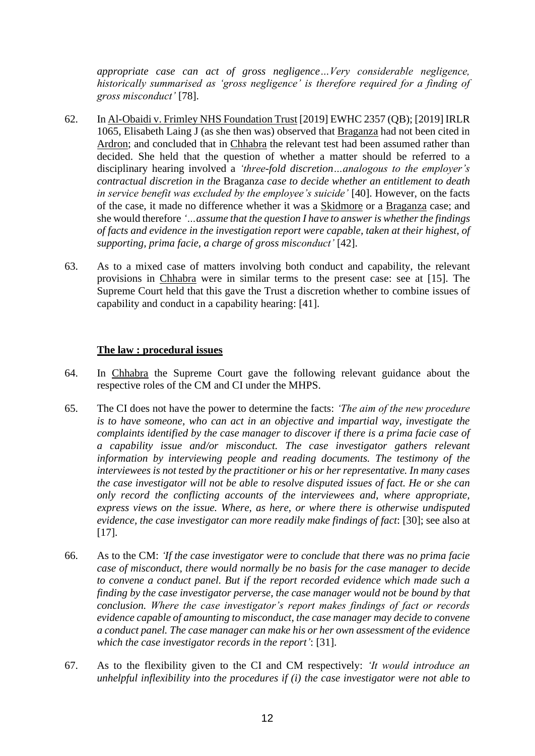*appropriate case can act of gross negligence…Very considerable negligence, historically summarised as 'gross negligence' is therefore required for a finding of gross misconduct'* [78].

62. In Al-Obaidi v. Frimley NHS Foundation Trust [2019] EWHC 2357 (QB); [2019] IRLR 1065, Elisabeth Laing J (as she then was) observed that Braganza had not been cited in Ardron; and concluded that in Chhabra the relevant test had been assumed rather than decided. She held that the question of whether a matter should be referred to a disciplinary hearing involved a *'three-fold discretion…analogous to the employer's contractual discretion in the* Braganza *case to decide whether an entitlement to death in service benefit was excluded by the employee's suicide'* [40]. However, on the facts of the case, it made no difference whether it was a Skidmore or a Braganza case; and she would therefore *'…assume that the question I have to answer is whether the findings of facts and evidence in the investigation report were capable, taken at their highest, of supporting, prima facie, a charge of gross misconduct'* [42].

63. As to a mixed case of matters involving both conduct and capability, the relevant provisions in Chhabra were in similar terms to the present case: see at [15]. The Supreme Court held that this gave the Trust a discretion whether to combine issues of capability and conduct in a capability hearing: [41].

## The law : procedural issues

64. In Chhabra the Supreme Court gave the following relevant guidance about the respective roles of the CM and CI under the MHPS.

65. The CI does not have the power to determine the facts: *'The aim of the new procedure is to have someone, who can act in an objective and impartial way, investigate the complaints identified by the case manager to discover if there is a prima facie case of a capability issue and/or misconduct. The case investigator gathers relevant information by interviewing people and reading documents. The testimony of the interviewees is not tested by the practitioner or his or her representative. In many cases the case investigator will not be able to resolve disputed issues of fact. He or she can only record the conflicting accounts of the interviewees and, where appropriate, express views on the issue. Where, as here, or where there is otherwise undisputed evidence, the case investigator can more readily make findings of fact*: [30]; see also at [17].

66. As to the CM: *'If the case investigator were to conclude that there was no prima facie case of misconduct, there would normally be no basis for the case manager to decide to convene a conduct panel. But if the report recorded evidence which made such a finding by the case investigator perverse, the case manager would not be bound by that conclusion. Where the case investigator's report makes findings of fact or records evidence capable of amounting to misconduct, the case manager may decide to convene a conduct panel. The case manager can make his or her own assessment of the evidence which the case investigator records in the report'*: [31].

67. As to the flexibility given to the CI and CM respectively: *'It would introduce an unhelpful inflexibility into the procedures if (i) the case investigator were not able to*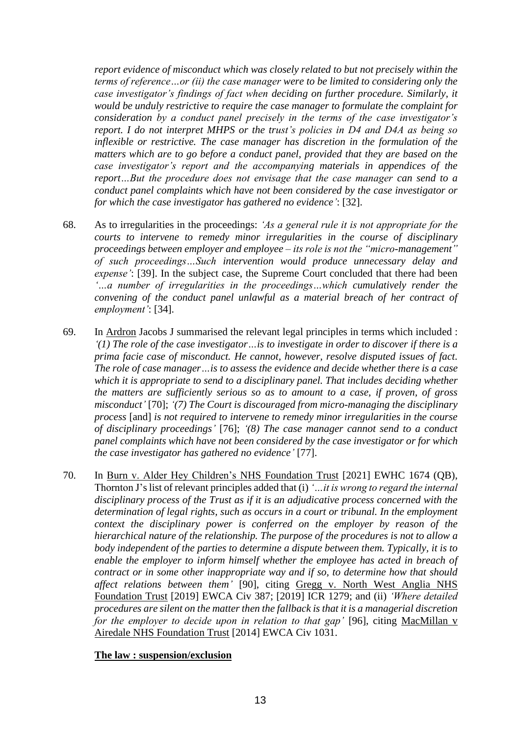*report evidence of misconduct which was closely related to but not precisely within the terms of reference…or (ii) the case manager were to be limited to considering only the case investigator's findings of fact when deciding on further procedure. Similarly, it would be unduly restrictive to require the case manager to formulate the complaint for consideration by a conduct panel precisely in the terms of the case investigator's report. I do not interpret MHPS or the trust's policies in D4 and D4A as being so inflexible or restrictive. The case manager has discretion in the formulation of the matters which are to go before a conduct panel, provided that they are based on the case investigator's report and the accompanying materials in appendices of the report…But the procedure does not envisage that the case manager can send to a conduct panel complaints which have not been considered by the case investigator or for which the case investigator has gathered no evidence'*: [32].

68. As to irregularities in the proceedings: *'As a general rule it is not appropriate for the courts to intervene to remedy minor irregularities in the course of disciplinary proceedings between employer and employee – its role is not the "micro-management" of such proceedings…Such intervention would produce unnecessary delay and expense'*: [39]. In the subject case, the Supreme Court concluded that there had been *'…a number of irregularities in the proceedings…which cumulatively render the convening of the conduct panel unlawful as a material breach of her contract of employment'*: [34].

69. In Ardron Jacobs J summarised the relevant legal principles in terms which included : *'(1) The role of the case investigator…is to investigate in order to discover if there is a prima facie case of misconduct. He cannot, however, resolve disputed issues of fact. The role of case manager…is to assess the evidence and decide whether there is a case which it is appropriate to send to a disciplinary panel. That includes deciding whether the matters are sufficiently serious so as to amount to a case, if proven, of gross misconduct'* [70]; *'(7) The Court is discouraged from micro-managing the disciplinary process* [and] *is not required to intervene to remedy minor irregularities in the course of disciplinary proceedings'* [76]; *'(8) The case manager cannot send to a conduct panel complaints which have not been considered by the case investigator or for which the case investigator has gathered no evidence'* [77].

70. In Burn v. Alder Hey Children's NHS Foundation Trust [2021] EWHC 1674 (QB), Thornton J's list of relevant principles added that (i) *'…it is wrong to regard the internal disciplinary process of the Trust as if it is an adjudicative process concerned with the determination of legal rights, such as occurs in a court or tribunal. In the employment context the disciplinary power is conferred on the employer by reason of the hierarchical nature of the relationship. The purpose of the procedures is not to allow a body independent of the parties to determine a dispute between them. Typically, it is to enable the employer to inform himself whether the employee has acted in breach of contract or in some other inappropriate way and if so, to determine how that should affect relations between them'* [90], citing Gregg v. North West Anglia NHS Foundation Trust [2019] EWCA Civ 387; [2019] ICR 1279; and (ii) *'Where detailed procedures are silent on the matter then the fallback is that it is a managerial discretion for the employer to decide upon in relation to that gap'* [96], citing MacMillan v Airedale NHS Foundation Trust [2014] EWCA Civ 1031.

**The law : suspension/exclusion**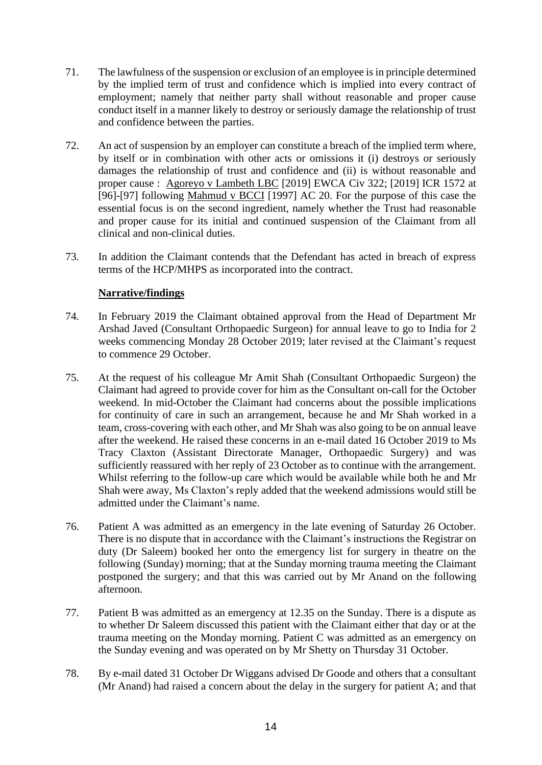71. The lawfulness of the suspension or exclusion of an employee is in principle determined by the implied term of trust and confidence which is implied into every contract of employment; namely that neither party shall without reasonable and proper cause conduct itself in a manner likely to destroy or seriously damage the relationship of trust and confidence between the parties.

72. An act of suspension by an employer can constitute a breach of the implied term where, by itself or in combination with other acts or omissions it (i) destroys or seriously damages the relationship of trust and confidence and (ii) is without reasonable and proper cause : Agoreyo v Lambeth LBC [2019] EWCA Civ 322; [2019] ICR 1572 at [96]-[97] following Mahmud v BCCI [1997] AC 20. For the purpose of this case the essential focus is on the second ingredient, namely whether the Trust had reasonable and proper cause for its initial and continued suspension of the Claimant from all clinical and non-clinical duties.

73. In addition the Claimant contends that the Defendant has acted in breach of express terms of the HCP/MHPS as incorporated into the contract.

**Narrative/findings**

74. In February 2019 the Claimant obtained approval from the Head of Department Mr Arshad Javed (Consultant Orthopaedic Surgeon) for annual leave to go to India for 2 weeks commencing Monday 28 October 2019; later revised at the Claimant's request to commence 29 October.

75. At the request of his colleague Mr Amit Shah (Consultant Orthopaedic Surgeon) the Claimant had agreed to provide cover for him as the Consultant on-call for the October weekend. In mid-October the Claimant had concerns about the possible implications for continuity of care in such an arrangement, because he and Mr Shah worked in a team, cross-covering with each other, and Mr Shah was also going to be on annual leave after the weekend. He raised these concerns in an e-mail dated 16 October 2019 to Ms Tracy Claxton (Assistant Directorate Manager, Orthopaedic Surgery) and was sufficiently reassured with her reply of 23 October as to continue with the arrangement. Whilst referring to the follow-up care which would be available while both he and Mr Shah were away, Ms Claxton's reply added that the weekend admissions would still be admitted under the Claimant's name.

76. Patient A was admitted as an emergency in the late evening of Saturday 26 October. There is no dispute that in accordance with the Claimant's instructions the Registrar on duty (Dr Saleem) booked her onto the emergency list for surgery in theatre on the following (Sunday) morning; that at the Sunday morning trauma meeting the Claimant postponed the surgery; and that this was carried out by Mr Anand on the following afternoon.

77. Patient B was admitted as an emergency at 12.35 on the Sunday. There is a dispute as to whether Dr Saleem discussed this patient with the Claimant either that day or at the trauma meeting on the Monday morning. Patient C was admitted as an emergency on the Sunday evening and was operated on by Mr Shetty on Thursday 31 October.

78. By e-mail dated 31 October Dr Wiggans advised Dr Goode and others that a consultant (Mr Anand) had raised a concern about the delay in the surgery for patient A; and that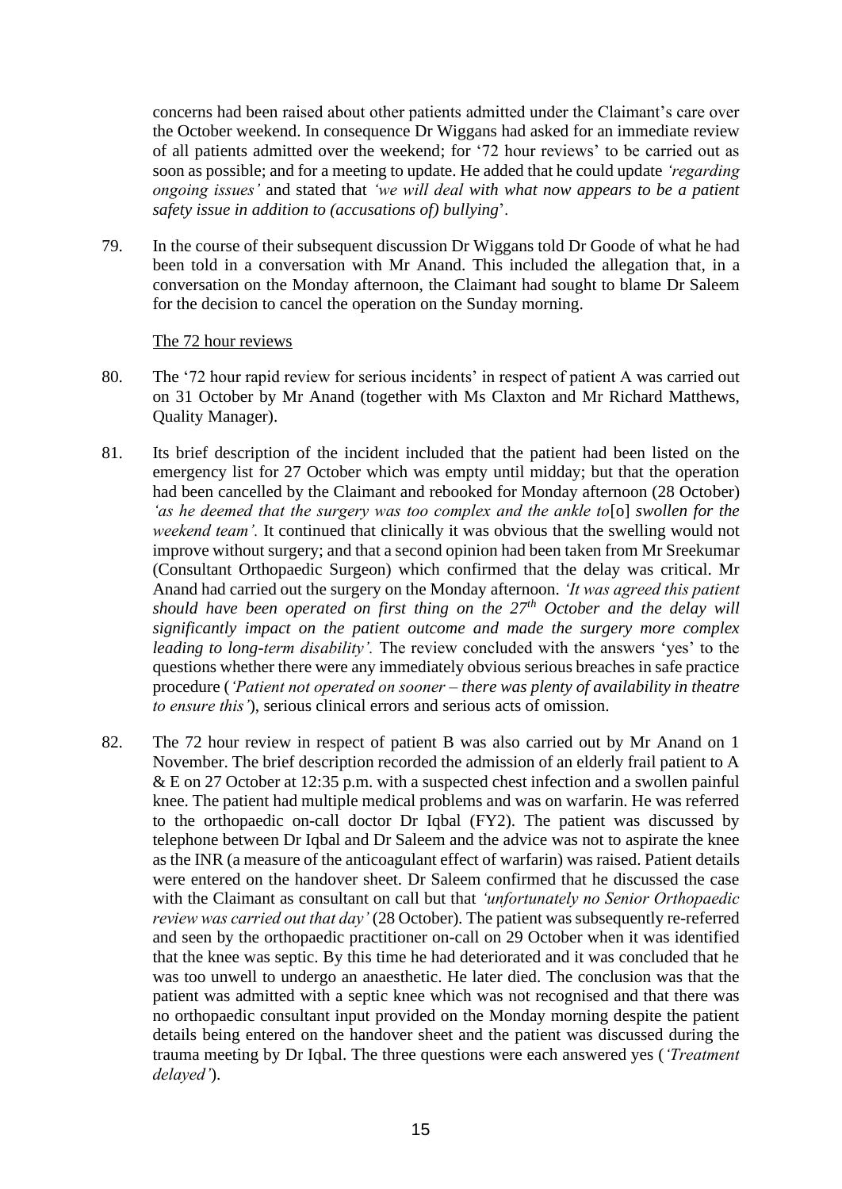concerns had been raised about other patients admitted under the Claimant's care over the October weekend. In consequence Dr Wiggans had asked for an immediate review of all patients admitted over the weekend; for '72 hour reviews' to be carried out as soon as possible; and for a meeting to update. He added that he could update *'regarding ongoing issues'* and stated that *'we will deal with what now appears to be a patient safety issue in addition to (accusations of) bullying*'.

79. In the course of their subsequent discussion Dr Wiggans told Dr Goode of what he had been told in a conversation with Mr Anand. This included the allegation that, in a conversation on the Monday afternoon, the Claimant had sought to blame Dr Saleem for the decision to cancel the operation on the Sunday morning.

The 72 hour reviews

80. The '72 hour rapid review for serious incidents' in respect of patient A was carried out on 31 October by Mr Anand (together with Ms Claxton and Mr Richard Matthews, Quality Manager).

81. Its brief description of the incident included that the patient had been listed on the emergency list for 27 October which was empty until midday; but that the operation had been cancelled by the Claimant and rebooked for Monday afternoon (28 October) *'as he deemed that the surgery was too complex and the ankle to*[o] *swollen for the weekend team'.* It continued that clinically it was obvious that the swelling would not improve without surgery; and that a second opinion had been taken from Mr Sreekumar (Consultant Orthopaedic Surgeon) which confirmed that the delay was critical. Mr Anand had carried out the surgery on the Monday afternoon. *'It was agreed this patient should have been operated on first thing on the 27th October and the delay will significantly impact on the patient outcome and made the surgery more complex leading to long-term disability'.* The review concluded with the answers 'yes' to the questions whether there were any immediately obvious serious breaches in safe practice procedure (*'Patient not operated on sooner – there was plenty of availability in theatre to ensure this'*), serious clinical errors and serious acts of omission.

82. The 72 hour review in respect of patient B was also carried out by Mr Anand on 1 November. The brief description recorded the admission of an elderly frail patient to A & E on 27 October at 12:35 p.m. with a suspected chest infection and a swollen painful knee. The patient had multiple medical problems and was on warfarin. He was referred to the orthopaedic on-call doctor Dr Iqbal (FY2). The patient was discussed by telephone between Dr Iqbal and Dr Saleem and the advice was not to aspirate the knee as the INR (a measure of the anticoagulant effect of warfarin) was raised. Patient details were entered on the handover sheet. Dr Saleem confirmed that he discussed the case with the Claimant as consultant on call but that *'unfortunately no Senior Orthopaedic review was carried out that day'* (28 October). The patient was subsequently re-referred and seen by the orthopaedic practitioner on-call on 29 October when it was identified that the knee was septic. By this time he had deteriorated and it was concluded that he was too unwell to undergo an anaesthetic. He later died. The conclusion was that the patient was admitted with a septic knee which was not recognised and that there was no orthopaedic consultant input provided on the Monday morning despite the patient details being entered on the handover sheet and the patient was discussed during the trauma meeting by Dr Iqbal. The three questions were each answered yes (*'Treatment delayed'*).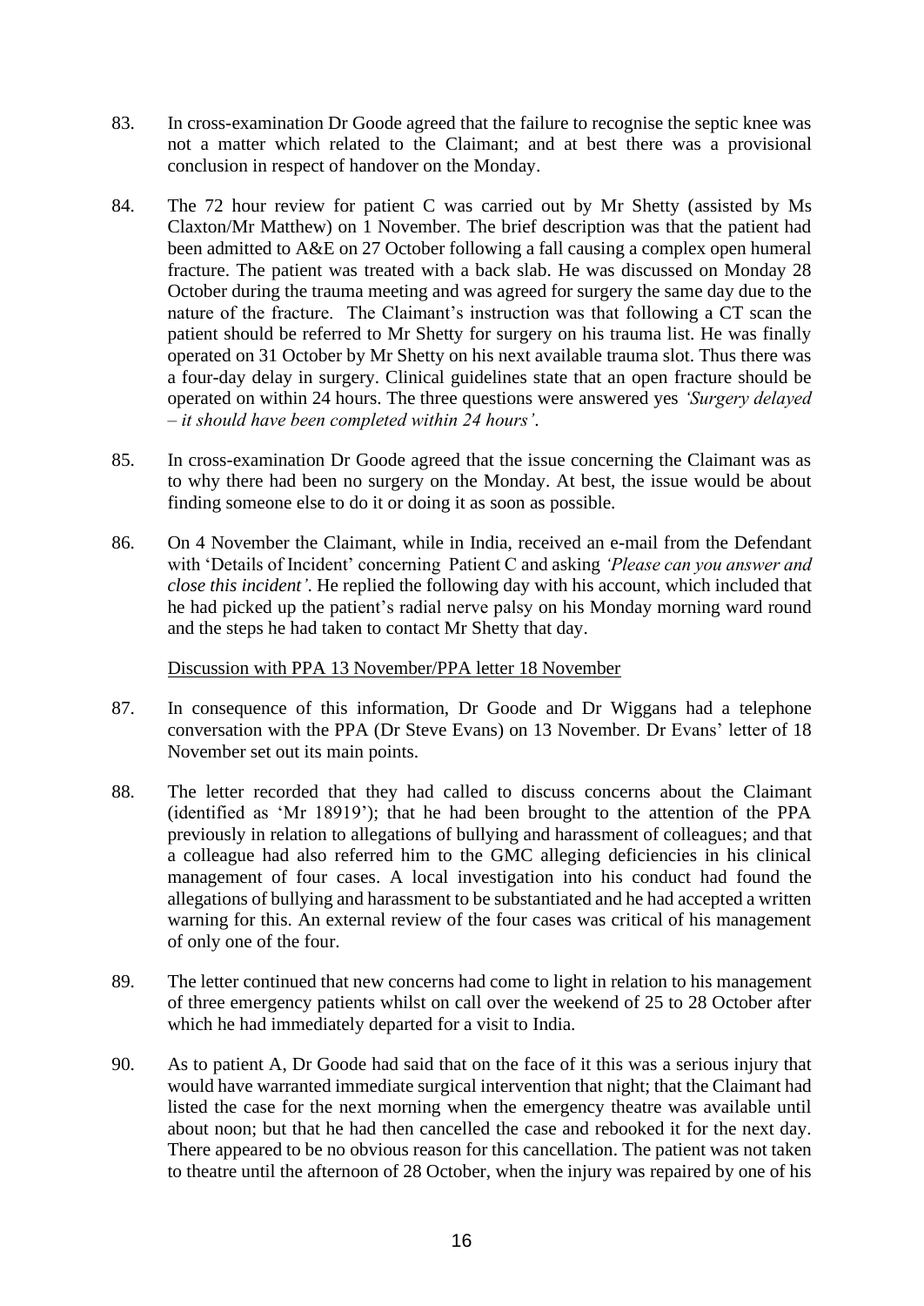83. In cross-examination Dr Goode agreed that the failure to recognise the septic knee was not a matter which related to the Claimant; and at best there was a provisional conclusion in respect of handover on the Monday.

84. The 72 hour review for patient C was carried out by Mr Shetty (assisted by Ms Claxton/Mr Matthew) on 1 November. The brief description was that the patient had been admitted to A&E on 27 October following a fall causing a complex open humeral fracture. The patient was treated with a back slab. He was discussed on Monday 28 October during the trauma meeting and was agreed for surgery the same day due to the nature of the fracture. The Claimant's instruction was that following a CT scan the patient should be referred to Mr Shetty for surgery on his trauma list. He was finally operated on 31 October by Mr Shetty on his next available trauma slot. Thus there was a four-day delay in surgery. Clinical guidelines state that an open fracture should be operated on within 24 hours. The three questions were answered yes *'Surgery delayed – it should have been completed within 24 hours'*.

85. In cross-examination Dr Goode agreed that the issue concerning the Claimant was as to why there had been no surgery on the Monday. At best, the issue would be about finding someone else to do it or doing it as soon as possible.

86. On 4 November the Claimant, while in India, received an e-mail from the Defendant with 'Details of Incident' concerning Patient C and asking *'Please can you answer and close this incident'*. He replied the following day with his account, which included that he had picked up the patient's radial nerve palsy on his Monday morning ward round and the steps he had taken to contact Mr Shetty that day.

<u>Discussion with PPA 13 November/PPA letter 18 November</u>

87. In consequence of this information, Dr Goode and Dr Wiggans had a telephone conversation with the PPA (Dr Steve Evans) on 13 November. Dr Evans' letter of 18 November set out its main points.

88. The letter recorded that they had called to discuss concerns about the Claimant (identified as 'Mr 18919'); that he had been brought to the attention of the PPA previously in relation to allegations of bullying and harassment of colleagues; and that a colleague had also referred him to the GMC alleging deficiencies in his clinical management of four cases. A local investigation into his conduct had found the allegations of bullying and harassment to be substantiated and he had accepted a written warning for this. An external review of the four cases was critical of his management of only one of the four.

89. The letter continued that new concerns had come to light in relation to his management of three emergency patients whilst on call over the weekend of 25 to 28 October after which he had immediately departed for a visit to India.

90. As to patient A, Dr Goode had said that on the face of it this was a serious injury that would have warranted immediate surgical intervention that night; that the Claimant had listed the case for the next morning when the emergency theatre was available until about noon; but that he had then cancelled the case and rebooked it for the next day. There appeared to be no obvious reason for this cancellation. The patient was not taken to theatre until the afternoon of 28 October, when the injury was repaired by one of his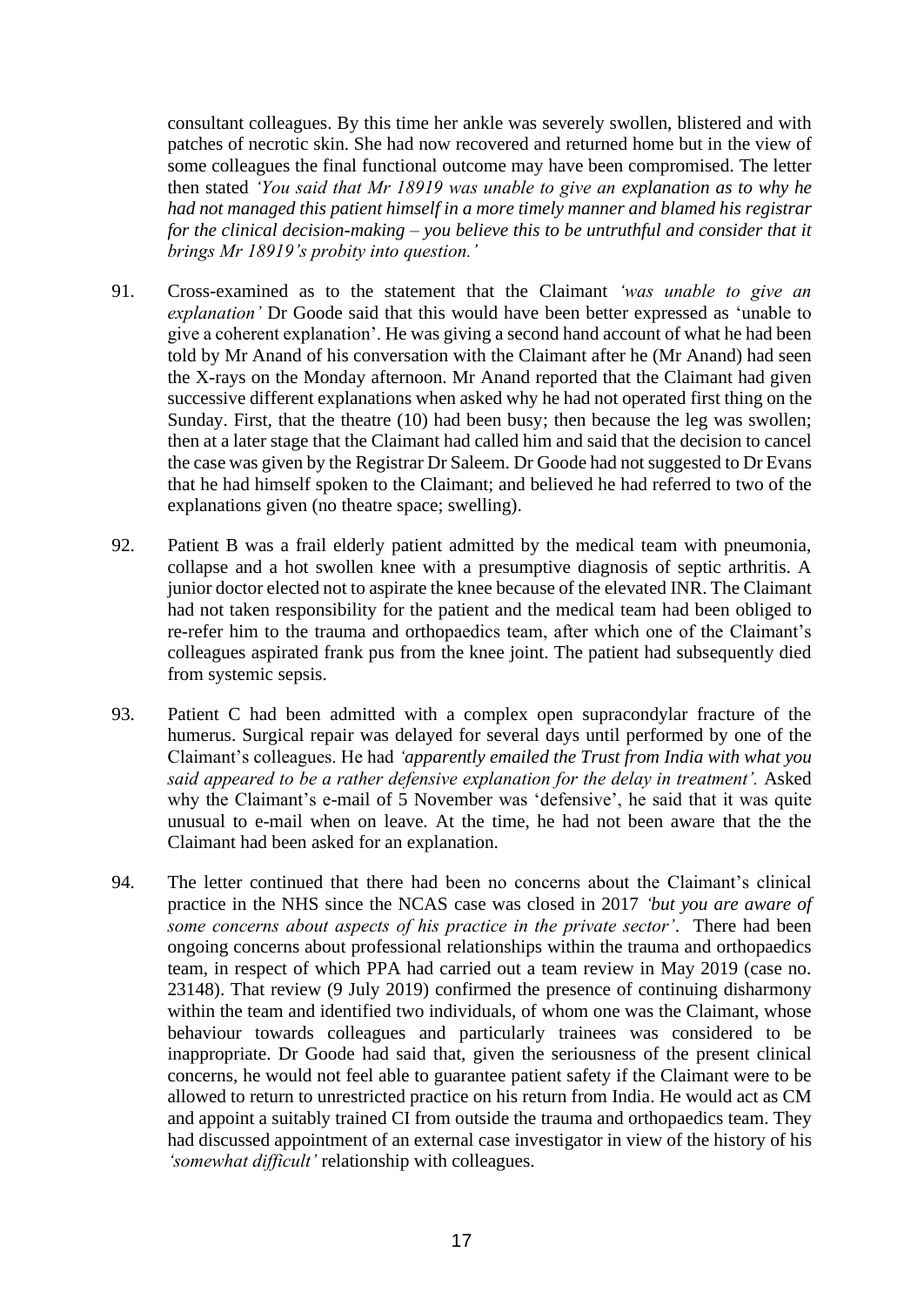consultant colleagues. By this time her ankle was severely swollen, blistered and with patches of necrotic skin. She had now recovered and returned home but in the view of some colleagues the final functional outcome may have been compromised. The letter then stated *'You said that Mr 18919 was unable to give an explanation as to why he had not managed this patient himself in a more timely manner and blamed his registrar for the clinical decision-making – you believe this to be untruthful and consider that it brings Mr 18919's probity into question.'*

91. Cross-examined as to the statement that the Claimant *'was unable to give an explanation'* Dr Goode said that this would have been better expressed as 'unable to give a coherent explanation'. He was giving a second hand account of what he had been told by Mr Anand of his conversation with the Claimant after he (Mr Anand) had seen the X-rays on the Monday afternoon. Mr Anand reported that the Claimant had given successive different explanations when asked why he had not operated first thing on the Sunday. First, that the theatre (10) had been busy; then because the leg was swollen; then at a later stage that the Claimant had called him and said that the decision to cancel the case was given by the Registrar Dr Saleem. Dr Goode had not suggested to Dr Evans that he had himself spoken to the Claimant; and believed he had referred to two of the explanations given (no theatre space; swelling).

92. Patient B was a frail elderly patient admitted by the medical team with pneumonia, collapse and a hot swollen knee with a presumptive diagnosis of septic arthritis. A junior doctor elected not to aspirate the knee because of the elevated INR. The Claimant had not taken responsibility for the patient and the medical team had been obliged to re-refer him to the trauma and orthopaedics team, after which one of the Claimant's colleagues aspirated frank pus from the knee joint. The patient had subsequently died from systemic sepsis.

93. Patient C had been admitted with a complex open supracondylar fracture of the humerus. Surgical repair was delayed for several days until performed by one of the Claimant's colleagues. He had *'apparently emailed the Trust from India with what you said appeared to be a rather defensive explanation for the delay in treatment'.* Asked why the Claimant's e-mail of 5 November was 'defensive', he said that it was quite unusual to e-mail when on leave. At the time, he had not been aware that the the Claimant had been asked for an explanation.

94. The letter continued that there had been no concerns about the Claimant's clinical practice in the NHS since the NCAS case was closed in 2017 *'but you are aware of some concerns about aspects of his practice in the private sector'*. There had been ongoing concerns about professional relationships within the trauma and orthopaedics team, in respect of which PPA had carried out a team review in May 2019 (case no. 23148). That review (9 July 2019) confirmed the presence of continuing disharmony within the team and identified two individuals, of whom one was the Claimant, whose behaviour towards colleagues and particularly trainees was considered to be inappropriate. Dr Goode had said that, given the seriousness of the present clinical concerns, he would not feel able to guarantee patient safety if the Claimant were to be allowed to return to unrestricted practice on his return from India. He would act as CM and appoint a suitably trained CI from outside the trauma and orthopaedics team. They had discussed appointment of an external case investigator in view of the history of his *'somewhat difficult'* relationship with colleagues.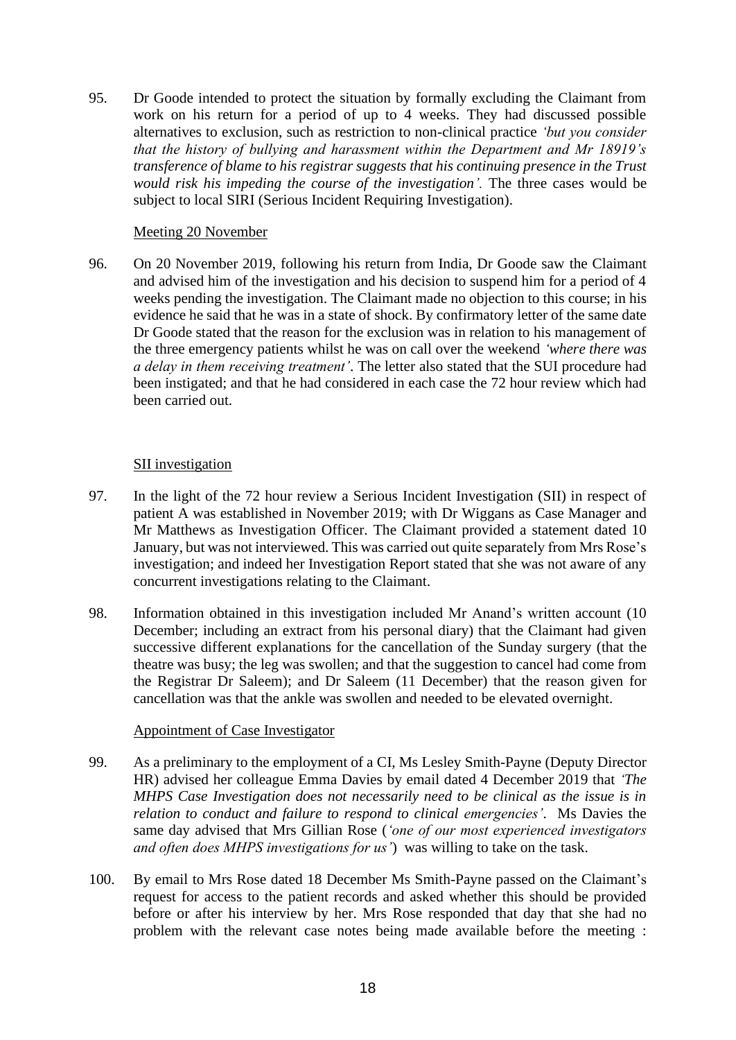95. Dr Goode intended to protect the situation by formally excluding the Claimant from work on his return for a period of up to 4 weeks. They had discussed possible alternatives to exclusion, such as restriction to non-clinical practice *'but you consider that the history of bullying and harassment within the Department and Mr 18919's transference of blame to his registrar suggests that his continuing presence in the Trust would risk his impeding the course of the investigation'.* The three cases would be subject to local SIRI (Serious Incident Requiring Investigation).

<u>Meeting 20 November</u>

96. On 20 November 2019, following his return from India, Dr Goode saw the Claimant and advised him of the investigation and his decision to suspend him for a period of 4 weeks pending the investigation. The Claimant made no objection to this course; in his evidence he said that he was in a state of shock. By confirmatory letter of the same date Dr Goode stated that the reason for the exclusion was in relation to his management of the three emergency patients whilst he was on call over the weekend *'where there was a delay in them receiving treatment'*. The letter also stated that the SUI procedure had been instigated; and that he had considered in each case the 72 hour review which had been carried out.

<u>SII investigation</u>

97. In the light of the 72 hour review a Serious Incident Investigation (SII) in respect of patient A was established in November 2019; with Dr Wiggans as Case Manager and Mr Matthews as Investigation Officer. The Claimant provided a statement dated 10 January, but was not interviewed. This was carried out quite separately from Mrs Rose's investigation; and indeed her Investigation Report stated that she was not aware of any concurrent investigations relating to the Claimant.

98. Information obtained in this investigation included Mr Anand's written account (10 December; including an extract from his personal diary) that the Claimant had given successive different explanations for the cancellation of the Sunday surgery (that the theatre was busy; the leg was swollen; and that the suggestion to cancel had come from the Registrar Dr Saleem); and Dr Saleem (11 December) that the reason given for cancellation was that the ankle was swollen and needed to be elevated overnight.

<u>Appointment of Case Investigator</u>

99. As a preliminary to the employment of a CI, Ms Lesley Smith-Payne (Deputy Director HR) advised her colleague Emma Davies by email dated 4 December 2019 that *'The MHPS Case Investigation does not necessarily need to be clinical as the issue is in relation to conduct and failure to respond to clinical emergencies'*. Ms Davies the same day advised that Mrs Gillian Rose (*'one of our most experienced investigators and often does MHPS investigations for us'*) was willing to take on the task.

100. By email to Mrs Rose dated 18 December Ms Smith-Payne passed on the Claimant's request for access to the patient records and asked whether this should be provided before or after his interview by her. Mrs Rose responded that day that she had no problem with the relevant case notes being made available before the meeting :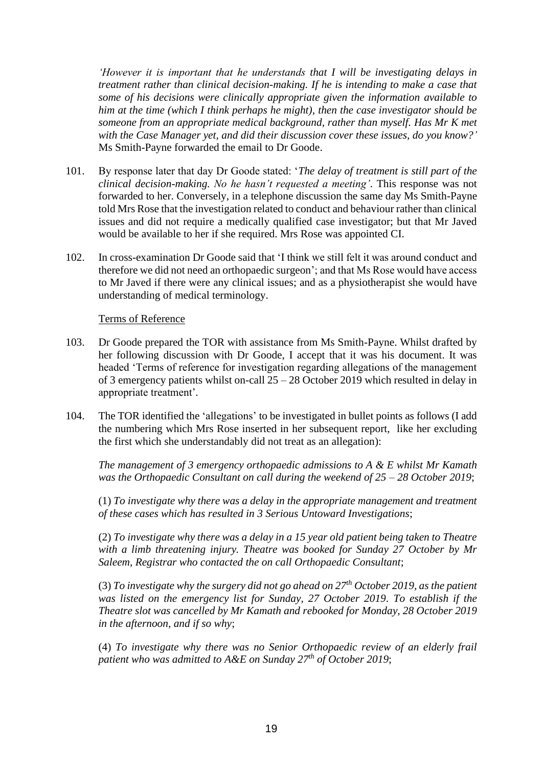*'However it is important that he understands that I will be investigating delays in treatment rather than clinical decision-making. If he is intending to make a case that some of his decisions were clinically appropriate given the information available to him at the time (which I think perhaps he might), then the case investigator should be someone from an appropriate medical background, rather than myself. Has Mr K met with the Case Manager yet, and did their discussion cover these issues, do you know?'* Ms Smith-Payne forwarded the email to Dr Goode.

101. By response later that day Dr Goode stated: '*The delay of treatment is still part of the clinical decision-making. No he hasn't requested a meeting'*. This response was not forwarded to her. Conversely, in a telephone discussion the same day Ms Smith-Payne told Mrs Rose that the investigation related to conduct and behaviour rather than clinical issues and did not require a medically qualified case investigator; but that Mr Javed would be available to her if she required. Mrs Rose was appointed CI.

102. In cross-examination Dr Goode said that 'I think we still felt it was around conduct and therefore we did not need an orthopaedic surgeon'; and that Ms Rose would have access to Mr Javed if there were any clinical issues; and as a physiotherapist she would have understanding of medical terminology.

Terms of Reference

103. Dr Goode prepared the TOR with assistance from Ms Smith-Payne. Whilst drafted by her following discussion with Dr Goode, I accept that it was his document. It was headed 'Terms of reference for investigation regarding allegations of the management of 3 emergency patients whilst on-call 25 – 28 October 2019 which resulted in delay in appropriate treatment'.

104. The TOR identified the 'allegations' to be investigated in bullet points as follows (I add the numbering which Mrs Rose inserted in her subsequent report, like her excluding the first which she understandably did not treat as an allegation):

*The management of 3 emergency orthopaedic admissions to A & E whilst Mr Kamath was the Orthopaedic Consultant on call during the weekend of 25 – 28 October 2019*;

(1) *To investigate why there was a delay in the appropriate management and treatment of these cases which has resulted in 3 Serious Untoward Investigations*;

(2) *To investigate why there was a delay in a 15 year old patient being taken to Theatre with a limb threatening injury. Theatre was booked for Sunday 27 October by Mr Saleem, Registrar who contacted the on call Orthopaedic Consultant*;

(3) *To investigate why the surgery did not go ahead on 27th October 2019, as the patient was listed on the emergency list for Sunday, 27 October 2019. To establish if the Theatre slot was cancelled by Mr Kamath and rebooked for Monday, 28 October 2019 in the afternoon, and if so why*;

(4) *To investigate why there was no Senior Orthopaedic review of an elderly frail patient who was admitted to A&E on Sunday 27th of October 2019*;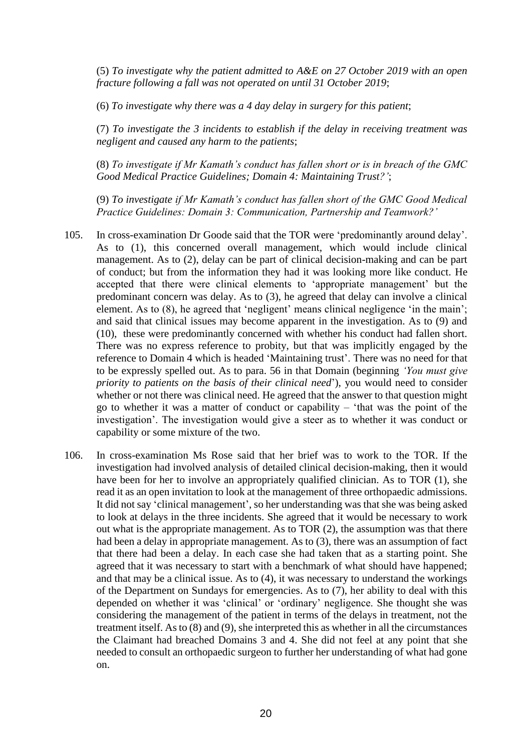(5) *To investigate why the patient admitted to A&E on 27 October 2019 with an open fracture following a fall was not operated on until 31 October 2019*;

(6) *To investigate why there was a 4 day delay in surgery for this patient*;

(7) *To investigate the 3 incidents to establish if the delay in receiving treatment was negligent and caused any harm to the patients*;

(8) *To investigate if Mr Kamath's conduct has fallen short or is in breach of the GMC Good Medical Practice Guidelines; Domain 4: Maintaining Trust?'*;

(9) *To investigate if Mr Kamath's conduct has fallen short of the GMC Good Medical Practice Guidelines: Domain 3: Communication, Partnership and Teamwork?'*

105. In cross-examination Dr Goode said that the TOR were 'predominantly around delay'. As to (1), this concerned overall management, which would include clinical management. As to (2), delay can be part of clinical decision-making and can be part of conduct; but from the information they had it was looking more like conduct. He accepted that there were clinical elements to 'appropriate management' but the predominant concern was delay. As to (3), he agreed that delay can involve a clinical element. As to (8), he agreed that 'negligent' means clinical negligence 'in the main'; and said that clinical issues may become apparent in the investigation. As to (9) and (10), these were predominantly concerned with whether his conduct had fallen short. There was no express reference to probity, but that was implicitly engaged by the reference to Domain 4 which is headed 'Maintaining trust'. There was no need for that to be expressly spelled out. As to para. 56 in that Domain (beginning *'You must give priority to patients on the basis of their clinical need*'), you would need to consider whether or not there was clinical need. He agreed that the answer to that question might go to whether it was a matter of conduct or capability – 'that was the point of the investigation'. The investigation would give a steer as to whether it was conduct or capability or some mixture of the two.

106. In cross-examination Ms Rose said that her brief was to work to the TOR. If the investigation had involved analysis of detailed clinical decision-making, then it would have been for her to involve an appropriately qualified clinician. As to TOR (1), she read it as an open invitation to look at the management of three orthopaedic admissions. It did not say 'clinical management', so her understanding was that she was being asked to look at delays in the three incidents. She agreed that it would be necessary to work out what is the appropriate management. As to TOR (2), the assumption was that there had been a delay in appropriate management. As to (3), there was an assumption of fact that there had been a delay. In each case she had taken that as a starting point. She agreed that it was necessary to start with a benchmark of what should have happened; and that may be a clinical issue. As to (4), it was necessary to understand the workings of the Department on Sundays for emergencies. As to (7), her ability to deal with this depended on whether it was 'clinical' or 'ordinary' negligence. She thought she was considering the management of the patient in terms of the delays in treatment, not the treatment itself. As to (8) and (9), she interpreted this as whether in all the circumstances the Claimant had breached Domains 3 and 4. She did not feel at any point that she needed to consult an orthopaedic surgeon to further her understanding of what had gone on.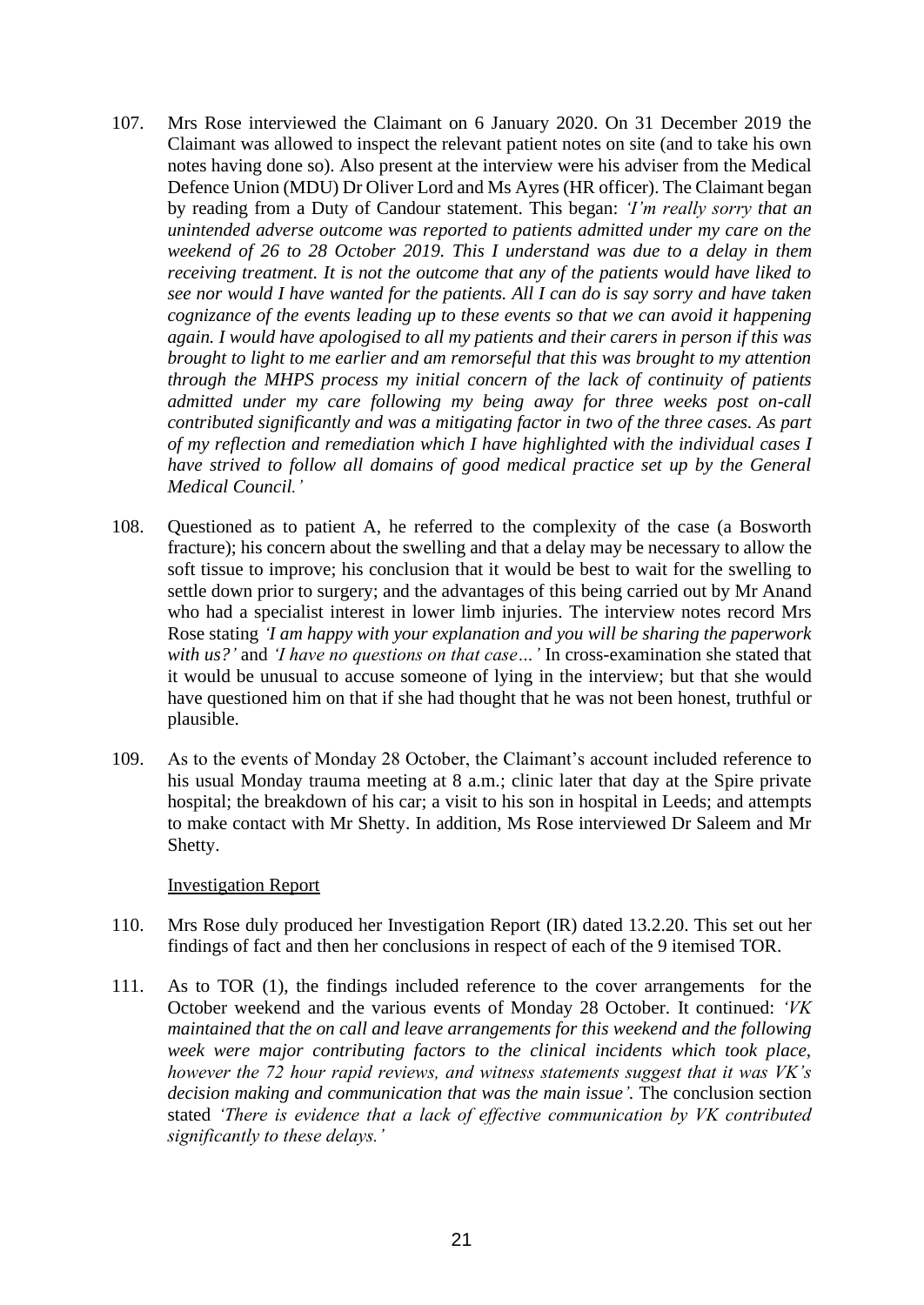107. Mrs Rose interviewed the Claimant on 6 January 2020. On 31 December 2019 the Claimant was allowed to inspect the relevant patient notes on site (and to take his own notes having done so). Also present at the interview were his adviser from the Medical Defence Union (MDU) Dr Oliver Lord and Ms Ayres (HR officer). The Claimant began by reading from a Duty of Candour statement. This began: *'I'm really sorry that an unintended adverse outcome was reported to patients admitted under my care on the weekend of 26 to 28 October 2019. This I understand was due to a delay in them receiving treatment. It is not the outcome that any of the patients would have liked to see nor would I have wanted for the patients. All I can do is say sorry and have taken cognizance of the events leading up to these events so that we can avoid it happening again. I would have apologised to all my patients and their carers in person if this was brought to light to me earlier and am remorseful that this was brought to my attention through the MHPS process my initial concern of the lack of continuity of patients admitted under my care following my being away for three weeks post on-call contributed significantly and was a mitigating factor in two of the three cases. As part of my reflection and remediation which I have highlighted with the individual cases I have strived to follow all domains of good medical practice set up by the General Medical Council.'*

108. Questioned as to patient A, he referred to the complexity of the case (a Bosworth fracture); his concern about the swelling and that a delay may be necessary to allow the soft tissue to improve; his conclusion that it would be best to wait for the swelling to settle down prior to surgery; and the advantages of this being carried out by Mr Anand who had a specialist interest in lower limb injuries. The interview notes record Mrs Rose stating *'I am happy with your explanation and you will be sharing the paperwork with us?'* and *'I have no questions on that case…'* In cross-examination she stated that it would be unusual to accuse someone of lying in the interview; but that she would have questioned him on that if she had thought that he was not been honest, truthful or plausible.

109. As to the events of Monday 28 October, the Claimant's account included reference to his usual Monday trauma meeting at 8 a.m.; clinic later that day at the Spire private hospital; the breakdown of his car; a visit to his son in hospital in Leeds; and attempts to make contact with Mr Shetty. In addition, Ms Rose interviewed Dr Saleem and Mr Shetty.

<u>Investigation Report</u>

110. Mrs Rose duly produced her Investigation Report (IR) dated 13.2.20. This set out her findings of fact and then her conclusions in respect of each of the 9 itemised TOR.

111. As to TOR (1), the findings included reference to the cover arrangements for the October weekend and the various events of Monday 28 October. It continued: *'VK maintained that the on call and leave arrangements for this weekend and the following week were major contributing factors to the clinical incidents which took place, however the 72 hour rapid reviews, and witness statements suggest that it was VK's decision making and communication that was the main issue'.* The conclusion section stated *'There is evidence that a lack of effective communication by VK contributed significantly to these delays.'*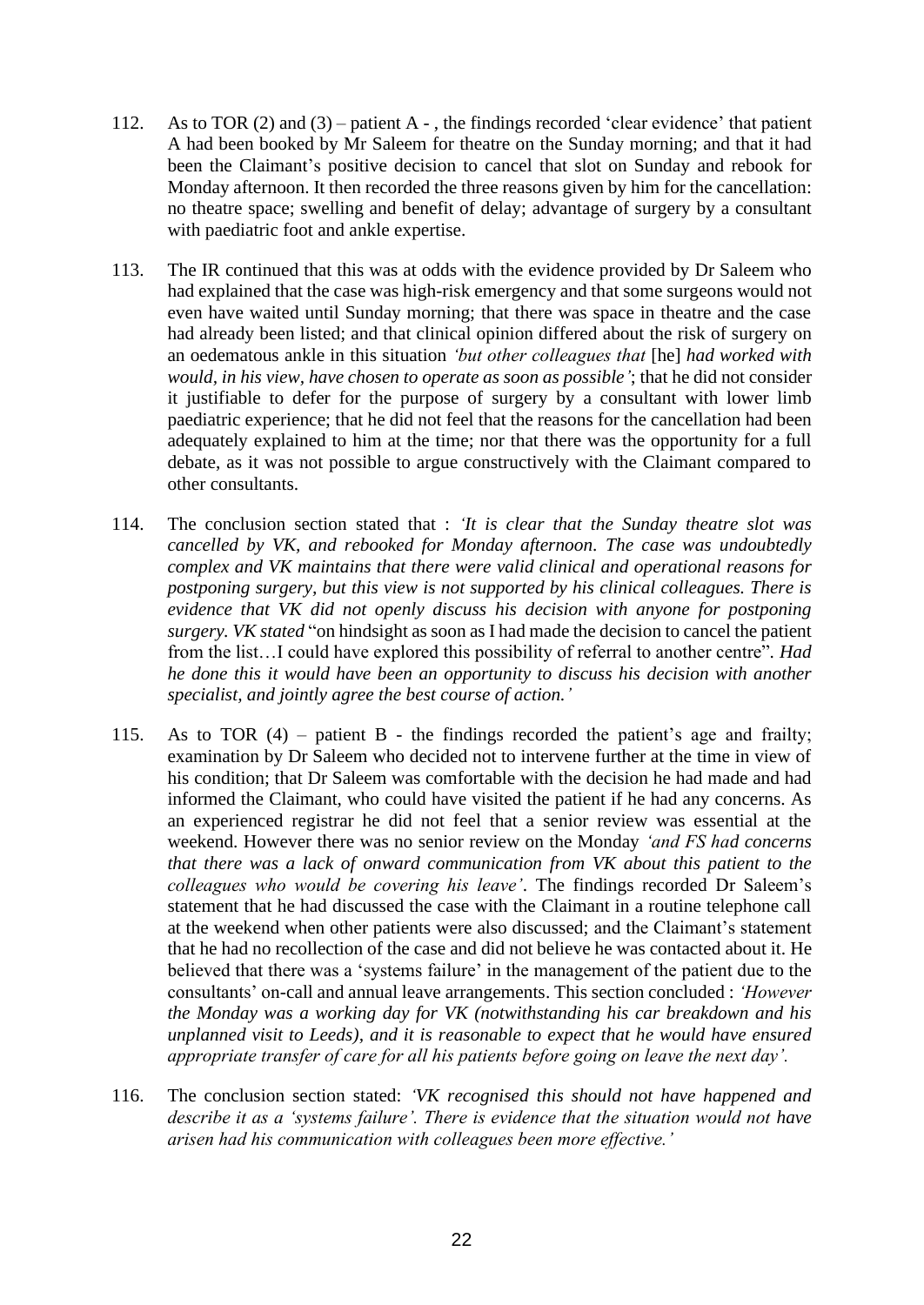112. As to TOR (2) and (3) – patient A - , the findings recorded 'clear evidence' that patient A had been booked by Mr Saleem for theatre on the Sunday morning; and that it had been the Claimant's positive decision to cancel that slot on Sunday and rebook for Monday afternoon. It then recorded the three reasons given by him for the cancellation: no theatre space; swelling and benefit of delay; advantage of surgery by a consultant with paediatric foot and ankle expertise.

113. The IR continued that this was at odds with the evidence provided by Dr Saleem who had explained that the case was high-risk emergency and that some surgeons would not even have waited until Sunday morning; that there was space in theatre and the case had already been listed; and that clinical opinion differed about the risk of surgery on an oedematous ankle in this situation *'but other colleagues that* [he] *had worked with would, in his view, have chosen to operate as soon as possible'*; that he did not consider it justifiable to defer for the purpose of surgery by a consultant with lower limb paediatric experience; that he did not feel that the reasons for the cancellation had been adequately explained to him at the time; nor that there was the opportunity for a full debate, as it was not possible to argue constructively with the Claimant compared to other consultants.

114. The conclusion section stated that : *'It is clear that the Sunday theatre slot was cancelled by VK, and rebooked for Monday afternoon. The case was undoubtedly complex and VK maintains that there were valid clinical and operational reasons for postponing surgery, but this view is not supported by his clinical colleagues. There is evidence that VK did not openly discuss his decision with anyone for postponing surgery. VK stated* "on hindsight as soon as I had made the decision to cancel the patient from the list…I could have explored this possibility of referral to another centre"*. Had he done this it would have been an opportunity to discuss his decision with another specialist, and jointly agree the best course of action.'*

115. As to TOR (4) – patient B - the findings recorded the patient's age and frailty; examination by Dr Saleem who decided not to intervene further at the time in view of his condition; that Dr Saleem was comfortable with the decision he had made and had informed the Claimant, who could have visited the patient if he had any concerns. As an experienced registrar he did not feel that a senior review was essential at the weekend. However there was no senior review on the Monday *'and FS had concerns that there was a lack of onward communication from VK about this patient to the colleagues who would be covering his leave'*. The findings recorded Dr Saleem's statement that he had discussed the case with the Claimant in a routine telephone call at the weekend when other patients were also discussed; and the Claimant's statement that he had no recollection of the case and did not believe he was contacted about it. He believed that there was a 'systems failure' in the management of the patient due to the consultants' on-call and annual leave arrangements. This section concluded : *'However the Monday was a working day for VK (notwithstanding his car breakdown and his unplanned visit to Leeds), and it is reasonable to expect that he would have ensured appropriate transfer of care for all his patients before going on leave the next day'.*

116. The conclusion section stated: *'VK recognised this should not have happened and describe it as a 'systems failure'. There is evidence that the situation would not have arisen had his communication with colleagues been more effective.'*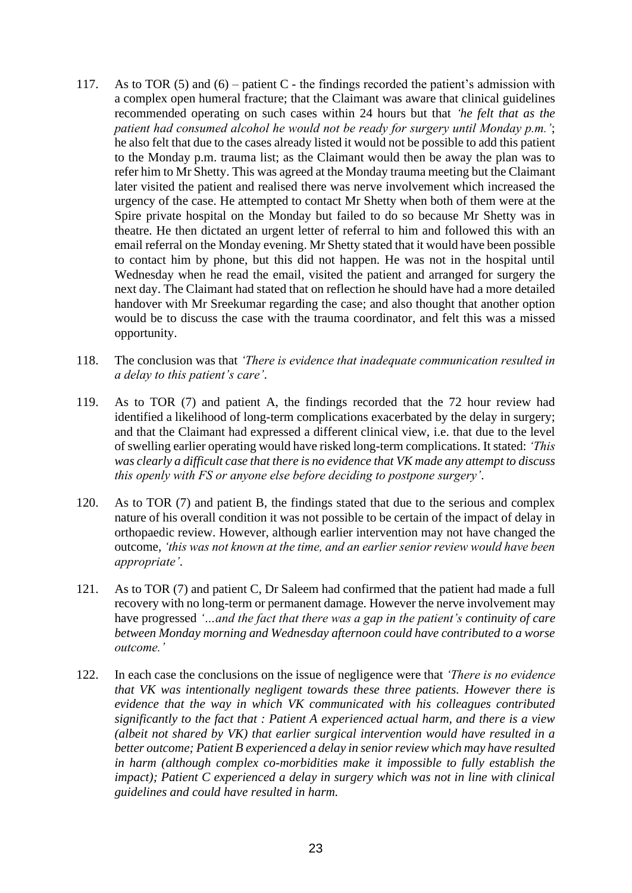117. As to TOR (5) and (6) – patient C - the findings recorded the patient's admission with a complex open humeral fracture; that the Claimant was aware that clinical guidelines recommended operating on such cases within 24 hours but that *'he felt that as the patient had consumed alcohol he would not be ready for surgery until Monday p.m.'*; he also felt that due to the cases already listed it would not be possible to add this patient to the Monday p.m. trauma list; as the Claimant would then be away the plan was to refer him to Mr Shetty. This was agreed at the Monday trauma meeting but the Claimant later visited the patient and realised there was nerve involvement which increased the urgency of the case. He attempted to contact Mr Shetty when both of them were at the Spire private hospital on the Monday but failed to do so because Mr Shetty was in theatre. He then dictated an urgent letter of referral to him and followed this with an email referral on the Monday evening. Mr Shetty stated that it would have been possible to contact him by phone, but this did not happen. He was not in the hospital until Wednesday when he read the email, visited the patient and arranged for surgery the next day. The Claimant had stated that on reflection he should have had a more detailed handover with Mr Sreekumar regarding the case; and also thought that another option would be to discuss the case with the trauma coordinator, and felt this was a missed opportunity.

118. The conclusion was that *'There is evidence that inadequate communication resulted in a delay to this patient's care'*.

119. As to TOR (7) and patient A, the findings recorded that the 72 hour review had identified a likelihood of long-term complications exacerbated by the delay in surgery; and that the Claimant had expressed a different clinical view, i.e. that due to the level of swelling earlier operating would have risked long-term complications. It stated: *'This was clearly a difficult case that there is no evidence that VK made any attempt to discuss this openly with FS or anyone else before deciding to postpone surgery'*.

120. As to TOR (7) and patient B, the findings stated that due to the serious and complex nature of his overall condition it was not possible to be certain of the impact of delay in orthopaedic review. However, although earlier intervention may not have changed the outcome, *'this was not known at the time, and an earlier senior review would have been appropriate'*.

121. As to TOR (7) and patient C, Dr Saleem had confirmed that the patient had made a full recovery with no long-term or permanent damage. However the nerve involvement may have progressed *'…and the fact that there was a gap in the patient's continuity of care between Monday morning and Wednesday afternoon could have contributed to a worse outcome.'*

122. In each case the conclusions on the issue of negligence were that *'There is no evidence that VK was intentionally negligent towards these three patients. However there is evidence that the way in which VK communicated with his colleagues contributed significantly to the fact that : Patient A experienced actual harm, and there is a view (albeit not shared by VK) that earlier surgical intervention would have resulted in a better outcome; Patient B experienced a delay in senior review which may have resulted in harm (although complex co-morbidities make it impossible to fully establish the impact); Patient C experienced a delay in surgery which was not in line with clinical guidelines and could have resulted in harm.*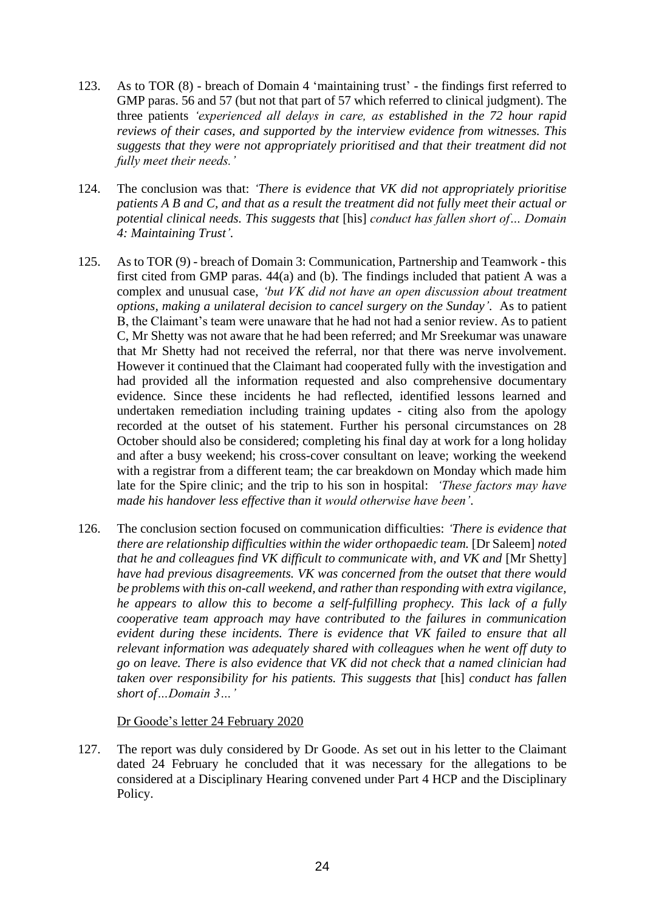123. As to TOR (8) - breach of Domain 4 'maintaining trust' - the findings first referred to GMP paras. 56 and 57 (but not that part of 57 which referred to clinical judgment). The three patients *'experienced all delays in care, as established in the 72 hour rapid reviews of their cases, and supported by the interview evidence from witnesses. This suggests that they were not appropriately prioritised and that their treatment did not fully meet their needs.'*

124. The conclusion was that: *'There is evidence that VK did not appropriately prioritise patients A B and C, and that as a result the treatment did not fully meet their actual or potential clinical needs. This suggests that* [his] *conduct has fallen short of… Domain 4: Maintaining Trust'*.

125. As to TOR (9) - breach of Domain 3: Communication, Partnership and Teamwork - this first cited from GMP paras. 44(a) and (b). The findings included that patient A was a complex and unusual case, *'but VK did not have an open discussion about treatment options, making a unilateral decision to cancel surgery on the Sunday'*. As to patient B, the Claimant's team were unaware that he had not had a senior review. As to patient C, Mr Shetty was not aware that he had been referred; and Mr Sreekumar was unaware that Mr Shetty had not received the referral, nor that there was nerve involvement. However it continued that the Claimant had cooperated fully with the investigation and had provided all the information requested and also comprehensive documentary evidence. Since these incidents he had reflected, identified lessons learned and undertaken remediation including training updates - citing also from the apology recorded at the outset of his statement. Further his personal circumstances on 28 October should also be considered; completing his final day at work for a long holiday and after a busy weekend; his cross-cover consultant on leave; working the weekend with a registrar from a different team; the car breakdown on Monday which made him late for the Spire clinic; and the trip to his son in hospital: *'These factors may have made his handover less effective than it would otherwise have been'*.

126. The conclusion section focused on communication difficulties: *'There is evidence that there are relationship difficulties within the wider orthopaedic team.* [Dr Saleem] *noted that he and colleagues find VK difficult to communicate with, and VK and* [Mr Shetty] *have had previous disagreements. VK was concerned from the outset that there would be problems with this on-call weekend, and rather than responding with extra vigilance, he appears to allow this to become a self-fulfilling prophecy. This lack of a fully cooperative team approach may have contributed to the failures in communication evident during these incidents. There is evidence that VK failed to ensure that all relevant information was adequately shared with colleagues when he went off duty to go on leave. There is also evidence that VK did not check that a named clinician had taken over responsibility for his patients. This suggests that* [his] *conduct has fallen short of…Domain 3…'*

<u>Dr Goode's letter 24 February 2020</u>

127. The report was duly considered by Dr Goode. As set out in his letter to the Claimant dated 24 February he concluded that it was necessary for the allegations to be considered at a Disciplinary Hearing convened under Part 4 HCP and the Disciplinary Policy.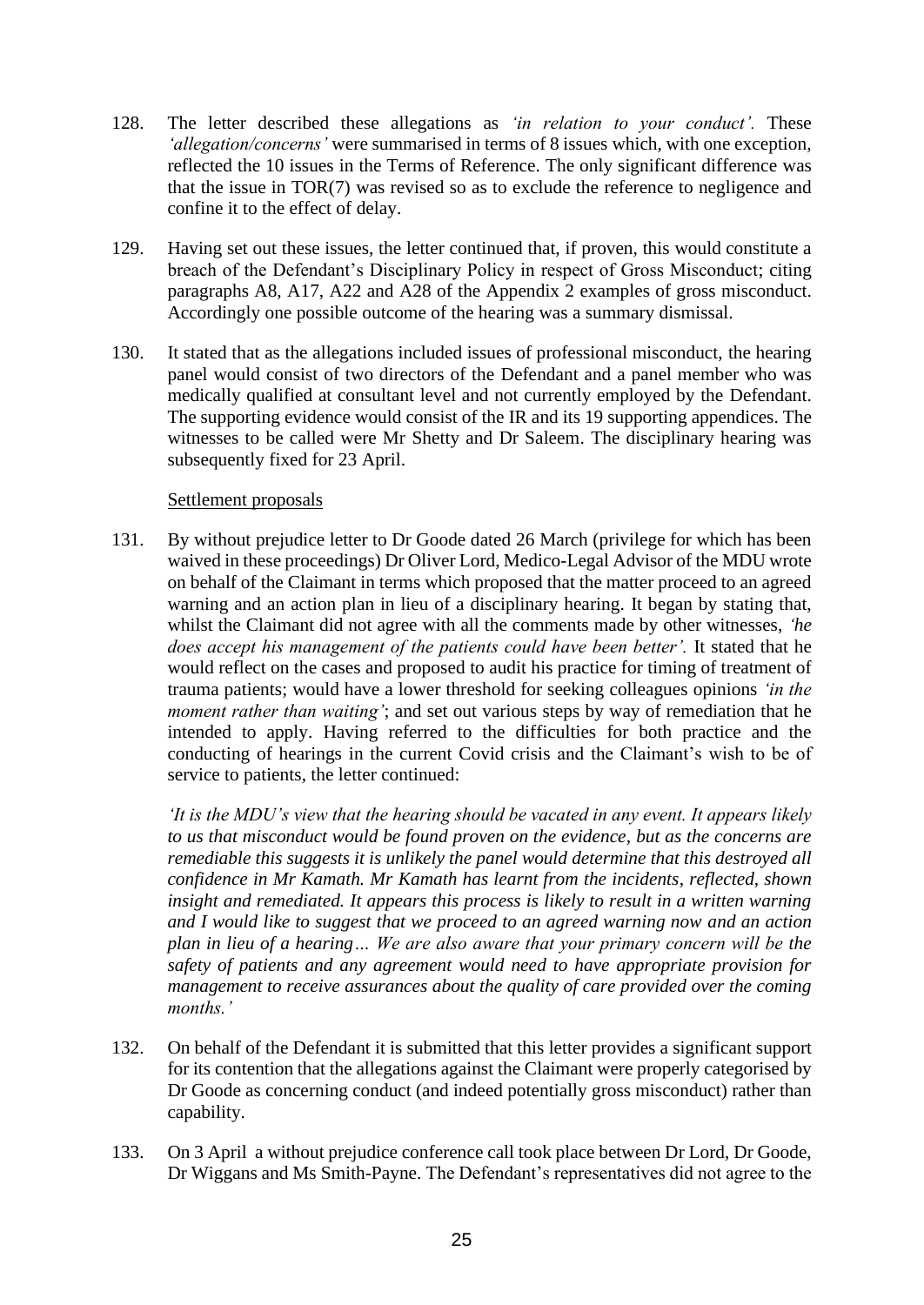128. The letter described these allegations as *'in relation to your conduct'.* These *'allegation/concerns'* were summarised in terms of 8 issues which, with one exception, reflected the 10 issues in the Terms of Reference. The only significant difference was that the issue in TOR(7) was revised so as to exclude the reference to negligence and confine it to the effect of delay.

129. Having set out these issues, the letter continued that, if proven, this would constitute a breach of the Defendant's Disciplinary Policy in respect of Gross Misconduct; citing paragraphs A8, A17, A22 and A28 of the Appendix 2 examples of gross misconduct. Accordingly one possible outcome of the hearing was a summary dismissal.

130. It stated that as the allegations included issues of professional misconduct, the hearing panel would consist of two directors of the Defendant and a panel member who was medically qualified at consultant level and not currently employed by the Defendant. The supporting evidence would consist of the IR and its 19 supporting appendices. The witnesses to be called were Mr Shetty and Dr Saleem. The disciplinary hearing was subsequently fixed for 23 April.

<u>Settlement proposals</u>

131. By without prejudice letter to Dr Goode dated 26 March (privilege for which has been waived in these proceedings) Dr Oliver Lord, Medico-Legal Advisor of the MDU wrote on behalf of the Claimant in terms which proposed that the matter proceed to an agreed warning and an action plan in lieu of a disciplinary hearing. It began by stating that, whilst the Claimant did not agree with all the comments made by other witnesses, *'he does accept his management of the patients could have been better'.* It stated that he would reflect on the cases and proposed to audit his practice for timing of treatment of trauma patients; would have a lower threshold for seeking colleagues opinions *'in the moment rather than waiting'*; and set out various steps by way of remediation that he intended to apply. Having referred to the difficulties for both practice and the conducting of hearings in the current Covid crisis and the Claimant's wish to be of service to patients, the letter continued:

*'It is the MDU's view that the hearing should be vacated in any event. It appears likely to us that misconduct would be found proven on the evidence, but as the concerns are remediable this suggests it is unlikely the panel would determine that this destroyed all confidence in Mr Kamath. Mr Kamath has learnt from the incidents, reflected, shown insight and remediated. It appears this process is likely to result in a written warning and I would like to suggest that we proceed to an agreed warning now and an action plan in lieu of a hearing… We are also aware that your primary concern will be the safety of patients and any agreement would need to have appropriate provision for management to receive assurances about the quality of care provided over the coming months.'*

132. On behalf of the Defendant it is submitted that this letter provides a significant support for its contention that the allegations against the Claimant were properly categorised by Dr Goode as concerning conduct (and indeed potentially gross misconduct) rather than capability.

133. On 3 April a without prejudice conference call took place between Dr Lord, Dr Goode, Dr Wiggans and Ms Smith-Payne. The Defendant's representatives did not agree to the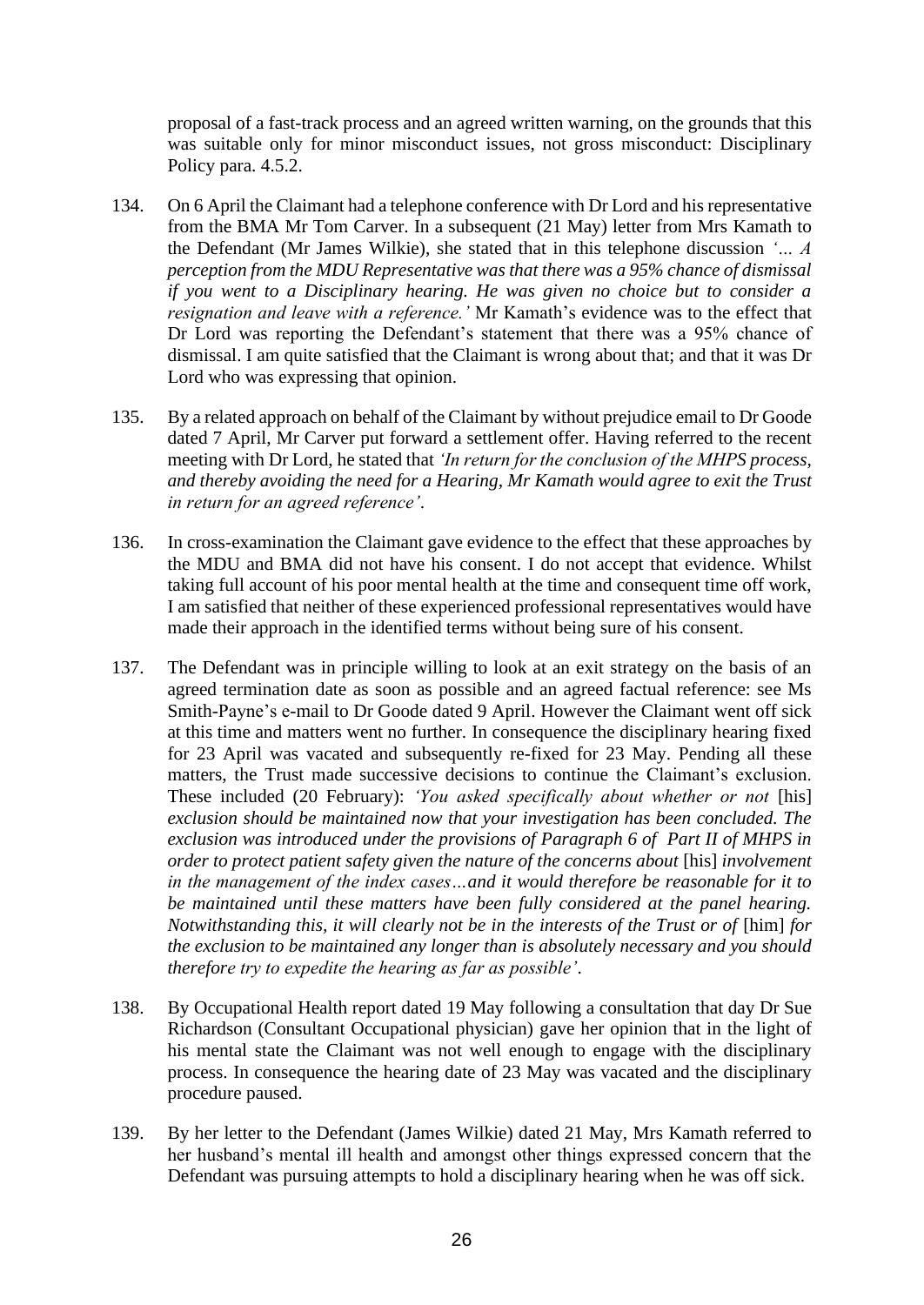proposal of a fast-track process and an agreed written warning, on the grounds that this was suitable only for minor misconduct issues, not gross misconduct: Disciplinary Policy para. 4.5.2.

134. On 6 April the Claimant had a telephone conference with Dr Lord and his representative from the BMA Mr Tom Carver. In a subsequent (21 May) letter from Mrs Kamath to the Defendant (Mr James Wilkie), she stated that in this telephone discussion *'… A perception from the MDU Representative was that there was a 95% chance of dismissal if you went to a Disciplinary hearing. He was given no choice but to consider a resignation and leave with a reference.'* Mr Kamath's evidence was to the effect that Dr Lord was reporting the Defendant's statement that there was a 95% chance of dismissal. I am quite satisfied that the Claimant is wrong about that; and that it was Dr Lord who was expressing that opinion.

135. By a related approach on behalf of the Claimant by without prejudice email to Dr Goode dated 7 April, Mr Carver put forward a settlement offer. Having referred to the recent meeting with Dr Lord, he stated that *'In return for the conclusion of the MHPS process, and thereby avoiding the need for a Hearing, Mr Kamath would agree to exit the Trust in return for an agreed reference'*.

136. In cross-examination the Claimant gave evidence to the effect that these approaches by the MDU and BMA did not have his consent. I do not accept that evidence. Whilst taking full account of his poor mental health at the time and consequent time off work, I am satisfied that neither of these experienced professional representatives would have made their approach in the identified terms without being sure of his consent.

137. The Defendant was in principle willing to look at an exit strategy on the basis of an agreed termination date as soon as possible and an agreed factual reference: see Ms Smith-Payne's e-mail to Dr Goode dated 9 April. However the Claimant went off sick at this time and matters went no further. In consequence the disciplinary hearing fixed for 23 April was vacated and subsequently re-fixed for 23 May. Pending all these matters, the Trust made successive decisions to continue the Claimant's exclusion. These included (20 February): *'You asked specifically about whether or not* [his] *exclusion should be maintained now that your investigation has been concluded. The exclusion was introduced under the provisions of Paragraph 6 of Part II of MHPS in order to protect patient safety given the nature of the concerns about* [his] *involvement in the management of the index cases…and it would therefore be reasonable for it to be maintained until these matters have been fully considered at the panel hearing. Notwithstanding this, it will clearly not be in the interests of the Trust or of* [him] *for the exclusion to be maintained any longer than is absolutely necessary and you should therefore try to expedite the hearing as far as possible'*.

138. By Occupational Health report dated 19 May following a consultation that day Dr Sue Richardson (Consultant Occupational physician) gave her opinion that in the light of his mental state the Claimant was not well enough to engage with the disciplinary process. In consequence the hearing date of 23 May was vacated and the disciplinary procedure paused.

139. By her letter to the Defendant (James Wilkie) dated 21 May, Mrs Kamath referred to her husband's mental ill health and amongst other things expressed concern that the Defendant was pursuing attempts to hold a disciplinary hearing when he was off sick.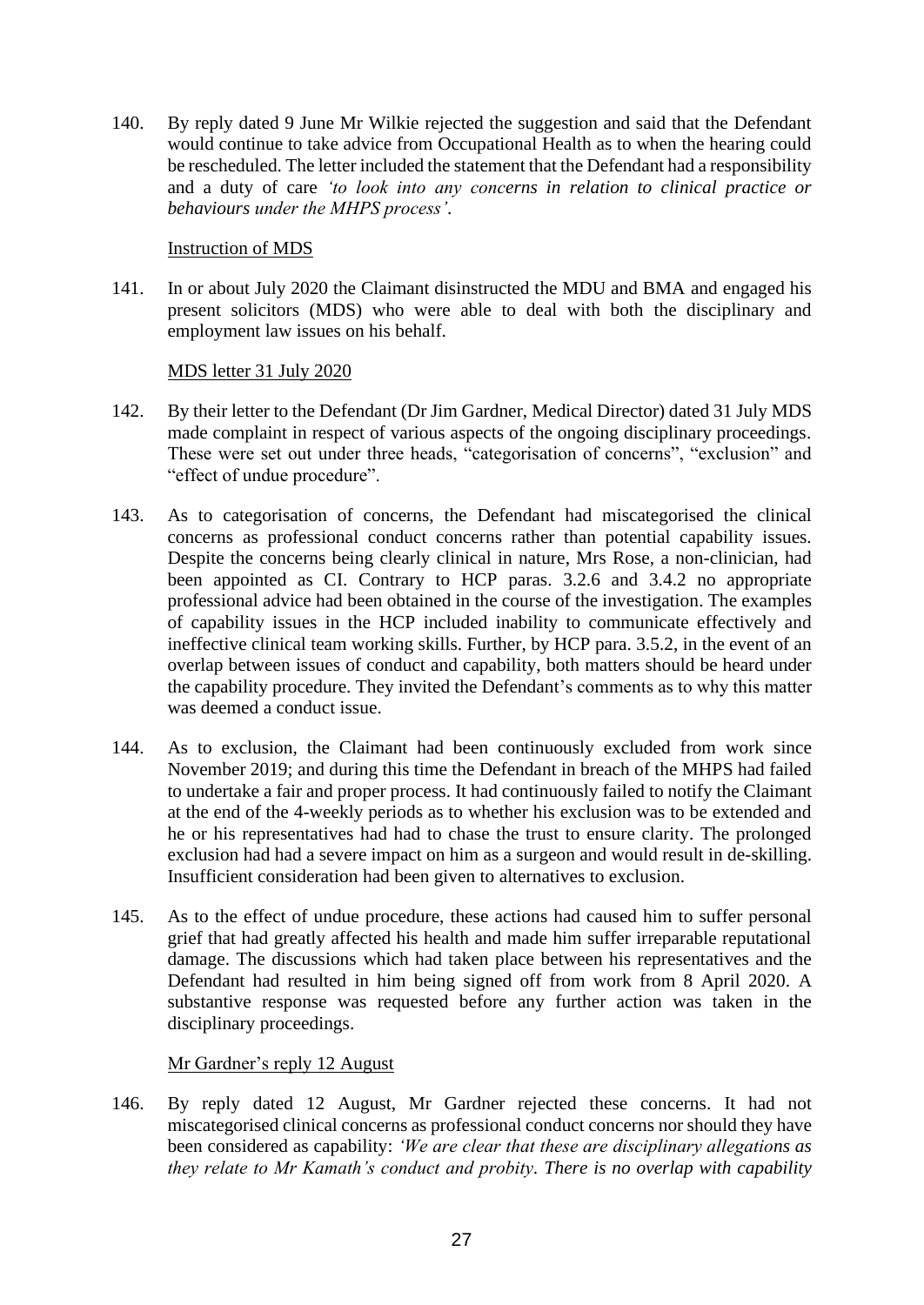140. By reply dated 9 June Mr Wilkie rejected the suggestion and said that the Defendant would continue to take advice from Occupational Health as to when the hearing could be rescheduled. The letter included the statement that the Defendant had a responsibility and a duty of care *'to look into any concerns in relation to clinical practice or behaviours under the MHPS process'*.

<u>Instruction of MDS</u>

141. In or about July 2020 the Claimant disinstructed the MDU and BMA and engaged his present solicitors (MDS) who were able to deal with both the disciplinary and employment law issues on his behalf.

<u>MDS letter 31 July 2020</u>

142. By their letter to the Defendant (Dr Jim Gardner, Medical Director) dated 31 July MDS made complaint in respect of various aspects of the ongoing disciplinary proceedings. These were set out under three heads, "categorisation of concerns", "exclusion" and "effect of undue procedure".

143. As to categorisation of concerns, the Defendant had miscategorised the clinical concerns as professional conduct concerns rather than potential capability issues. Despite the concerns being clearly clinical in nature, Mrs Rose, a non-clinician, had been appointed as CI. Contrary to HCP paras. 3.2.6 and 3.4.2 no appropriate professional advice had been obtained in the course of the investigation. The examples of capability issues in the HCP included inability to communicate effectively and ineffective clinical team working skills. Further, by HCP para. 3.5.2, in the event of an overlap between issues of conduct and capability, both matters should be heard under the capability procedure. They invited the Defendant's comments as to why this matter was deemed a conduct issue.

144. As to exclusion, the Claimant had been continuously excluded from work since November 2019; and during this time the Defendant in breach of the MHPS had failed to undertake a fair and proper process. It had continuously failed to notify the Claimant at the end of the 4-weekly periods as to whether his exclusion was to be extended and he or his representatives had had to chase the trust to ensure clarity. The prolonged exclusion had had a severe impact on him as a surgeon and would result in de-skilling. Insufficient consideration had been given to alternatives to exclusion.

145. As to the effect of undue procedure, these actions had caused him to suffer personal grief that had greatly affected his health and made him suffer irreparable reputational damage. The discussions which had taken place between his representatives and the Defendant had resulted in him being signed off from work from 8 April 2020. A substantive response was requested before any further action was taken in the disciplinary proceedings.

<u>Mr Gardner's reply 12 August</u>

146. By reply dated 12 August, Mr Gardner rejected these concerns. It had not miscategorised clinical concerns as professional conduct concerns nor should they have been considered as capability: *'We are clear that these are disciplinary allegations as they relate to Mr Kamath's conduct and probity. There is no overlap with capability*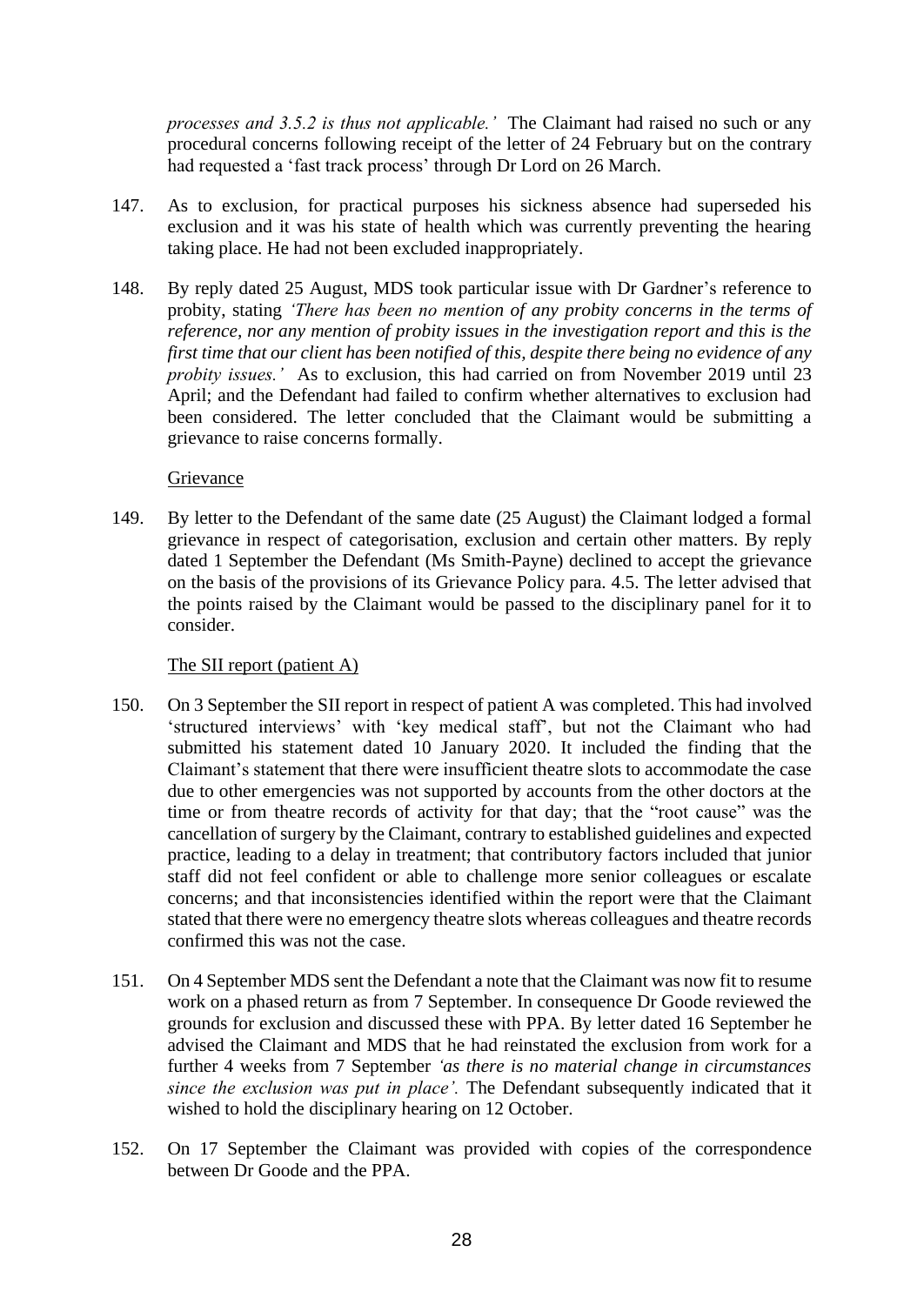*processes and 3.5.2 is thus not applicable.'* The Claimant had raised no such or any procedural concerns following receipt of the letter of 24 February but on the contrary had requested a 'fast track process' through Dr Lord on 26 March.

147. As to exclusion, for practical purposes his sickness absence had superseded his exclusion and it was his state of health which was currently preventing the hearing taking place. He had not been excluded inappropriately.

148. By reply dated 25 August, MDS took particular issue with Dr Gardner's reference to probity, stating *'There has been no mention of any probity concerns in the terms of reference, nor any mention of probity issues in the investigation report and this is the first time that our client has been notified of this, despite there being no evidence of any probity issues.'* As to exclusion, this had carried on from November 2019 until 23 April; and the Defendant had failed to confirm whether alternatives to exclusion had been considered. The letter concluded that the Claimant would be submitting a grievance to raise concerns formally.

Grievance

149. By letter to the Defendant of the same date (25 August) the Claimant lodged a formal grievance in respect of categorisation, exclusion and certain other matters. By reply dated 1 September the Defendant (Ms Smith-Payne) declined to accept the grievance on the basis of the provisions of its Grievance Policy para. 4.5. The letter advised that the points raised by the Claimant would be passed to the disciplinary panel for it to consider.

The SII report (patient A)

150. On 3 September the SII report in respect of patient A was completed. This had involved 'structured interviews' with 'key medical staff', but not the Claimant who had submitted his statement dated 10 January 2020. It included the finding that the Claimant's statement that there were insufficient theatre slots to accommodate the case due to other emergencies was not supported by accounts from the other doctors at the time or from theatre records of activity for that day; that the "root cause" was the cancellation of surgery by the Claimant, contrary to established guidelines and expected practice, leading to a delay in treatment; that contributory factors included that junior staff did not feel confident or able to challenge more senior colleagues or escalate concerns; and that inconsistencies identified within the report were that the Claimant stated that there were no emergency theatre slots whereas colleagues and theatre records confirmed this was not the case.

151. On 4 September MDS sent the Defendant a note that the Claimant was now fit to resume work on a phased return as from 7 September. In consequence Dr Goode reviewed the grounds for exclusion and discussed these with PPA. By letter dated 16 September he advised the Claimant and MDS that he had reinstated the exclusion from work for a further 4 weeks from 7 September *'as there is no material change in circumstances since the exclusion was put in place'.* The Defendant subsequently indicated that it wished to hold the disciplinary hearing on 12 October.

152. On 17 September the Claimant was provided with copies of the correspondence between Dr Goode and the PPA.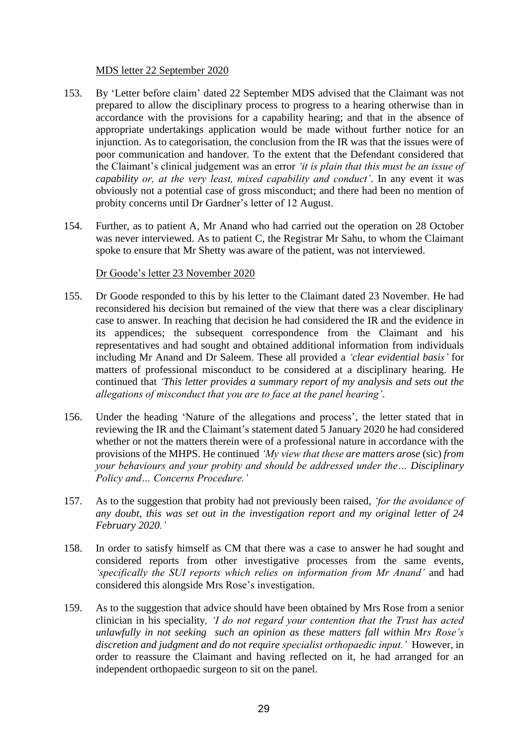MDS letter 22 September 2020

153. By 'Letter before claim' dated 22 September MDS advised that the Claimant was not prepared to allow the disciplinary process to progress to a hearing otherwise than in accordance with the provisions for a capability hearing; and that in the absence of appropriate undertakings application would be made without further notice for an injunction. As to categorisation, the conclusion from the IR was that the issues were of poor communication and handover. To the extent that the Defendant considered that the Claimant's clinical judgement was an error *'it is plain that this must be an issue of capability or, at the very least, mixed capability and conduct'*. In any event it was obviously not a potential case of gross misconduct; and there had been no mention of probity concerns until Dr Gardner's letter of 12 August.

154. Further, as to patient A, Mr Anand who had carried out the operation on 28 October was never interviewed. As to patient C, the Registrar Mr Sahu, to whom the Claimant spoke to ensure that Mr Shetty was aware of the patient, was not interviewed.

Dr Goode's letter 23 November 2020

155. Dr Goode responded to this by his letter to the Claimant dated 23 November. He had reconsidered his decision but remained of the view that there was a clear disciplinary case to answer. In reaching that decision he had considered the IR and the evidence in its appendices; the subsequent correspondence from the Claimant and his representatives and had sought and obtained additional information from individuals including Mr Anand and Dr Saleem. These all provided a *'clear evidential basis'* for matters of professional misconduct to be considered at a disciplinary hearing. He continued that *'This letter provides a summary report of my analysis and sets out the allegations of misconduct that you are to face at the panel hearing'*.

156. Under the heading 'Nature of the allegations and process', the letter stated that in reviewing the IR and the Claimant's statement dated 5 January 2020 he had considered whether or not the matters therein were of a professional nature in accordance with the provisions of the MHPS. He continued *'My view that these are matters arose* (sic) *from your behaviours and your probity and should be addressed under the… Disciplinary Policy and… Concerns Procedure.'*

157. As to the suggestion that probity had not previously been raised, *'for the avoidance of any doubt, this was set out in the investigation report and my original letter of 24 February 2020.'*

158. In order to satisfy himself as CM that there was a case to answer he had sought and considered reports from other investigative processes from the same events, *'specifically the SUI reports which relies on information from Mr Anand'* and had considered this alongside Mrs Rose's investigation.

159. As to the suggestion that advice should have been obtained by Mrs Rose from a senior clinician in his speciality, *'I do not regard your contention that the Trust has acted unlawfully in not seeking such an opinion as these matters fall within Mrs Rose's discretion and judgment and do not require specialist orthopaedic input.'* However, in order to reassure the Claimant and having reflected on it, he had arranged for an independent orthopaedic surgeon to sit on the panel.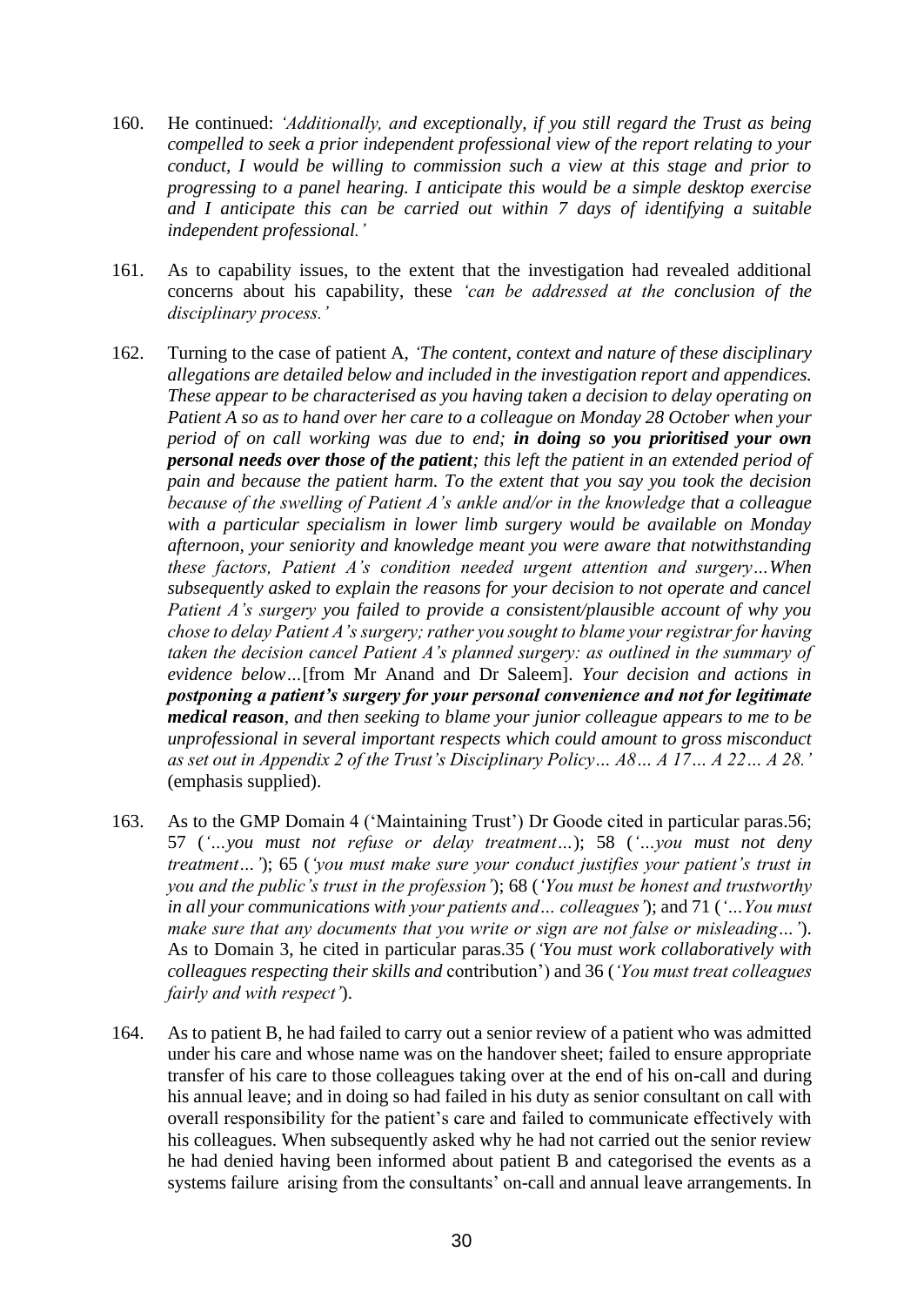160. He continued: *'Additionally, and exceptionally, if you still regard the Trust as being compelled to seek a prior independent professional view of the report relating to your conduct, I would be willing to commission such a view at this stage and prior to progressing to a panel hearing. I anticipate this would be a simple desktop exercise and I anticipate this can be carried out within 7 days of identifying a suitable independent professional.'*

161. As to capability issues, to the extent that the investigation had revealed additional concerns about his capability, these *'can be addressed at the conclusion of the disciplinary process.'*

162. Turning to the case of patient A, *'The content, context and nature of these disciplinary allegations are detailed below and included in the investigation report and appendices. These appear to be characterised as you having taken a decision to delay operating on Patient A so as to hand over her care to a colleague on Monday 28 October when your period of on call working was due to end;* ***in doing so you prioritised your own personal needs over those of the patient****; this left the patient in an extended period of pain and because the patient harm. To the extent that you say you took the decision because of the swelling of Patient A's ankle and/or in the knowledge that a colleague with a particular specialism in lower limb surgery would be available on Monday afternoon, your seniority and knowledge meant you were aware that notwithstanding these factors, Patient A's condition needed urgent attention and surgery…When subsequently asked to explain the reasons for your decision to not operate and cancel Patient A's surgery you failed to provide a consistent/plausible account of why you chose to delay Patient A's surgery; rather you sought to blame your registrar for having taken the decision cancel Patient A's planned surgery: as outlined in the summary of evidence below…*[from Mr Anand and Dr Saleem]. *Your decision and actions in* ***postponing a patient's surgery for your personal convenience and not for legitimate medical reason****, and then seeking to blame your junior colleague appears to me to be unprofessional in several important respects which could amount to gross misconduct as set out in Appendix 2 of the Trust's Disciplinary Policy… A8… A 17… A 22… A 28.'* (emphasis supplied).

163. As to the GMP Domain 4 ('Maintaining Trust') Dr Goode cited in particular paras.56; 57 (*'…you must not refuse or delay treatment…*); 58 (*'…you must not deny treatment…'*); 65 (*'you must make sure your conduct justifies your patient's trust in you and the public's trust in the profession'*); 68 (*'You must be honest and trustworthy in all your communications with your patients and… colleagues'*); and 71 (*'…You must make sure that any documents that you write or sign are not false or misleading…'*). As to Domain 3, he cited in particular paras.35 (*'You must work collaboratively with colleagues respecting their skills and* contribution') and 36 (*'You must treat colleagues fairly and with respect'*).

164. As to patient B, he had failed to carry out a senior review of a patient who was admitted under his care and whose name was on the handover sheet; failed to ensure appropriate transfer of his care to those colleagues taking over at the end of his on-call and during his annual leave; and in doing so had failed in his duty as senior consultant on call with overall responsibility for the patient's care and failed to communicate effectively with his colleagues. When subsequently asked why he had not carried out the senior review he had denied having been informed about patient B and categorised the events as a systems failure arising from the consultants' on-call and annual leave arrangements. In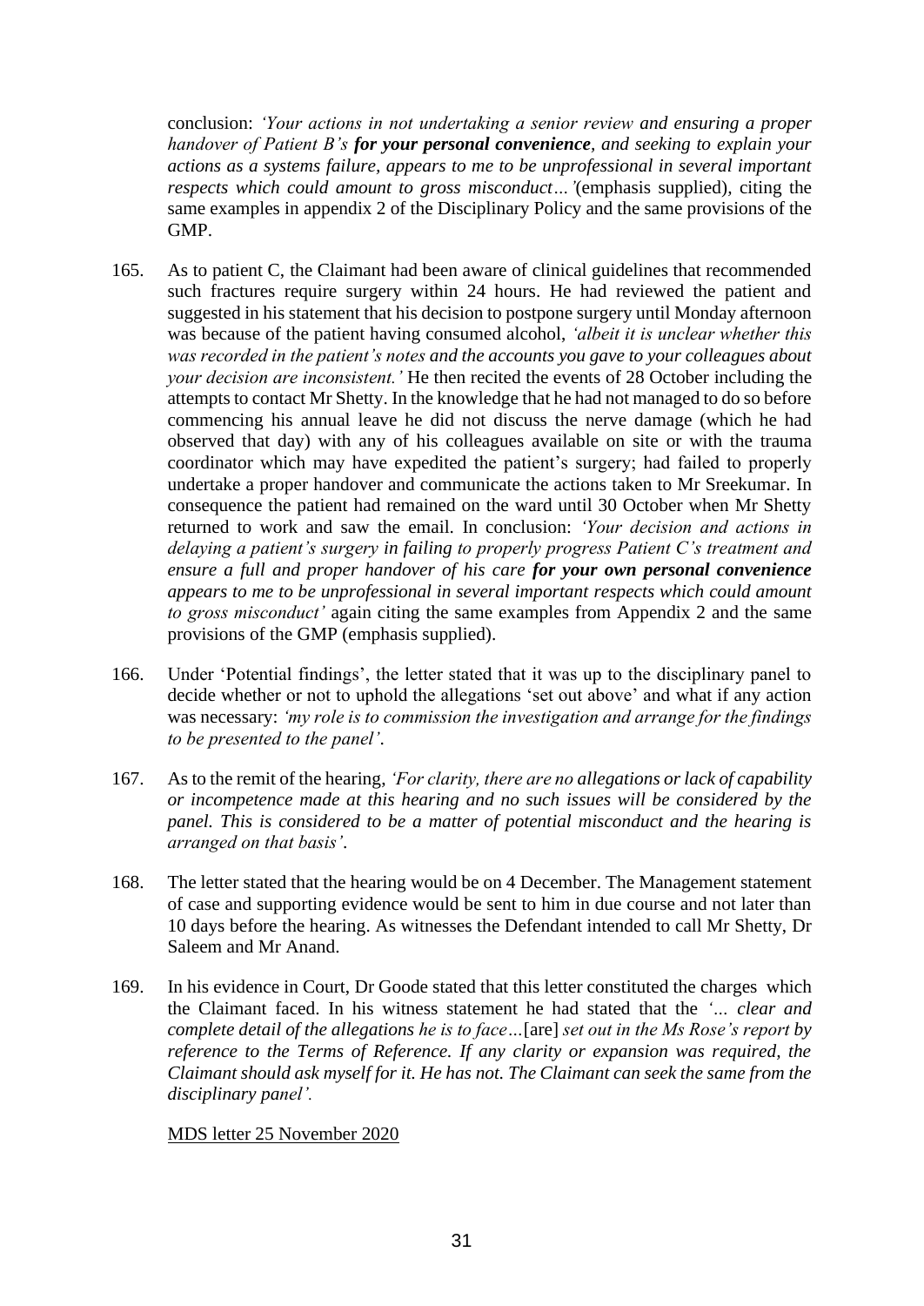conclusion: *'Your actions in not undertaking a senior review and ensuring a proper handover of Patient B's* ***for your personal convenience****, and seeking to explain your actions as a systems failure, appears to me to be unprofessional in several important respects which could amount to gross misconduct…'*(emphasis supplied), citing the same examples in appendix 2 of the Disciplinary Policy and the same provisions of the GMP.

165. As to patient C, the Claimant had been aware of clinical guidelines that recommended such fractures require surgery within 24 hours. He had reviewed the patient and suggested in his statement that his decision to postpone surgery until Monday afternoon was because of the patient having consumed alcohol, *'albeit it is unclear whether this was recorded in the patient's notes and the accounts you gave to your colleagues about your decision are inconsistent.'* He then recited the events of 28 October including the attempts to contact Mr Shetty. In the knowledge that he had not managed to do so before commencing his annual leave he did not discuss the nerve damage (which he had observed that day) with any of his colleagues available on site or with the trauma coordinator which may have expedited the patient's surgery; had failed to properly undertake a proper handover and communicate the actions taken to Mr Sreekumar. In consequence the patient had remained on the ward until 30 October when Mr Shetty returned to work and saw the email. In conclusion: *'Your decision and actions in delaying a patient's surgery in failing to properly progress Patient C's treatment and ensure a full and proper handover of his care* ***for your own personal convenience*** *appears to me to be unprofessional in several important respects which could amount to gross misconduct'* again citing the same examples from Appendix 2 and the same provisions of the GMP (emphasis supplied).

166. Under 'Potential findings', the letter stated that it was up to the disciplinary panel to decide whether or not to uphold the allegations 'set out above' and what if any action was necessary: *'my role is to commission the investigation and arrange for the findings to be presented to the panel'*.

167. As to the remit of the hearing, *'For clarity, there are no allegations or lack of capability or incompetence made at this hearing and no such issues will be considered by the panel. This is considered to be a matter of potential misconduct and the hearing is arranged on that basis'*.

168. The letter stated that the hearing would be on 4 December. The Management statement of case and supporting evidence would be sent to him in due course and not later than 10 days before the hearing. As witnesses the Defendant intended to call Mr Shetty, Dr Saleem and Mr Anand.

169. In his evidence in Court, Dr Goode stated that this letter constituted the charges which the Claimant faced. In his witness statement he had stated that the *'… clear and complete detail of the allegations he is to face…*[are] *set out in the Ms Rose's report by reference to the Terms of Reference. If any clarity or expansion was required, the Claimant should ask myself for it. He has not. The Claimant can seek the same from the disciplinary panel'.*

<u>MDS letter 25 November 2020</u>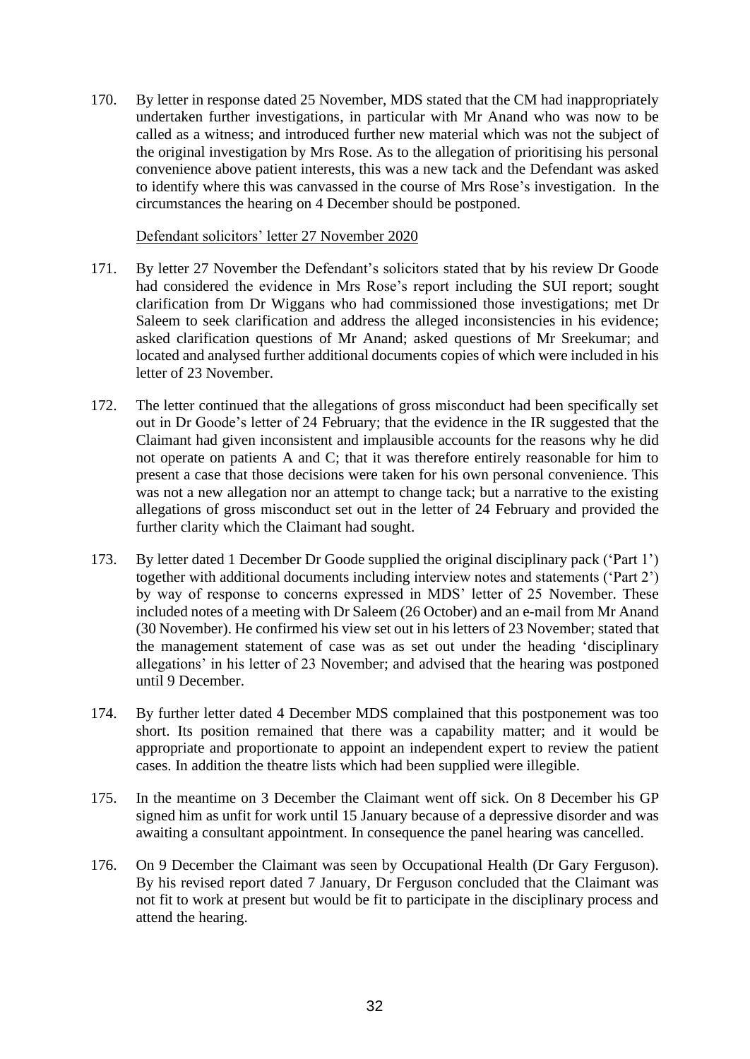170. By letter in response dated 25 November, MDS stated that the CM had inappropriately undertaken further investigations, in particular with Mr Anand who was now to be called as a witness; and introduced further new material which was not the subject of the original investigation by Mrs Rose. As to the allegation of prioritising his personal convenience above patient interests, this was a new tack and the Defendant was asked to identify where this was canvassed in the course of Mrs Rose's investigation. In the circumstances the hearing on 4 December should be postponed.

Defendant solicitors' letter 27 November 2020

171. By letter 27 November the Defendant's solicitors stated that by his review Dr Goode had considered the evidence in Mrs Rose's report including the SUI report; sought clarification from Dr Wiggans who had commissioned those investigations; met Dr Saleem to seek clarification and address the alleged inconsistencies in his evidence; asked clarification questions of Mr Anand; asked questions of Mr Sreekumar; and located and analysed further additional documents copies of which were included in his letter of 23 November.

172. The letter continued that the allegations of gross misconduct had been specifically set out in Dr Goode's letter of 24 February; that the evidence in the IR suggested that the Claimant had given inconsistent and implausible accounts for the reasons why he did not operate on patients A and C; that it was therefore entirely reasonable for him to present a case that those decisions were taken for his own personal convenience. This was not a new allegation nor an attempt to change tack; but a narrative to the existing allegations of gross misconduct set out in the letter of 24 February and provided the further clarity which the Claimant had sought.

173. By letter dated 1 December Dr Goode supplied the original disciplinary pack ('Part 1') together with additional documents including interview notes and statements ('Part 2') by way of response to concerns expressed in MDS' letter of 25 November. These included notes of a meeting with Dr Saleem (26 October) and an e-mail from Mr Anand (30 November). He confirmed his view set out in his letters of 23 November; stated that the management statement of case was as set out under the heading 'disciplinary allegations' in his letter of 23 November; and advised that the hearing was postponed until 9 December.

174. By further letter dated 4 December MDS complained that this postponement was too short. Its position remained that there was a capability matter; and it would be appropriate and proportionate to appoint an independent expert to review the patient cases. In addition the theatre lists which had been supplied were illegible.

175. In the meantime on 3 December the Claimant went off sick. On 8 December his GP signed him as unfit for work until 15 January because of a depressive disorder and was awaiting a consultant appointment. In consequence the panel hearing was cancelled.

176. On 9 December the Claimant was seen by Occupational Health (Dr Gary Ferguson). By his revised report dated 7 January, Dr Ferguson concluded that the Claimant was not fit to work at present but would be fit to participate in the disciplinary process and attend the hearing.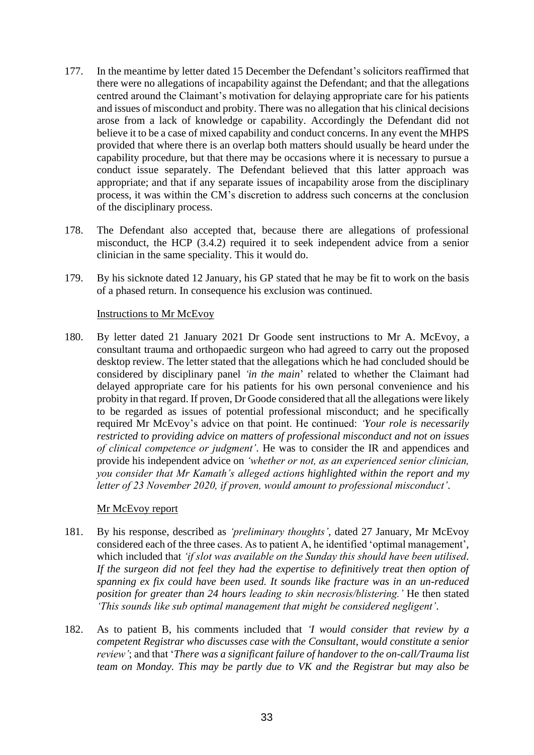177. In the meantime by letter dated 15 December the Defendant's solicitors reaffirmed that there were no allegations of incapability against the Defendant; and that the allegations centred around the Claimant's motivation for delaying appropriate care for his patients and issues of misconduct and probity. There was no allegation that his clinical decisions arose from a lack of knowledge or capability. Accordingly the Defendant did not believe it to be a case of mixed capability and conduct concerns. In any event the MHPS provided that where there is an overlap both matters should usually be heard under the capability procedure, but that there may be occasions where it is necessary to pursue a conduct issue separately. The Defendant believed that this latter approach was appropriate; and that if any separate issues of incapability arose from the disciplinary process, it was within the CM's discretion to address such concerns at the conclusion of the disciplinary process.

178. The Defendant also accepted that, because there are allegations of professional misconduct, the HCP (3.4.2) required it to seek independent advice from a senior clinician in the same speciality. This it would do.

179. By his sicknote dated 12 January, his GP stated that he may be fit to work on the basis of a phased return. In consequence his exclusion was continued.

<u>Instructions to Mr McEvoy</u>

180. By letter dated 21 January 2021 Dr Goode sent instructions to Mr A. McEvoy, a consultant trauma and orthopaedic surgeon who had agreed to carry out the proposed desktop review. The letter stated that the allegations which he had concluded should be considered by disciplinary panel *'in the main'* related to whether the Claimant had delayed appropriate care for his patients for his own personal convenience and his probity in that regard. If proven, Dr Goode considered that all the allegations were likely to be regarded as issues of potential professional misconduct; and he specifically required Mr McEvoy's advice on that point. He continued: ***'Your role is necessarily restricted to providing advice on matters of professional misconduct and not on issues of clinical competence or judgment'***. He was to consider the IR and appendices and provide his independent advice on *'whether or not, as an experienced senior clinician, you consider that Mr Kamath's alleged actions highlighted within the report and my letter of 23 November 2020, if proven, would amount to professional misconduct'*.

<u>Mr McEvoy report</u>

181. By his response, described as *'preliminary thoughts'*, dated 27 January, Mr McEvoy considered each of the three cases. As to patient A, he identified 'optimal management', which included that *'if slot was available on the Sunday this should have been utilised. If the surgeon did not feel they had the expertise to definitively treat then option of spanning ex fix could have been used. It sounds like fracture was in an un-reduced position for greater than 24 hours leading to skin necrosis/blistering.'* He then stated *'This sounds like sub optimal management that might be considered negligent'*.

182. As to patient B, his comments included that *'I would consider that review by a competent Registrar who discusses case with the Consultant, would constitute a senior review'*; and that '*There was a significant failure of handover to the on-call/Trauma list team on Monday. This may be partly due to VK and the Registrar but may also be*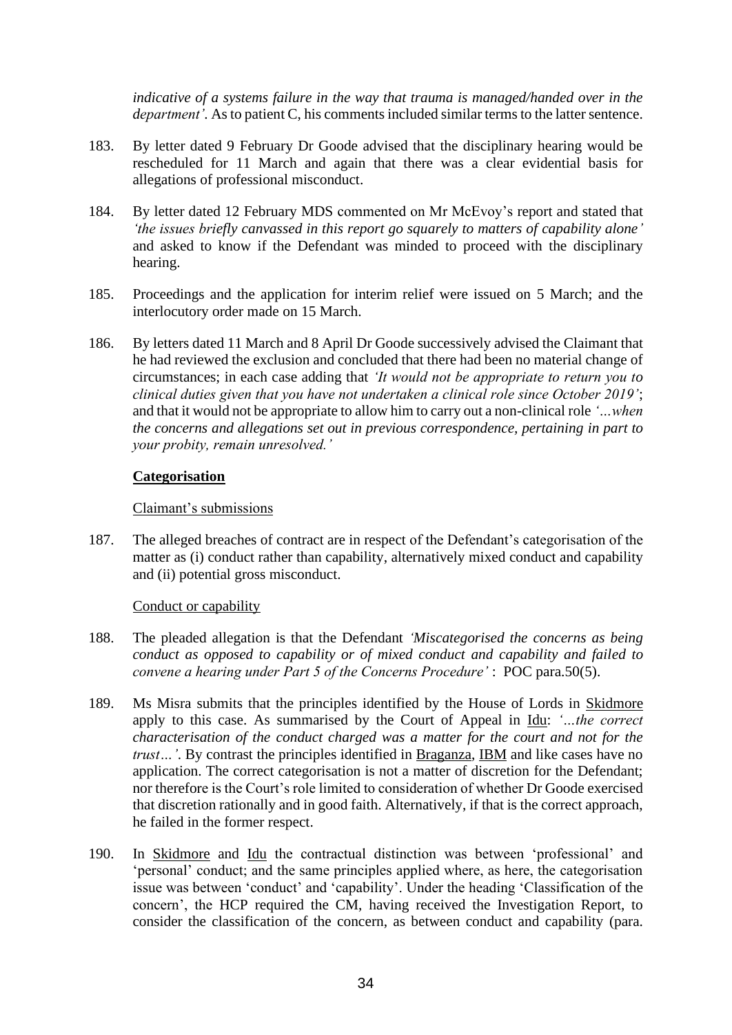*indicative of a systems failure in the way that trauma is managed/handed over in the department'*. As to patient C, his comments included similar terms to the latter sentence.

183. By letter dated 9 February Dr Goode advised that the disciplinary hearing would be rescheduled for 11 March and again that there was a clear evidential basis for allegations of professional misconduct.

184. By letter dated 12 February MDS commented on Mr McEvoy's report and stated that *'the issues briefly canvassed in this report go squarely to matters of capability alone'* and asked to know if the Defendant was minded to proceed with the disciplinary hearing.

185. Proceedings and the application for interim relief were issued on 5 March; and the interlocutory order made on 15 March.

186. By letters dated 11 March and 8 April Dr Goode successively advised the Claimant that he had reviewed the exclusion and concluded that there had been no material change of circumstances; in each case adding that *'It would not be appropriate to return you to clinical duties given that you have not undertaken a clinical role since October 2019'*; and that it would not be appropriate to allow him to carry out a non-clinical role *'…when the concerns and allegations set out in previous correspondence, pertaining in part to your probity, remain unresolved.'*

**Categorisation**

Claimant's submissions

187. The alleged breaches of contract are in respect of the Defendant's categorisation of the matter as (i) conduct rather than capability, alternatively mixed conduct and capability and (ii) potential gross misconduct.

Conduct or capability

188. The pleaded allegation is that the Defendant *'Miscategorised the concerns as being conduct as opposed to capability or of mixed conduct and capability and failed to convene a hearing under Part 5 of the Concerns Procedure'* : POC para.50(5).

189. Ms Misra submits that the principles identified by the House of Lords in Skidmore apply to this case. As summarised by the Court of Appeal in Idu: *'…the correct characterisation of the conduct charged was a matter for the court and not for the trust…'*. By contrast the principles identified in Braganza, IBM and like cases have no application. The correct categorisation is not a matter of discretion for the Defendant; nor therefore is the Court's role limited to consideration of whether Dr Goode exercised that discretion rationally and in good faith. Alternatively, if that is the correct approach, he failed in the former respect.

190. In Skidmore and Idu the contractual distinction was between 'professional' and 'personal' conduct; and the same principles applied where, as here, the categorisation issue was between 'conduct' and 'capability'. Under the heading 'Classification of the concern', the HCP required the CM, having received the Investigation Report, to consider the classification of the concern, as between conduct and capability (para.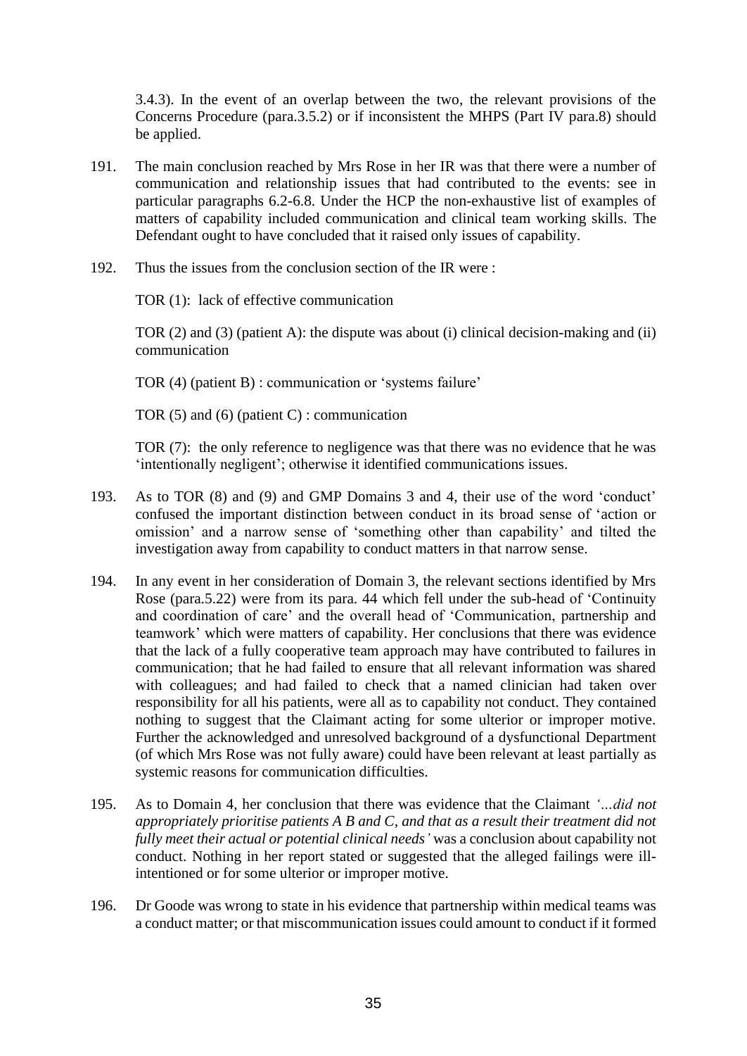3.4.3). In the event of an overlap between the two, the relevant provisions of the Concerns Procedure (para.3.5.2) or if inconsistent the MHPS (Part IV para.8) should be applied.

191. The main conclusion reached by Mrs Rose in her IR was that there were a number of communication and relationship issues that had contributed to the events: see in particular paragraphs 6.2-6.8. Under the HCP the non-exhaustive list of examples of matters of capability included communication and clinical team working skills. The Defendant ought to have concluded that it raised only issues of capability.

192. Thus the issues from the conclusion section of the IR were :

TOR (1): lack of effective communication

TOR (2) and (3) (patient A): the dispute was about (i) clinical decision-making and (ii) communication

TOR (4) (patient B) : communication or 'systems failure'

TOR (5) and (6) (patient C) : communication

TOR (7): the only reference to negligence was that there was no evidence that he was 'intentionally negligent'; otherwise it identified communications issues.

193. As to TOR (8) and (9) and GMP Domains 3 and 4, their use of the word 'conduct' confused the important distinction between conduct in its broad sense of 'action or omission' and a narrow sense of 'something other than capability' and tilted the investigation away from capability to conduct matters in that narrow sense.

194. In any event in her consideration of Domain 3, the relevant sections identified by Mrs Rose (para.5.22) were from its para. 44 which fell under the sub-head of 'Continuity and coordination of care' and the overall head of 'Communication, partnership and teamwork' which were matters of capability. Her conclusions that there was evidence that the lack of a fully cooperative team approach may have contributed to failures in communication; that he had failed to ensure that all relevant information was shared with colleagues; and had failed to check that a named clinician had taken over responsibility for all his patients, were all as to capability not conduct. They contained nothing to suggest that the Claimant acting for some ulterior or improper motive. Further the acknowledged and unresolved background of a dysfunctional Department (of which Mrs Rose was not fully aware) could have been relevant at least partially as systemic reasons for communication difficulties.

195. As to Domain 4, her conclusion that there was evidence that the Claimant *'...did not appropriately prioritise patients A B and C, and that as a result their treatment did not fully meet their actual or potential clinical needs'* was a conclusion about capability not conduct. Nothing in her report stated or suggested that the alleged failings were ill-intentioned or for some ulterior or improper motive.

196. Dr Goode was wrong to state in his evidence that partnership within medical teams was a conduct matter; or that miscommunication issues could amount to conduct if it formed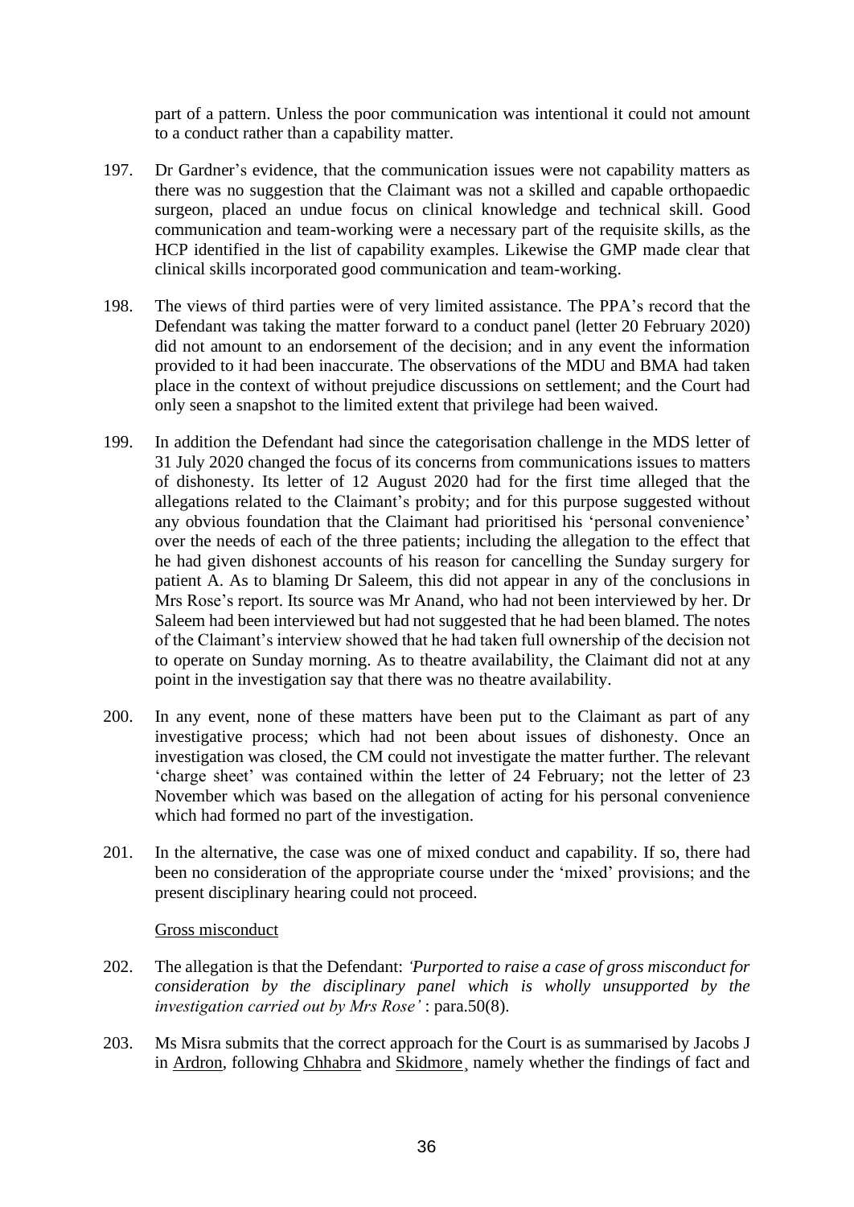part of a pattern. Unless the poor communication was intentional it could not amount to a conduct rather than a capability matter.

197. Dr Gardner's evidence, that the communication issues were not capability matters as there was no suggestion that the Claimant was not a skilled and capable orthopaedic surgeon, placed an undue focus on clinical knowledge and technical skill. Good communication and team-working were a necessary part of the requisite skills, as the HCP identified in the list of capability examples. Likewise the GMP made clear that clinical skills incorporated good communication and team-working.

198. The views of third parties were of very limited assistance. The PPA's record that the Defendant was taking the matter forward to a conduct panel (letter 20 February 2020) did not amount to an endorsement of the decision; and in any event the information provided to it had been inaccurate. The observations of the MDU and BMA had taken place in the context of without prejudice discussions on settlement; and the Court had only seen a snapshot to the limited extent that privilege had been waived.

199. In addition the Defendant had since the categorisation challenge in the MDS letter of 31 July 2020 changed the focus of its concerns from communications issues to matters of dishonesty. Its letter of 12 August 2020 had for the first time alleged that the allegations related to the Claimant's probity; and for this purpose suggested without any obvious foundation that the Claimant had prioritised his 'personal convenience' over the needs of each of the three patients; including the allegation to the effect that he had given dishonest accounts of his reason for cancelling the Sunday surgery for patient A. As to blaming Dr Saleem, this did not appear in any of the conclusions in Mrs Rose's report. Its source was Mr Anand, who had not been interviewed by her. Dr Saleem had been interviewed but had not suggested that he had been blamed. The notes of the Claimant's interview showed that he had taken full ownership of the decision not to operate on Sunday morning. As to theatre availability, the Claimant did not at any point in the investigation say that there was no theatre availability.

200. In any event, none of these matters have been put to the Claimant as part of any investigative process; which had not been about issues of dishonesty. Once an investigation was closed, the CM could not investigate the matter further. The relevant 'charge sheet' was contained within the letter of 24 February; not the letter of 23 November which was based on the allegation of acting for his personal convenience which had formed no part of the investigation.

201. In the alternative, the case was one of mixed conduct and capability. If so, there had been no consideration of the appropriate course under the 'mixed' provisions; and the present disciplinary hearing could not proceed.

Gross misconduct

202. The allegation is that the Defendant: *'Purported to raise a case of gross misconduct for consideration by the disciplinary panel which is wholly unsupported by the investigation carried out by Mrs Rose'* : para.50(8).

203. Ms Misra submits that the correct approach for the Court is as summarised by Jacobs J in Ardron, following Chhabra and Skidmore¸ namely whether the findings of fact and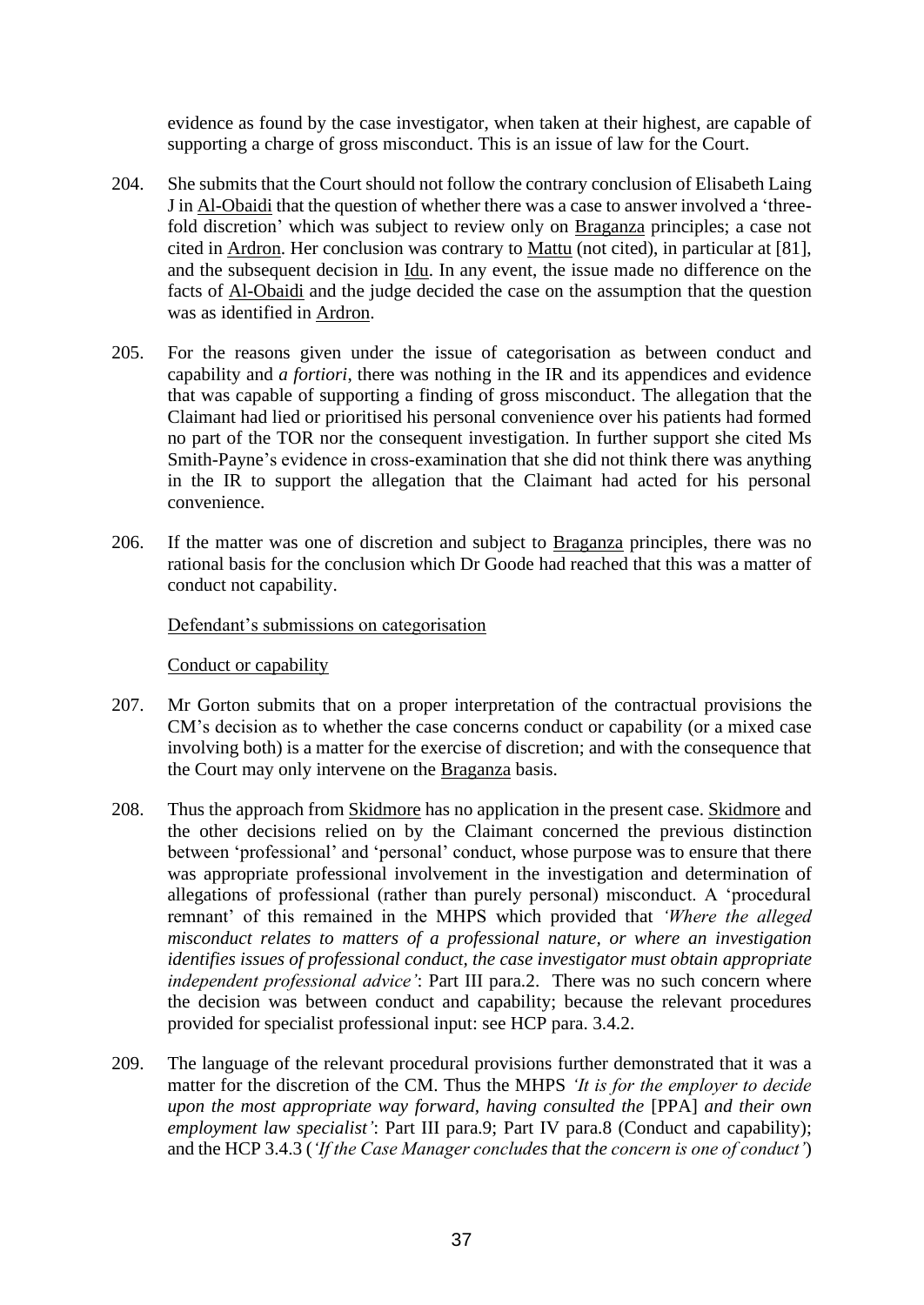evidence as found by the case investigator, when taken at their highest, are capable of supporting a charge of gross misconduct. This is an issue of law for the Court.

204. She submits that the Court should not follow the contrary conclusion of Elisabeth Laing J in Al-Obaidi that the question of whether there was a case to answer involved a 'three-fold discretion' which was subject to review only on Braganza principles; a case not cited in Ardron. Her conclusion was contrary to Mattu (not cited), in particular at [81], and the subsequent decision in Idu. In any event, the issue made no difference on the facts of Al-Obaidi and the judge decided the case on the assumption that the question was as identified in Ardron.

205. For the reasons given under the issue of categorisation as between conduct and capability and *a fortiori*, there was nothing in the IR and its appendices and evidence that was capable of supporting a finding of gross misconduct. The allegation that the Claimant had lied or prioritised his personal convenience over his patients had formed no part of the TOR nor the consequent investigation. In further support she cited Ms Smith-Payne's evidence in cross-examination that she did not think there was anything in the IR to support the allegation that the Claimant had acted for his personal convenience.

206. If the matter was one of discretion and subject to Braganza principles, there was no rational basis for the conclusion which Dr Goode had reached that this was a matter of conduct not capability.

Defendant's submissions on categorisation

Conduct or capability

207. Mr Gorton submits that on a proper interpretation of the contractual provisions the CM's decision as to whether the case concerns conduct or capability (or a mixed case involving both) is a matter for the exercise of discretion; and with the consequence that the Court may only intervene on the Braganza basis.

208. Thus the approach from Skidmore has no application in the present case. Skidmore and the other decisions relied on by the Claimant concerned the previous distinction between 'professional' and 'personal' conduct, whose purpose was to ensure that there was appropriate professional involvement in the investigation and determination of allegations of professional (rather than purely personal) misconduct. A 'procedural remnant' of this remained in the MHPS which provided that *'Where the alleged misconduct relates to matters of a professional nature, or where an investigation identifies issues of professional conduct, the case investigator must obtain appropriate independent professional advice'*: Part III para.2. There was no such concern where the decision was between conduct and capability; because the relevant procedures provided for specialist professional input: see HCP para. 3.4.2.

209. The language of the relevant procedural provisions further demonstrated that it was a matter for the discretion of the CM. Thus the MHPS *'It is for the employer to decide upon the most appropriate way forward, having consulted the* [PPA] *and their own employment law specialist'*: Part III para.9; Part IV para.8 (Conduct and capability); and the HCP 3.4.3 (*'If the Case Manager concludes that the concern is one of conduct'*)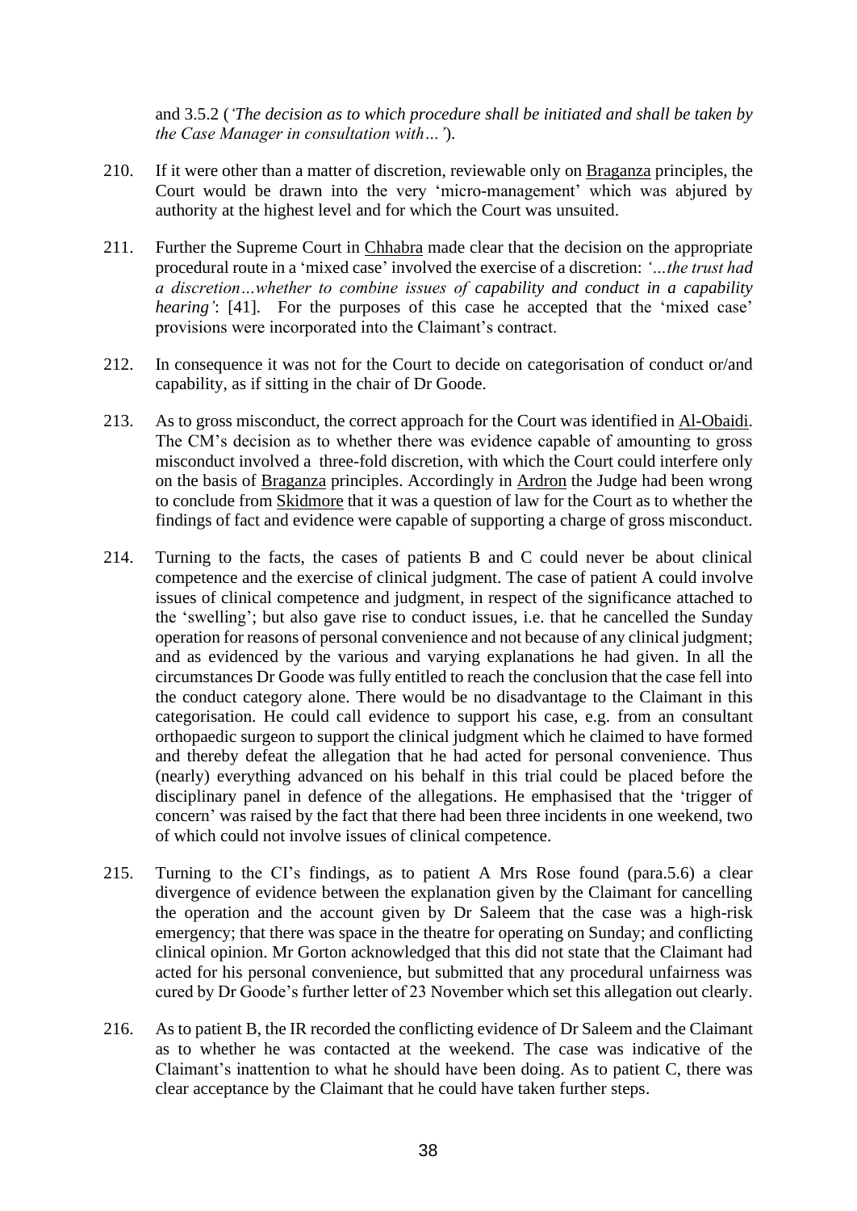and 3.5.2 (*'The decision as to which procedure shall be initiated and shall be taken by the Case Manager in consultation with…'*).

210. If it were other than a matter of discretion, reviewable only on Braganza principles, the Court would be drawn into the very 'micro-management' which was abjured by authority at the highest level and for which the Court was unsuited.

211. Further the Supreme Court in Chhabra made clear that the decision on the appropriate procedural route in a 'mixed case' involved the exercise of a discretion: *'…the trust had a discretion…whether to combine issues of capability and conduct in a capability hearing'*: [41]. For the purposes of this case he accepted that the 'mixed case' provisions were incorporated into the Claimant's contract.

212. In consequence it was not for the Court to decide on categorisation of conduct or/and capability, as if sitting in the chair of Dr Goode.

213. As to gross misconduct, the correct approach for the Court was identified in Al-Obaidi. The CM's decision as to whether there was evidence capable of amounting to gross misconduct involved a three-fold discretion, with which the Court could interfere only on the basis of Braganza principles. Accordingly in Ardron the Judge had been wrong to conclude from Skidmore that it was a question of law for the Court as to whether the findings of fact and evidence were capable of supporting a charge of gross misconduct.

214. Turning to the facts, the cases of patients B and C could never be about clinical competence and the exercise of clinical judgment. The case of patient A could involve issues of clinical competence and judgment, in respect of the significance attached to the 'swelling'; but also gave rise to conduct issues, i.e. that he cancelled the Sunday operation for reasons of personal convenience and not because of any clinical judgment; and as evidenced by the various and varying explanations he had given. In all the circumstances Dr Goode was fully entitled to reach the conclusion that the case fell into the conduct category alone. There would be no disadvantage to the Claimant in this categorisation. He could call evidence to support his case, e.g. from an consultant orthopaedic surgeon to support the clinical judgment which he claimed to have formed and thereby defeat the allegation that he had acted for personal convenience. Thus (nearly) everything advanced on his behalf in this trial could be placed before the disciplinary panel in defence of the allegations. He emphasised that the 'trigger of concern' was raised by the fact that there had been three incidents in one weekend, two of which could not involve issues of clinical competence.

215. Turning to the CI's findings, as to patient A Mrs Rose found (para.5.6) a clear divergence of evidence between the explanation given by the Claimant for cancelling the operation and the account given by Dr Saleem that the case was a high-risk emergency; that there was space in the theatre for operating on Sunday; and conflicting clinical opinion. Mr Gorton acknowledged that this did not state that the Claimant had acted for his personal convenience, but submitted that any procedural unfairness was cured by Dr Goode's further letter of 23 November which set this allegation out clearly.

216. As to patient B, the IR recorded the conflicting evidence of Dr Saleem and the Claimant as to whether he was contacted at the weekend. The case was indicative of the Claimant's inattention to what he should have been doing. As to patient C, there was clear acceptance by the Claimant that he could have taken further steps.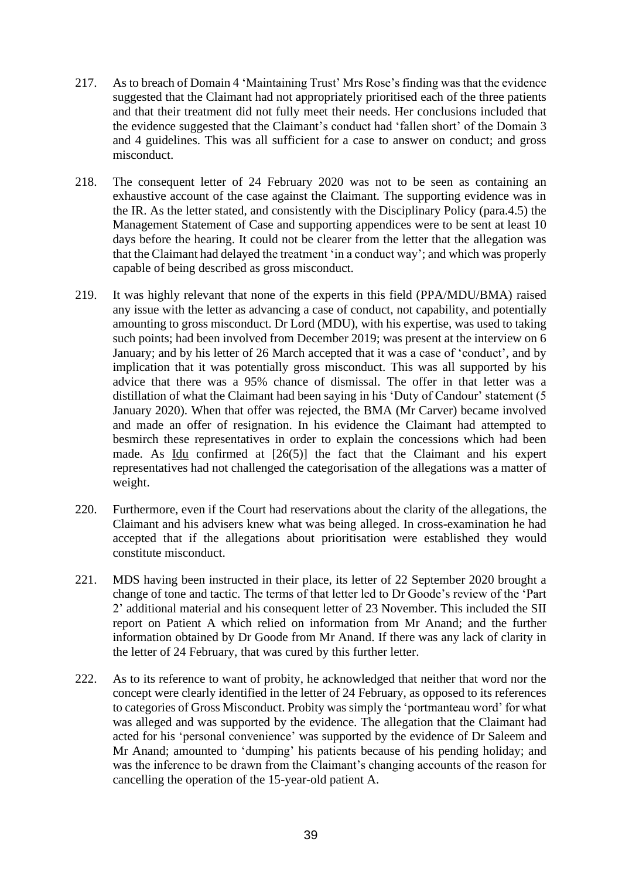217. As to breach of Domain 4 'Maintaining Trust' Mrs Rose's finding was that the evidence suggested that the Claimant had not appropriately prioritised each of the three patients and that their treatment did not fully meet their needs. Her conclusions included that the evidence suggested that the Claimant's conduct had 'fallen short' of the Domain 3 and 4 guidelines. This was all sufficient for a case to answer on conduct; and gross misconduct.

218. The consequent letter of 24 February 2020 was not to be seen as containing an exhaustive account of the case against the Claimant. The supporting evidence was in the IR. As the letter stated, and consistently with the Disciplinary Policy (para.4.5) the Management Statement of Case and supporting appendices were to be sent at least 10 days before the hearing. It could not be clearer from the letter that the allegation was that the Claimant had delayed the treatment 'in a conduct way'; and which was properly capable of being described as gross misconduct.

219. It was highly relevant that none of the experts in this field (PPA/MDU/BMA) raised any issue with the letter as advancing a case of conduct, not capability, and potentially amounting to gross misconduct. Dr Lord (MDU), with his expertise, was used to taking such points; had been involved from December 2019; was present at the interview on 6 January; and by his letter of 26 March accepted that it was a case of 'conduct', and by implication that it was potentially gross misconduct. This was all supported by his advice that there was a 95% chance of dismissal. The offer in that letter was a distillation of what the Claimant had been saying in his 'Duty of Candour' statement (5 January 2020). When that offer was rejected, the BMA (Mr Carver) became involved and made an offer of resignation. In his evidence the Claimant had attempted to besmirch these representatives in order to explain the concessions which had been made. As Idu confirmed at [26(5)] the fact that the Claimant and his expert representatives had not challenged the categorisation of the allegations was a matter of weight.

220. Furthermore, even if the Court had reservations about the clarity of the allegations, the Claimant and his advisers knew what was being alleged. In cross-examination he had accepted that if the allegations about prioritisation were established they would constitute misconduct.

221. MDS having been instructed in their place, its letter of 22 September 2020 brought a change of tone and tactic. The terms of that letter led to Dr Goode's review of the 'Part 2' additional material and his consequent letter of 23 November. This included the SII report on Patient A which relied on information from Mr Anand; and the further information obtained by Dr Goode from Mr Anand. If there was any lack of clarity in the letter of 24 February, that was cured by this further letter.

222. As to its reference to want of probity, he acknowledged that neither that word nor the concept were clearly identified in the letter of 24 February, as opposed to its references to categories of Gross Misconduct. Probity was simply the 'portmanteau word' for what was alleged and was supported by the evidence. The allegation that the Claimant had acted for his 'personal convenience' was supported by the evidence of Dr Saleem and Mr Anand; amounted to 'dumping' his patients because of his pending holiday; and was the inference to be drawn from the Claimant's changing accounts of the reason for cancelling the operation of the 15-year-old patient A.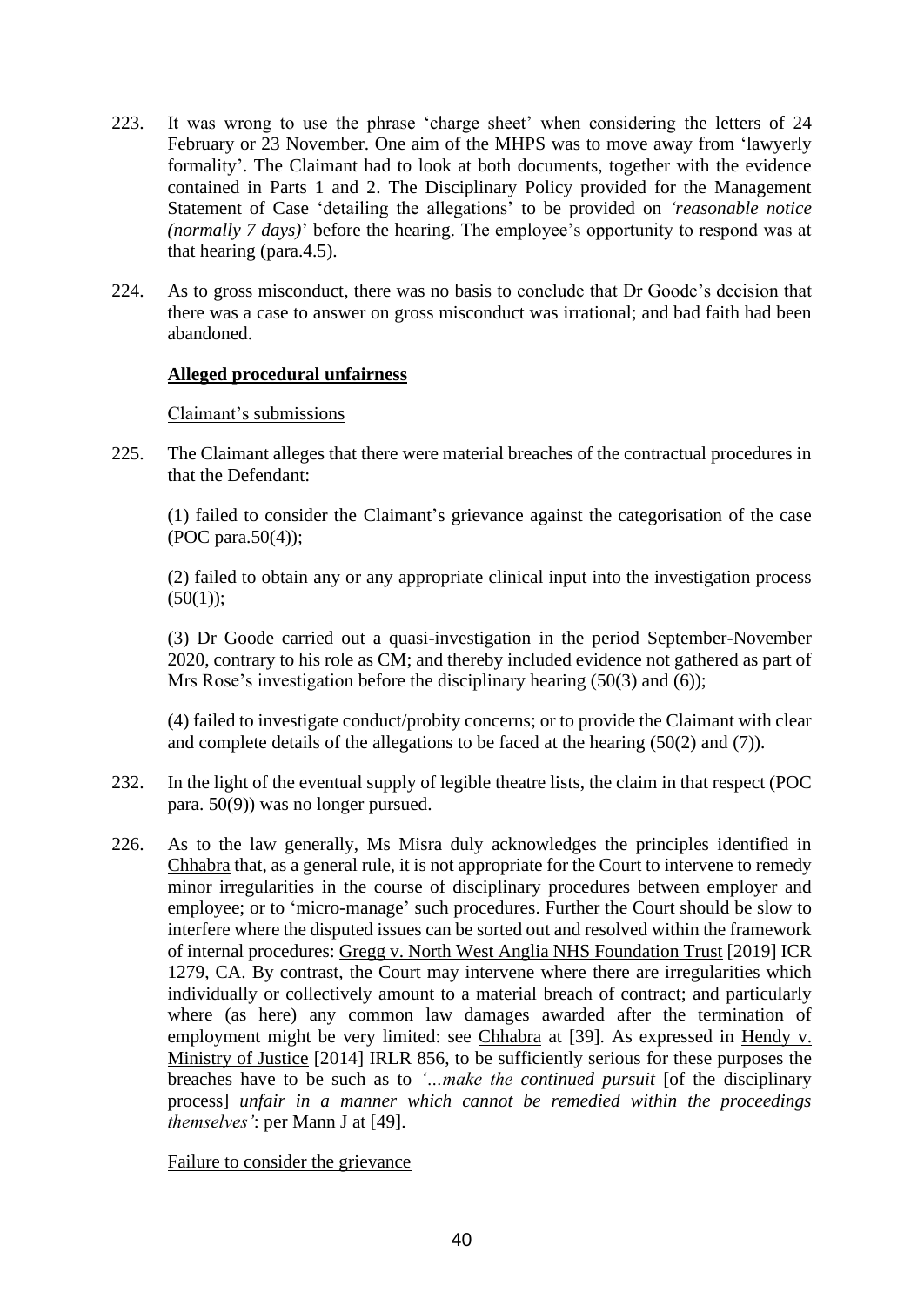223. It was wrong to use the phrase 'charge sheet' when considering the letters of 24 February or 23 November. One aim of the MHPS was to move away from 'lawyerly formality'. The Claimant had to look at both documents, together with the evidence contained in Parts 1 and 2. The Disciplinary Policy provided for the Management Statement of Case 'detailing the allegations' to be provided on *'reasonable notice (normally 7 days)*' before the hearing. The employee's opportunity to respond was at that hearing (para.4.5).

224. As to gross misconduct, there was no basis to conclude that Dr Goode's decision that there was a case to answer on gross misconduct was irrational; and bad faith had been abandoned.

**<u>Alleged procedural unfairness</u>**

<u>Claimant's submissions</u>

225. The Claimant alleges that there were material breaches of the contractual procedures in that the Defendant:

(1) failed to consider the Claimant's grievance against the categorisation of the case (POC para.50(4));

(2) failed to obtain any or any appropriate clinical input into the investigation process (50(1));

(3) Dr Goode carried out a quasi-investigation in the period September-November 2020, contrary to his role as CM; and thereby included evidence not gathered as part of Mrs Rose's investigation before the disciplinary hearing (50(3) and (6));

(4) failed to investigate conduct/probity concerns; or to provide the Claimant with clear and complete details of the allegations to be faced at the hearing (50(2) and (7)).

232. In the light of the eventual supply of legible theatre lists, the claim in that respect (POC para. 50(9)) was no longer pursued.

226. As to the law generally, Ms Misra duly acknowledges the principles identified in <u>Chhabra</u> that, as a general rule, it is not appropriate for the Court to intervene to remedy minor irregularities in the course of disciplinary procedures between employer and employee; or to 'micro-manage' such procedures. Further the Court should be slow to interfere where the disputed issues can be sorted out and resolved within the framework of internal procedures: <u>Gregg v. North West Anglia NHS Foundation Trust</u> [2019] ICR 1279, CA. By contrast, the Court may intervene where there are irregularities which individually or collectively amount to a material breach of contract; and particularly where (as here) any common law damages awarded after the termination of employment might be very limited: see <u>Chhabra</u> at [39]. As expressed in <u>Hendy v. Ministry of Justice</u> [2014] IRLR 856, to be sufficiently serious for these purposes the breaches have to be such as to *'…make the continued pursuit* [of the disciplinary process] *unfair in a manner which cannot be remedied within the proceedings themselves'*: per Mann J at [49].

<u>Failure to consider the grievance</u>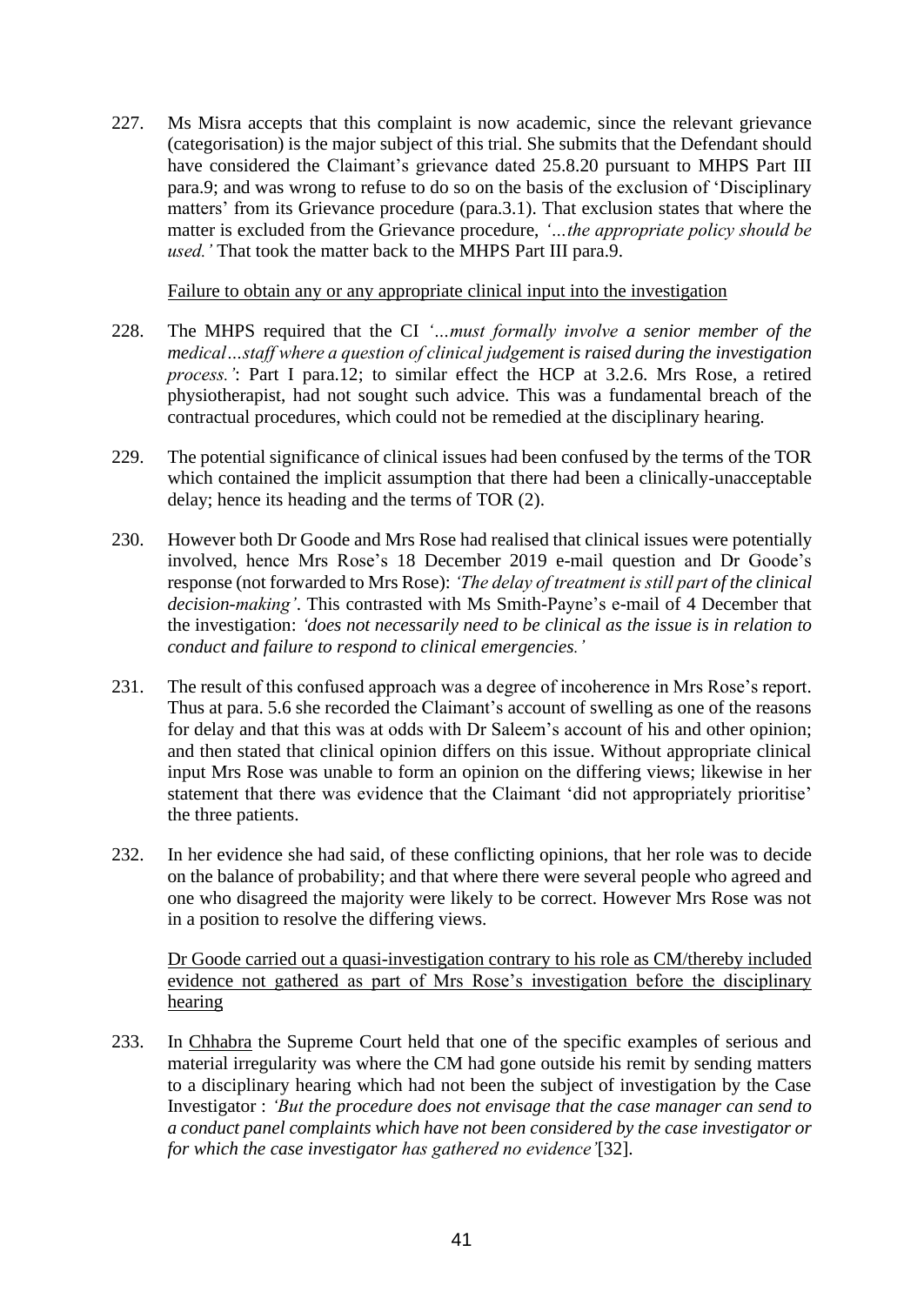227. Ms Misra accepts that this complaint is now academic, since the relevant grievance (categorisation) is the major subject of this trial. She submits that the Defendant should have considered the Claimant's grievance dated 25.8.20 pursuant to MHPS Part III para.9; and was wrong to refuse to do so on the basis of the exclusion of 'Disciplinary matters' from its Grievance procedure (para.3.1). That exclusion states that where the matter is excluded from the Grievance procedure, *'…the appropriate policy should be used.'* That took the matter back to the MHPS Part III para.9.

<u>Failure to obtain any or any appropriate clinical input into the investigation</u>

228. The MHPS required that the CI *'…must formally involve a senior member of the medical…staff where a question of clinical judgement is raised during the investigation process.'*: Part I para.12; to similar effect the HCP at 3.2.6. Mrs Rose, a retired physiotherapist, had not sought such advice. This was a fundamental breach of the contractual procedures, which could not be remedied at the disciplinary hearing.

229. The potential significance of clinical issues had been confused by the terms of the TOR which contained the implicit assumption that there had been a clinically-unacceptable delay; hence its heading and the terms of TOR (2).

230. However both Dr Goode and Mrs Rose had realised that clinical issues were potentially involved, hence Mrs Rose's 18 December 2019 e-mail question and Dr Goode's response (not forwarded to Mrs Rose): *'The delay of treatment is still part of the clinical decision-making'*. This contrasted with Ms Smith-Payne's e-mail of 4 December that the investigation: *'does not necessarily need to be clinical as the issue is in relation to conduct and failure to respond to clinical emergencies.'*

231. The result of this confused approach was a degree of incoherence in Mrs Rose's report. Thus at para. 5.6 she recorded the Claimant's account of swelling as one of the reasons for delay and that this was at odds with Dr Saleem's account of his and other opinion; and then stated that clinical opinion differs on this issue. Without appropriate clinical input Mrs Rose was unable to form an opinion on the differing views; likewise in her statement that there was evidence that the Claimant 'did not appropriately prioritise' the three patients.

232. In her evidence she had said, of these conflicting opinions, that her role was to decide on the balance of probability; and that where there were several people who agreed and one who disagreed the majority were likely to be correct. However Mrs Rose was not in a position to resolve the differing views.

<u>Dr Goode carried out a quasi-investigation contrary to his role as CM/thereby included evidence not gathered as part of Mrs Rose's investigation before the disciplinary hearing</u>

233. In <u>Chhabra</u> the Supreme Court held that one of the specific examples of serious and material irregularity was where the CM had gone outside his remit by sending matters to a disciplinary hearing which had not been the subject of investigation by the Case Investigator : *'But the procedure does not envisage that the case manager can send to a conduct panel complaints which have not been considered by the case investigator or for which the case investigator has gathered no evidence'*[32].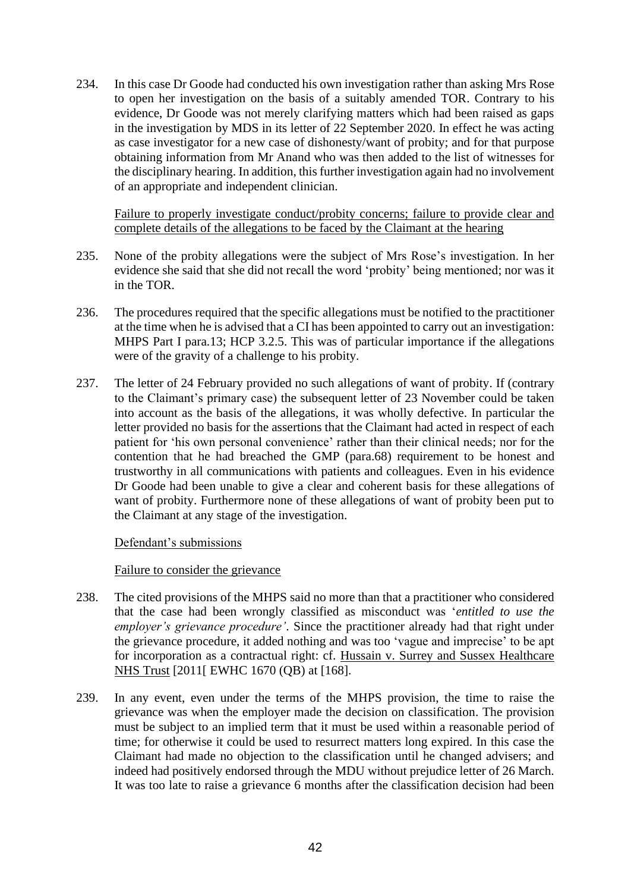234. In this case Dr Goode had conducted his own investigation rather than asking Mrs Rose to open her investigation on the basis of a suitably amended TOR. Contrary to his evidence, Dr Goode was not merely clarifying matters which had been raised as gaps in the investigation by MDS in its letter of 22 September 2020. In effect he was acting as case investigator for a new case of dishonesty/want of probity; and for that purpose obtaining information from Mr Anand who was then added to the list of witnesses for the disciplinary hearing. In addition, this further investigation again had no involvement of an appropriate and independent clinician.

<u>Failure to properly investigate conduct/probity concerns; failure to provide clear and complete details of the allegations to be faced by the Claimant at the hearing</u>

235. None of the probity allegations were the subject of Mrs Rose's investigation. In her evidence she said that she did not recall the word 'probity' being mentioned; nor was it in the TOR.

236. The procedures required that the specific allegations must be notified to the practitioner at the time when he is advised that a CI has been appointed to carry out an investigation: MHPS Part I para.13; HCP 3.2.5. This was of particular importance if the allegations were of the gravity of a challenge to his probity.

237. The letter of 24 February provided no such allegations of want of probity. If (contrary to the Claimant's primary case) the subsequent letter of 23 November could be taken into account as the basis of the allegations, it was wholly defective. In particular the letter provided no basis for the assertions that the Claimant had acted in respect of each patient for 'his own personal convenience' rather than their clinical needs; nor for the contention that he had breached the GMP (para.68) requirement to be honest and trustworthy in all communications with patients and colleagues. Even in his evidence Dr Goode had been unable to give a clear and coherent basis for these allegations of want of probity. Furthermore none of these allegations of want of probity been put to the Claimant at any stage of the investigation.

<u>Defendant's submissions</u>

<u>Failure to consider the grievance</u>

238. The cited provisions of the MHPS said no more than that a practitioner who considered that the case had been wrongly classified as misconduct was '*entitled to use the employer's grievance procedure*'. Since the practitioner already had that right under the grievance procedure, it added nothing and was too 'vague and imprecise' to be apt for incorporation as a contractual right: cf. <u>Hussain v. Surrey and Sussex Healthcare NHS Trust</u> [2011[ EWHC 1670 (QB) at [168].

239. In any event, even under the terms of the MHPS provision, the time to raise the grievance was when the employer made the decision on classification. The provision must be subject to an implied term that it must be used within a reasonable period of time; for otherwise it could be used to resurrect matters long expired. In this case the Claimant had made no objection to the classification until he changed advisers; and indeed had positively endorsed through the MDU without prejudice letter of 26 March. It was too late to raise a grievance 6 months after the classification decision had been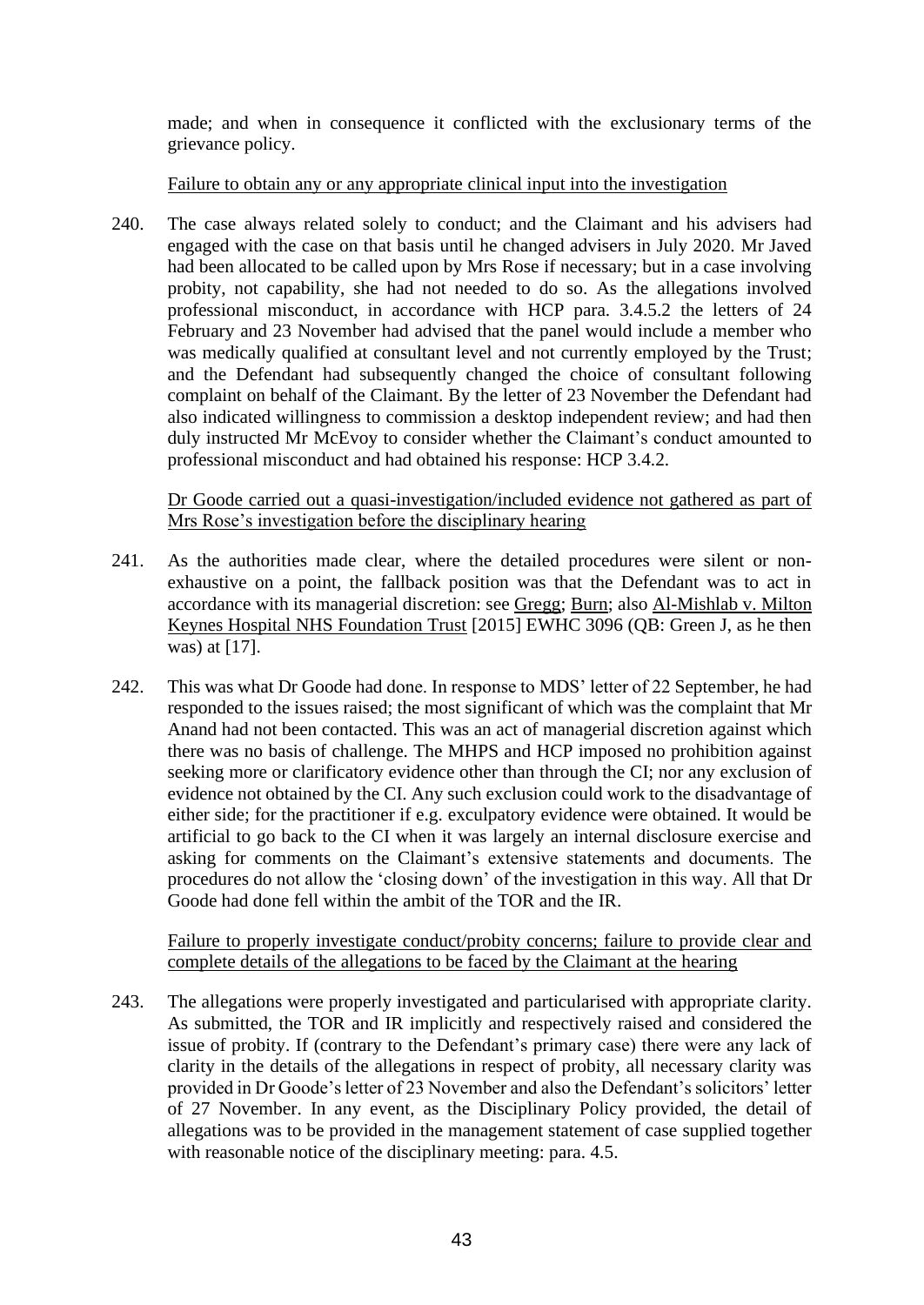made; and when in consequence it conflicted with the exclusionary terms of the grievance policy.

Failure to obtain any or any appropriate clinical input into the investigation

240. The case always related solely to conduct; and the Claimant and his advisers had engaged with the case on that basis until he changed advisers in July 2020. Mr Javed had been allocated to be called upon by Mrs Rose if necessary; but in a case involving probity, not capability, she had not needed to do so. As the allegations involved professional misconduct, in accordance with HCP para. 3.4.5.2 the letters of 24 February and 23 November had advised that the panel would include a member who was medically qualified at consultant level and not currently employed by the Trust; and the Defendant had subsequently changed the choice of consultant following complaint on behalf of the Claimant. By the letter of 23 November the Defendant had also indicated willingness to commission a desktop independent review; and had then duly instructed Mr McEvoy to consider whether the Claimant's conduct amounted to professional misconduct and had obtained his response: HCP 3.4.2.

Dr Goode carried out a quasi-investigation/included evidence not gathered as part of Mrs Rose's investigation before the disciplinary hearing

241. As the authorities made clear, where the detailed procedures were silent or non-exhaustive on a point, the fallback position was that the Defendant was to act in accordance with its managerial discretion: see Gregg; Burn; also Al-Mishlab v. Milton Keynes Hospital NHS Foundation Trust [2015] EWHC 3096 (QB: Green J, as he then was) at [17].

242. This was what Dr Goode had done. In response to MDS' letter of 22 September, he had responded to the issues raised; the most significant of which was the complaint that Mr Anand had not been contacted. This was an act of managerial discretion against which there was no basis of challenge. The MHPS and HCP imposed no prohibition against seeking more or clarificatory evidence other than through the CI; nor any exclusion of evidence not obtained by the CI. Any such exclusion could work to the disadvantage of either side; for the practitioner if e.g. exculpatory evidence were obtained. It would be artificial to go back to the CI when it was largely an internal disclosure exercise and asking for comments on the Claimant's extensive statements and documents. The procedures do not allow the 'closing down' of the investigation in this way. All that Dr Goode had done fell within the ambit of the TOR and the IR.

Failure to properly investigate conduct/probity concerns; failure to provide clear and complete details of the allegations to be faced by the Claimant at the hearing

243. The allegations were properly investigated and particularised with appropriate clarity. As submitted, the TOR and IR implicitly and respectively raised and considered the issue of probity. If (contrary to the Defendant's primary case) there were any lack of clarity in the details of the allegations in respect of probity, all necessary clarity was provided in Dr Goode's letter of 23 November and also the Defendant's solicitors' letter of 27 November. In any event, as the Disciplinary Policy provided, the detail of allegations was to be provided in the management statement of case supplied together with reasonable notice of the disciplinary meeting: para. 4.5.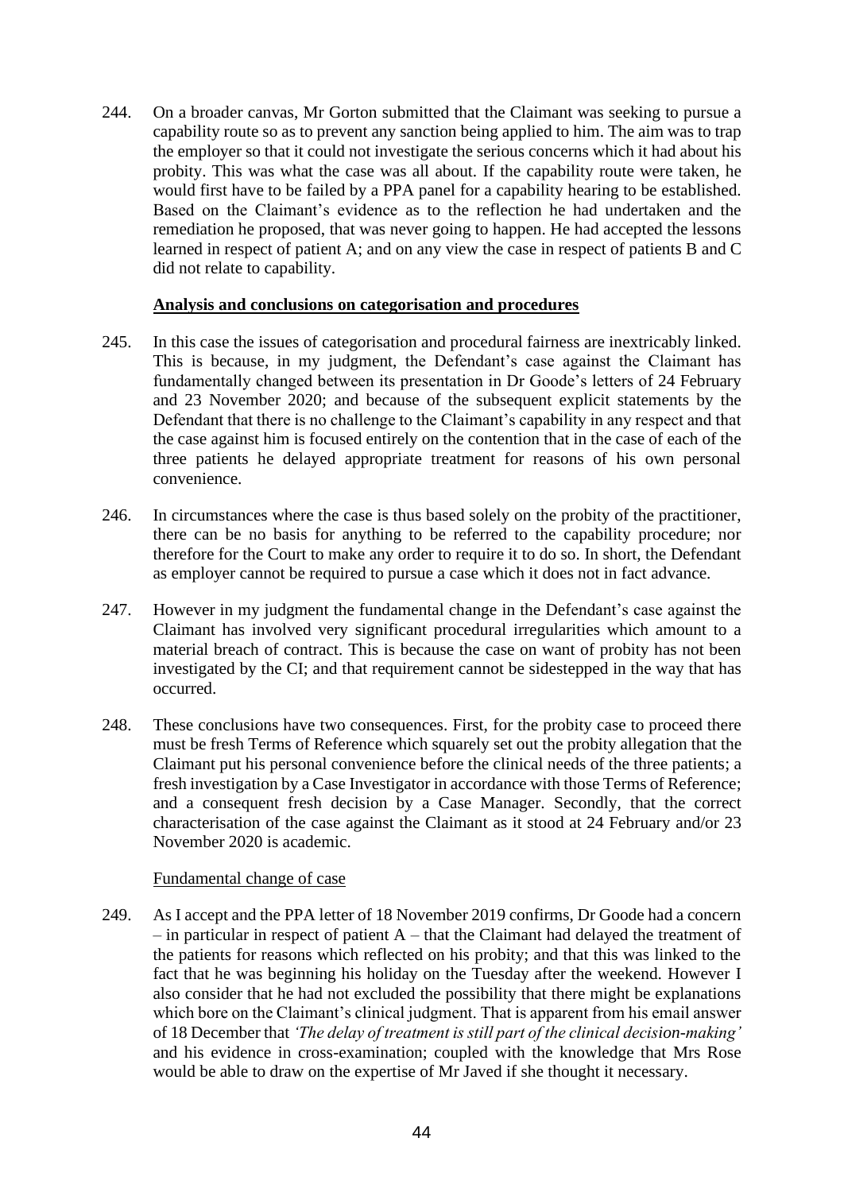244. On a broader canvas, Mr Gorton submitted that the Claimant was seeking to pursue a capability route so as to prevent any sanction being applied to him. The aim was to trap the employer so that it could not investigate the serious concerns which it had about his probity. This was what the case was all about. If the capability route were taken, he would first have to be failed by a PPA panel for a capability hearing to be established. Based on the Claimant's evidence as to the reflection he had undertaken and the remediation he proposed, that was never going to happen. He had accepted the lessons learned in respect of patient A; and on any view the case in respect of patients B and C did not relate to capability.

**Analysis and conclusions on categorisation and procedures**

245. In this case the issues of categorisation and procedural fairness are inextricably linked. This is because, in my judgment, the Defendant's case against the Claimant has fundamentally changed between its presentation in Dr Goode's letters of 24 February and 23 November 2020; and because of the subsequent explicit statements by the Defendant that there is no challenge to the Claimant's capability in any respect and that the case against him is focused entirely on the contention that in the case of each of the three patients he delayed appropriate treatment for reasons of his own personal convenience.

246. In circumstances where the case is thus based solely on the probity of the practitioner, there can be no basis for anything to be referred to the capability procedure; nor therefore for the Court to make any order to require it to do so. In short, the Defendant as employer cannot be required to pursue a case which it does not in fact advance.

247. However in my judgment the fundamental change in the Defendant's case against the Claimant has involved very significant procedural irregularities which amount to a material breach of contract. This is because the case on want of probity has not been investigated by the CI; and that requirement cannot be sidestepped in the way that has occurred.

248. These conclusions have two consequences. First, for the probity case to proceed there must be fresh Terms of Reference which squarely set out the probity allegation that the Claimant put his personal convenience before the clinical needs of the three patients; a fresh investigation by a Case Investigator in accordance with those Terms of Reference; and a consequent fresh decision by a Case Manager. Secondly, that the correct characterisation of the case against the Claimant as it stood at 24 February and/or 23 November 2020 is academic.

Fundamental change of case

249. As I accept and the PPA letter of 18 November 2019 confirms, Dr Goode had a concern – in particular in respect of patient A – that the Claimant had delayed the treatment of the patients for reasons which reflected on his probity; and that this was linked to the fact that he was beginning his holiday on the Tuesday after the weekend. However I also consider that he had not excluded the possibility that there might be explanations which bore on the Claimant's clinical judgment. That is apparent from his email answer of 18 December that *'The delay of treatment is still part of the clinical decision-making'* and his evidence in cross-examination; coupled with the knowledge that Mrs Rose would be able to draw on the expertise of Mr Javed if she thought it necessary.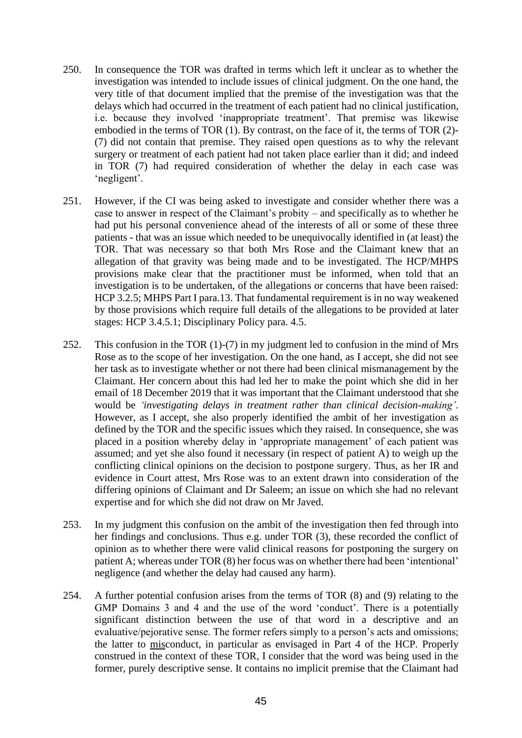250. In consequence the TOR was drafted in terms which left it unclear as to whether the investigation was intended to include issues of clinical judgment. On the one hand, the very title of that document implied that the premise of the investigation was that the delays which had occurred in the treatment of each patient had no clinical justification, i.e. because they involved 'inappropriate treatment'. That premise was likewise embodied in the terms of TOR (1). By contrast, on the face of it, the terms of TOR (2)-(7) did not contain that premise. They raised open questions as to why the relevant surgery or treatment of each patient had not taken place earlier than it did; and indeed in TOR (7) had required consideration of whether the delay in each case was 'negligent'.

251. However, if the CI was being asked to investigate and consider whether there was a case to answer in respect of the Claimant's probity – and specifically as to whether he had put his personal convenience ahead of the interests of all or some of these three patients - that was an issue which needed to be unequivocally identified in (at least) the TOR. That was necessary so that both Mrs Rose and the Claimant knew that an allegation of that gravity was being made and to be investigated. The HCP/MHPS provisions make clear that the practitioner must be informed, when told that an investigation is to be undertaken, of the allegations or concerns that have been raised: HCP 3.2.5; MHPS Part I para.13. That fundamental requirement is in no way weakened by those provisions which require full details of the allegations to be provided at later stages: HCP 3.4.5.1; Disciplinary Policy para. 4.5.

252. This confusion in the TOR (1)-(7) in my judgment led to confusion in the mind of Mrs Rose as to the scope of her investigation. On the one hand, as I accept, she did not see her task as to investigate whether or not there had been clinical mismanagement by the Claimant. Her concern about this had led her to make the point which she did in her email of 18 December 2019 that it was important that the Claimant understood that she would be *'investigating delays in treatment rather than clinical decision-making'*. However, as I accept, she also properly identified the ambit of her investigation as defined by the TOR and the specific issues which they raised. In consequence, she was placed in a position whereby delay in 'appropriate management' of each patient was assumed; and yet she also found it necessary (in respect of patient A) to weigh up the conflicting clinical opinions on the decision to postpone surgery. Thus, as her IR and evidence in Court attest, Mrs Rose was to an extent drawn into consideration of the differing opinions of Claimant and Dr Saleem; an issue on which she had no relevant expertise and for which she did not draw on Mr Javed.

253. In my judgment this confusion on the ambit of the investigation then fed through into her findings and conclusions. Thus e.g. under TOR (3), these recorded the conflict of opinion as to whether there were valid clinical reasons for postponing the surgery on patient A; whereas under TOR (8) her focus was on whether there had been 'intentional' negligence (and whether the delay had caused any harm).

254. A further potential confusion arises from the terms of TOR (8) and (9) relating to the GMP Domains 3 and 4 and the use of the word 'conduct'. There is a potentially significant distinction between the use of that word in a descriptive and an evaluative/pejorative sense. The former refers simply to a person's acts and omissions; the latter to <u>mis</u>conduct, in particular as envisaged in Part 4 of the HCP. Properly construed in the context of these TOR, I consider that the word was being used in the former, purely descriptive sense. It contains no implicit premise that the Claimant had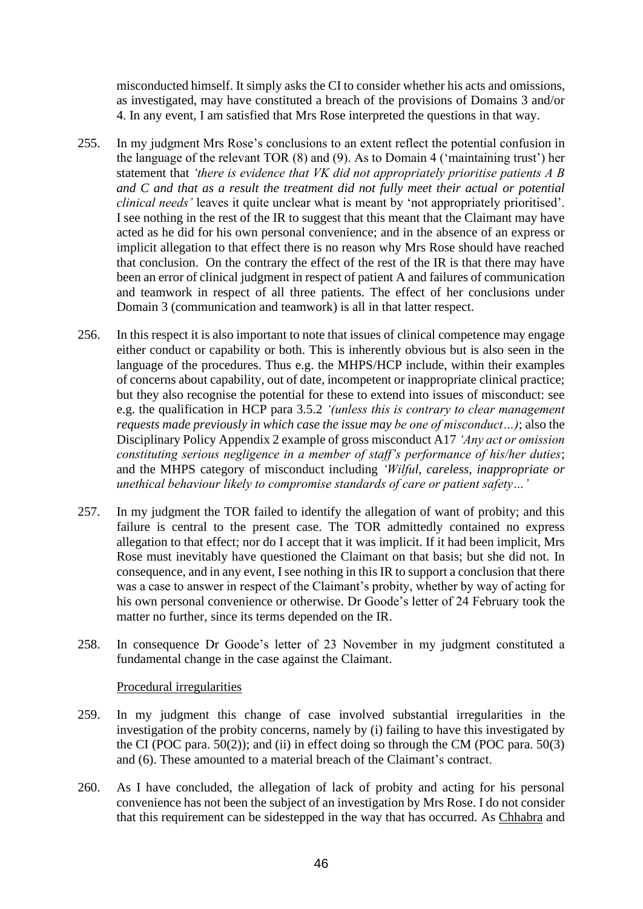misconducted himself. It simply asks the CI to consider whether his acts and omissions, as investigated, may have constituted a breach of the provisions of Domains 3 and/or 4. In any event, I am satisfied that Mrs Rose interpreted the questions in that way.

255. In my judgment Mrs Rose's conclusions to an extent reflect the potential confusion in the language of the relevant TOR (8) and (9). As to Domain 4 ('maintaining trust') her statement that *'there is evidence that VK did not appropriately prioritise patients A B and C and that as a result the treatment did not fully meet their actual or potential clinical needs'* leaves it quite unclear what is meant by 'not appropriately prioritised'. I see nothing in the rest of the IR to suggest that this meant that the Claimant may have acted as he did for his own personal convenience; and in the absence of an express or implicit allegation to that effect there is no reason why Mrs Rose should have reached that conclusion. On the contrary the effect of the rest of the IR is that there may have been an error of clinical judgment in respect of patient A and failures of communication and teamwork in respect of all three patients. The effect of her conclusions under Domain 3 (communication and teamwork) is all in that latter respect.

256. In this respect it is also important to note that issues of clinical competence may engage either conduct or capability or both. This is inherently obvious but is also seen in the language of the procedures. Thus e.g. the MHPS/HCP include, within their examples of concerns about capability, out of date, incompetent or inappropriate clinical practice; but they also recognise the potential for these to extend into issues of misconduct: see e.g. the qualification in HCP para 3.5.2 *'(unless this is contrary to clear management requests made previously in which case the issue may be one of misconduct…)*; also the Disciplinary Policy Appendix 2 example of gross misconduct A17 *'Any act or omission constituting serious negligence in a member of staff's performance of his/her duties*; and the MHPS category of misconduct including *'Wilful, careless, inappropriate or unethical behaviour likely to compromise standards of care or patient safety…'*

257. In my judgment the TOR failed to identify the allegation of want of probity; and this failure is central to the present case. The TOR admittedly contained no express allegation to that effect; nor do I accept that it was implicit. If it had been implicit, Mrs Rose must inevitably have questioned the Claimant on that basis; but she did not. In consequence, and in any event, I see nothing in this IR to support a conclusion that there was a case to answer in respect of the Claimant's probity, whether by way of acting for his own personal convenience or otherwise. Dr Goode's letter of 24 February took the matter no further, since its terms depended on the IR.

258. In consequence Dr Goode's letter of 23 November in my judgment constituted a fundamental change in the case against the Claimant.

Procedural irregularities

259. In my judgment this change of case involved substantial irregularities in the investigation of the probity concerns, namely by (i) failing to have this investigated by the CI (POC para. 50(2)); and (ii) in effect doing so through the CM (POC para. 50(3) and (6). These amounted to a material breach of the Claimant's contract.

260. As I have concluded, the allegation of lack of probity and acting for his personal convenience has not been the subject of an investigation by Mrs Rose. I do not consider that this requirement can be sidestepped in the way that has occurred. As Chhabra and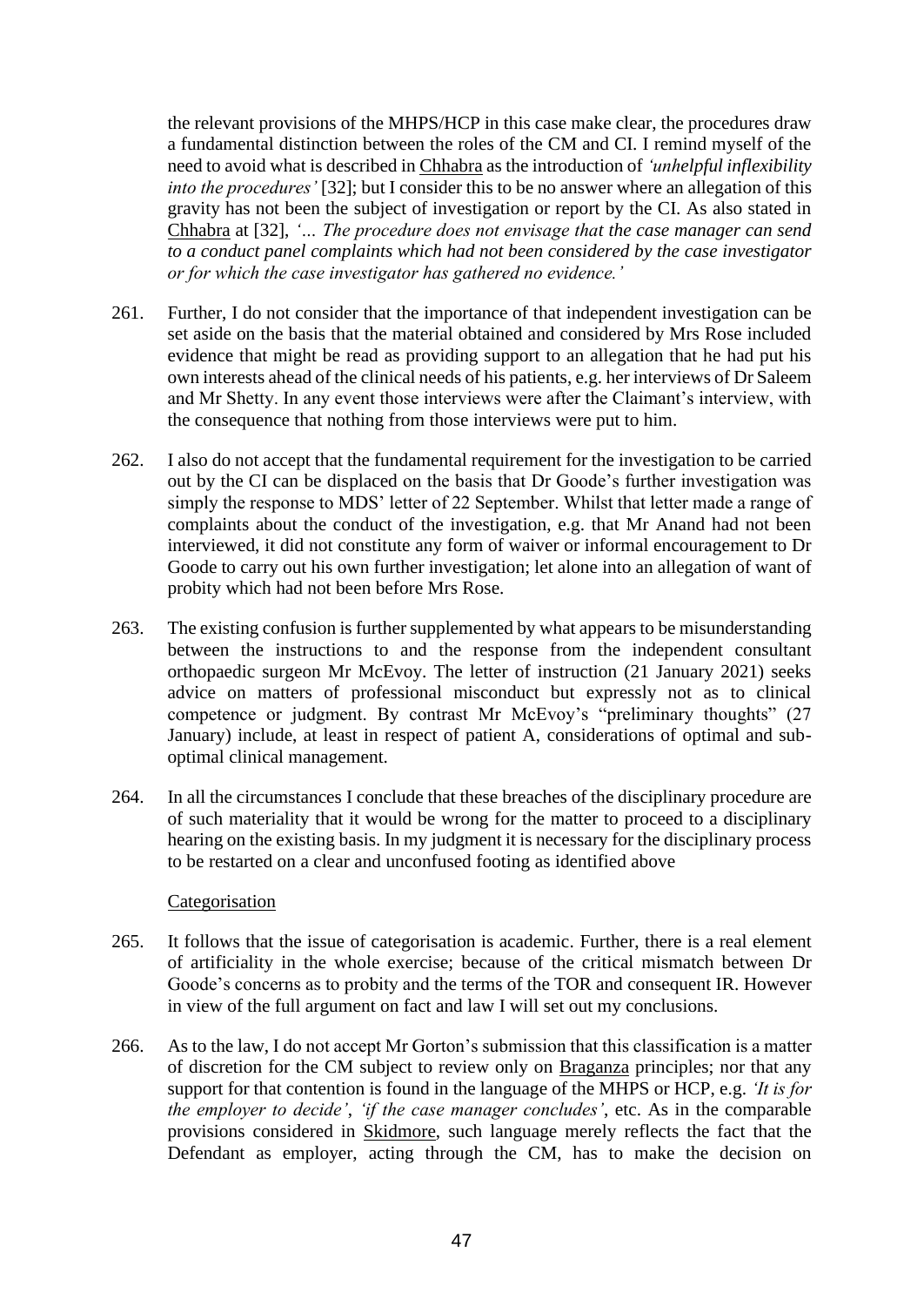the relevant provisions of the MHPS/HCP in this case make clear, the procedures draw a fundamental distinction between the roles of the CM and CI. I remind myself of the need to avoid what is described in Chhabra as the introduction of *'unhelpful inflexibility into the procedures'* [32]; but I consider this to be no answer where an allegation of this gravity has not been the subject of investigation or report by the CI. As also stated in Chhabra at [32], *'… The procedure does not envisage that the case manager can send to a conduct panel complaints which had not been considered by the case investigator or for which the case investigator has gathered no evidence.'*

261. Further, I do not consider that the importance of that independent investigation can be set aside on the basis that the material obtained and considered by Mrs Rose included evidence that might be read as providing support to an allegation that he had put his own interests ahead of the clinical needs of his patients, e.g. her interviews of Dr Saleem and Mr Shetty. In any event those interviews were after the Claimant's interview, with the consequence that nothing from those interviews were put to him.

262. I also do not accept that the fundamental requirement for the investigation to be carried out by the CI can be displaced on the basis that Dr Goode's further investigation was simply the response to MDS' letter of 22 September. Whilst that letter made a range of complaints about the conduct of the investigation, e.g. that Mr Anand had not been interviewed, it did not constitute any form of waiver or informal encouragement to Dr Goode to carry out his own further investigation; let alone into an allegation of want of probity which had not been before Mrs Rose.

263. The existing confusion is further supplemented by what appears to be misunderstanding between the instructions to and the response from the independent consultant orthopaedic surgeon Mr McEvoy. The letter of instruction (21 January 2021) seeks advice on matters of professional misconduct but expressly not as to clinical competence or judgment. By contrast Mr McEvoy's "preliminary thoughts" (27 January) include, at least in respect of patient A, considerations of optimal and sub-optimal clinical management.

264. In all the circumstances I conclude that these breaches of the disciplinary procedure are of such materiality that it would be wrong for the matter to proceed to a disciplinary hearing on the existing basis. In my judgment it is necessary for the disciplinary process to be restarted on a clear and unconfused footing as identified above

Categorisation

265. It follows that the issue of categorisation is academic. Further, there is a real element of artificiality in the whole exercise; because of the critical mismatch between Dr Goode's concerns as to probity and the terms of the TOR and consequent IR. However in view of the full argument on fact and law I will set out my conclusions.

266. As to the law, I do not accept Mr Gorton's submission that this classification is a matter of discretion for the CM subject to review only on Braganza principles; nor that any support for that contention is found in the language of the MHPS or HCP, e.g. *'It is for the employer to decide'*, *'if the case manager concludes'*, etc. As in the comparable provisions considered in Skidmore, such language merely reflects the fact that the Defendant as employer, acting through the CM, has to make the decision on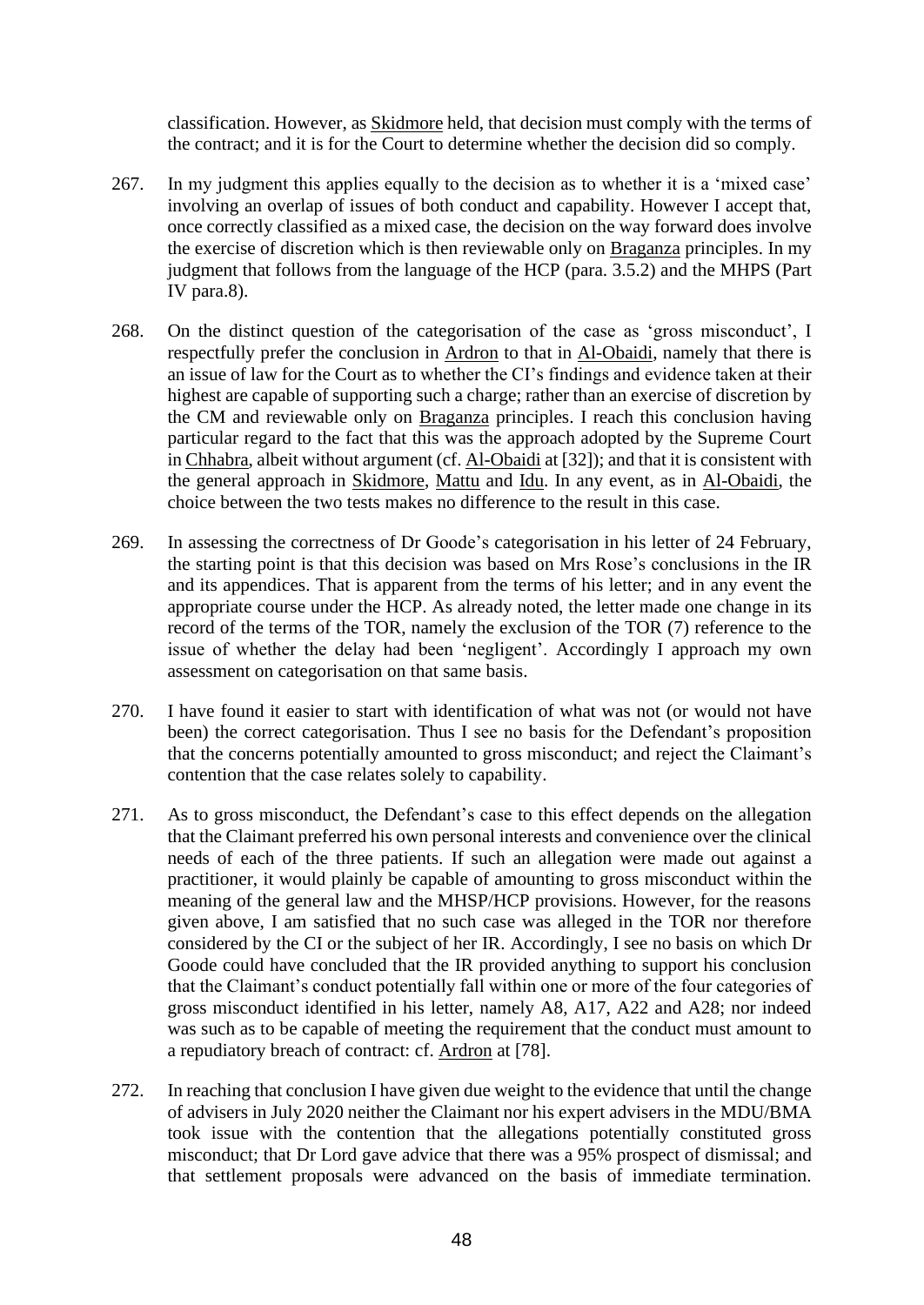classification. However, as Skidmore held, that decision must comply with the terms of the contract; and it is for the Court to determine whether the decision did so comply.

267. In my judgment this applies equally to the decision as to whether it is a 'mixed case' involving an overlap of issues of both conduct and capability. However I accept that, once correctly classified as a mixed case, the decision on the way forward does involve the exercise of discretion which is then reviewable only on Braganza principles. In my judgment that follows from the language of the HCP (para. 3.5.2) and the MHPS (Part IV para.8).

268. On the distinct question of the categorisation of the case as 'gross misconduct', I respectfully prefer the conclusion in Ardron to that in Al-Obaidi, namely that there is an issue of law for the Court as to whether the CI's findings and evidence taken at their highest are capable of supporting such a charge; rather than an exercise of discretion by the CM and reviewable only on Braganza principles. I reach this conclusion having particular regard to the fact that this was the approach adopted by the Supreme Court in Chhabra, albeit without argument (cf. Al-Obaidi at [32]); and that it is consistent with the general approach in Skidmore, Mattu and Idu. In any event, as in Al-Obaidi, the choice between the two tests makes no difference to the result in this case.

269. In assessing the correctness of Dr Goode's categorisation in his letter of 24 February, the starting point is that this decision was based on Mrs Rose's conclusions in the IR and its appendices. That is apparent from the terms of his letter; and in any event the appropriate course under the HCP. As already noted, the letter made one change in its record of the terms of the TOR, namely the exclusion of the TOR (7) reference to the issue of whether the delay had been 'negligent'. Accordingly I approach my own assessment on categorisation on that same basis.

270. I have found it easier to start with identification of what was not (or would not have been) the correct categorisation. Thus I see no basis for the Defendant's proposition that the concerns potentially amounted to gross misconduct; and reject the Claimant's contention that the case relates solely to capability.

271. As to gross misconduct, the Defendant's case to this effect depends on the allegation that the Claimant preferred his own personal interests and convenience over the clinical needs of each of the three patients. If such an allegation were made out against a practitioner, it would plainly be capable of amounting to gross misconduct within the meaning of the general law and the MHSP/HCP provisions. However, for the reasons given above, I am satisfied that no such case was alleged in the TOR nor therefore considered by the CI or the subject of her IR. Accordingly, I see no basis on which Dr Goode could have concluded that the IR provided anything to support his conclusion that the Claimant's conduct potentially fall within one or more of the four categories of gross misconduct identified in his letter, namely A8, A17, A22 and A28; nor indeed was such as to be capable of meeting the requirement that the conduct must amount to a repudiatory breach of contract: cf. Ardron at [78].

272. In reaching that conclusion I have given due weight to the evidence that until the change of advisers in July 2020 neither the Claimant nor his expert advisers in the MDU/BMA took issue with the contention that the allegations potentially constituted gross misconduct; that Dr Lord gave advice that there was a 95% prospect of dismissal; and that settlement proposals were advanced on the basis of immediate termination.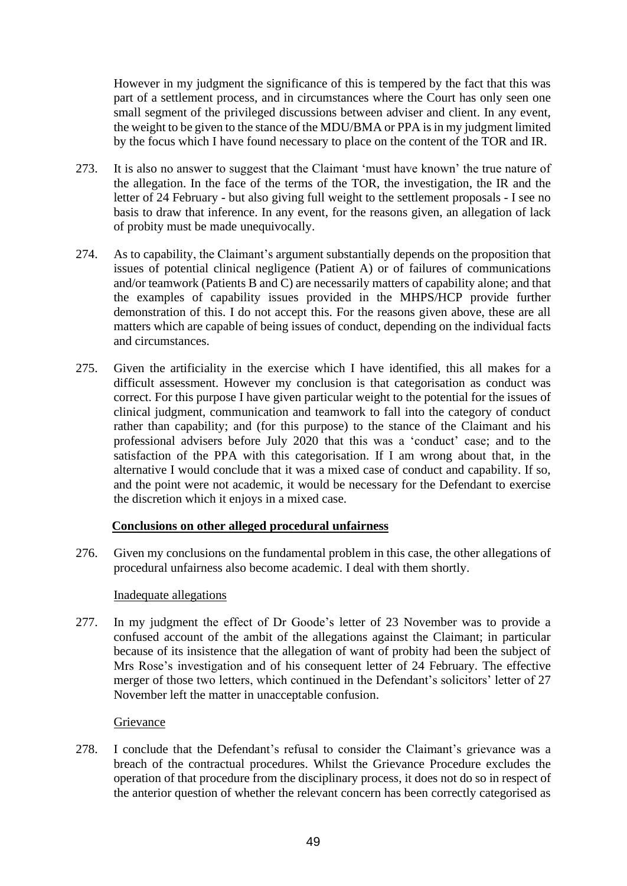However in my judgment the significance of this is tempered by the fact that this was part of a settlement process, and in circumstances where the Court has only seen one small segment of the privileged discussions between adviser and client. In any event, the weight to be given to the stance of the MDU/BMA or PPA is in my judgment limited by the focus which I have found necessary to place on the content of the TOR and IR.

273. It is also no answer to suggest that the Claimant 'must have known' the true nature of the allegation. In the face of the terms of the TOR, the investigation, the IR and the letter of 24 February - but also giving full weight to the settlement proposals - I see no basis to draw that inference. In any event, for the reasons given, an allegation of lack of probity must be made unequivocally.

274. As to capability, the Claimant's argument substantially depends on the proposition that issues of potential clinical negligence (Patient A) or of failures of communications and/or teamwork (Patients B and C) are necessarily matters of capability alone; and that the examples of capability issues provided in the MHPS/HCP provide further demonstration of this. I do not accept this. For the reasons given above, these are all matters which are capable of being issues of conduct, depending on the individual facts and circumstances.

275. Given the artificiality in the exercise which I have identified, this all makes for a difficult assessment. However my conclusion is that categorisation as conduct was correct. For this purpose I have given particular weight to the potential for the issues of clinical judgment, communication and teamwork to fall into the category of conduct rather than capability; and (for this purpose) to the stance of the Claimant and his professional advisers before July 2020 that this was a 'conduct' case; and to the satisfaction of the PPA with this categorisation. If I am wrong about that, in the alternative I would conclude that it was a mixed case of conduct and capability. If so, and the point were not academic, it would be necessary for the Defendant to exercise the discretion which it enjoys in a mixed case.

**Conclusions on other alleged procedural unfairness**

276. Given my conclusions on the fundamental problem in this case, the other allegations of procedural unfairness also become academic. I deal with them shortly.

Inadequate allegations

277. In my judgment the effect of Dr Goode's letter of 23 November was to provide a confused account of the ambit of the allegations against the Claimant; in particular because of its insistence that the allegation of want of probity had been the subject of Mrs Rose's investigation and of his consequent letter of 24 February. The effective merger of those two letters, which continued in the Defendant's solicitors' letter of 27 November left the matter in unacceptable confusion.

Grievance

278. I conclude that the Defendant's refusal to consider the Claimant's grievance was a breach of the contractual procedures. Whilst the Grievance Procedure excludes the operation of that procedure from the disciplinary process, it does not do so in respect of the anterior question of whether the relevant concern has been correctly categorised as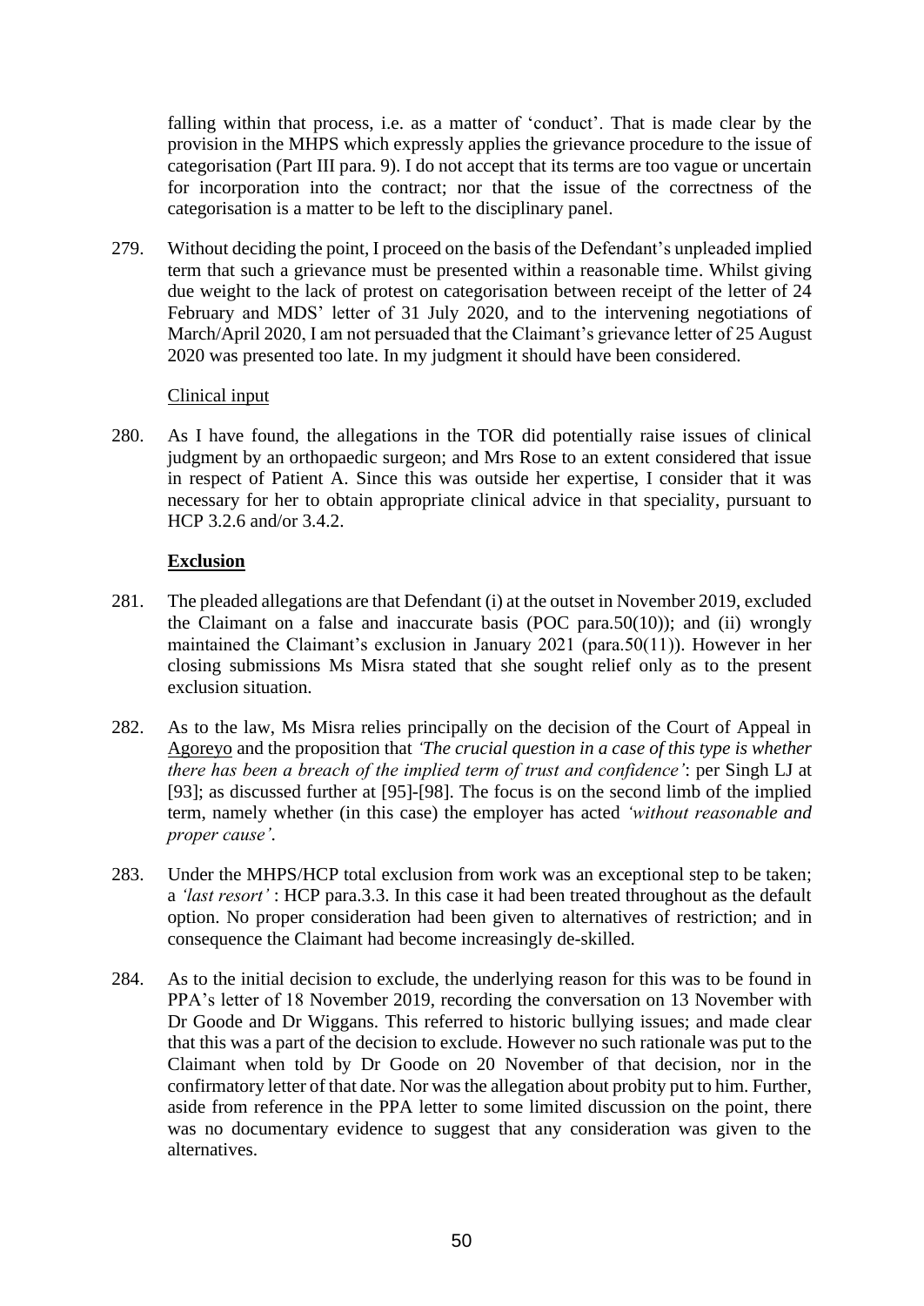falling within that process, i.e. as a matter of 'conduct'. That is made clear by the provision in the MHPS which expressly applies the grievance procedure to the issue of categorisation (Part III para. 9). I do not accept that its terms are too vague or uncertain for incorporation into the contract; nor that the issue of the correctness of the categorisation is a matter to be left to the disciplinary panel.

279. Without deciding the point, I proceed on the basis of the Defendant's unpleaded implied term that such a grievance must be presented within a reasonable time. Whilst giving due weight to the lack of protest on categorisation between receipt of the letter of 24 February and MDS' letter of 31 July 2020, and to the intervening negotiations of March/April 2020, I am not persuaded that the Claimant's grievance letter of 25 August 2020 was presented too late. In my judgment it should have been considered.

Clinical input

280. As I have found, the allegations in the TOR did potentially raise issues of clinical judgment by an orthopaedic surgeon; and Mrs Rose to an extent considered that issue in respect of Patient A. Since this was outside her expertise, I consider that it was necessary for her to obtain appropriate clinical advice in that speciality, pursuant to HCP 3.2.6 and/or 3.4.2.

**Exclusion**

281. The pleaded allegations are that Defendant (i) at the outset in November 2019, excluded the Claimant on a false and inaccurate basis (POC para.50(10)); and (ii) wrongly maintained the Claimant's exclusion in January 2021 (para.50(11)). However in her closing submissions Ms Misra stated that she sought relief only as to the present exclusion situation.

282. As to the law, Ms Misra relies principally on the decision of the Court of Appeal in Agoreyo and the proposition that *'The crucial question in a case of this type is whether there has been a breach of the implied term of trust and confidence'*: per Singh LJ at [93]; as discussed further at [95]-[98]. The focus is on the second limb of the implied term, namely whether (in this case) the employer has acted *'without reasonable and proper cause'*.

283. Under the MHPS/HCP total exclusion from work was an exceptional step to be taken; a *'last resort'* : HCP para.3.3. In this case it had been treated throughout as the default option. No proper consideration had been given to alternatives of restriction; and in consequence the Claimant had become increasingly de-skilled.

284. As to the initial decision to exclude, the underlying reason for this was to be found in PPA's letter of 18 November 2019, recording the conversation on 13 November with Dr Goode and Dr Wiggans. This referred to historic bullying issues; and made clear that this was a part of the decision to exclude. However no such rationale was put to the Claimant when told by Dr Goode on 20 November of that decision, nor in the confirmatory letter of that date. Nor was the allegation about probity put to him. Further, aside from reference in the PPA letter to some limited discussion on the point, there was no documentary evidence to suggest that any consideration was given to the alternatives.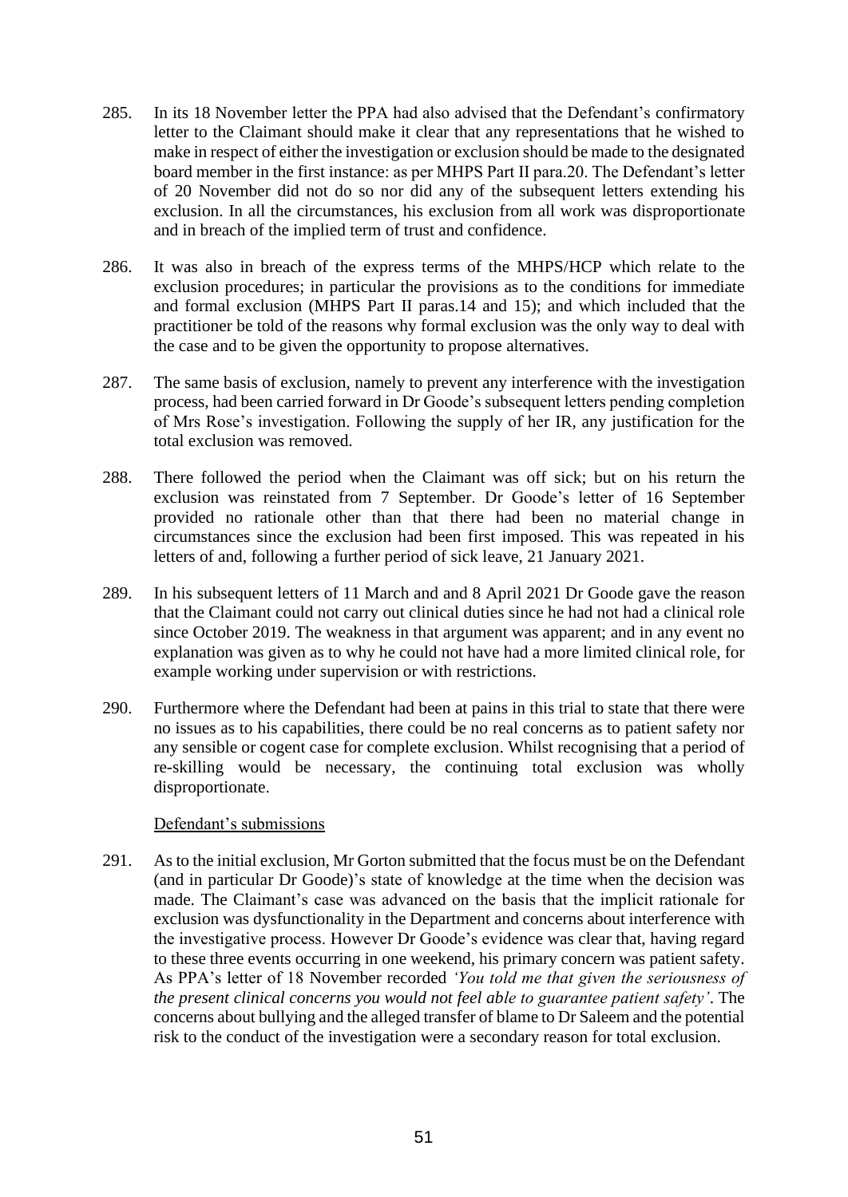285. In its 18 November letter the PPA had also advised that the Defendant's confirmatory letter to the Claimant should make it clear that any representations that he wished to make in respect of either the investigation or exclusion should be made to the designated board member in the first instance: as per MHPS Part II para.20. The Defendant's letter of 20 November did not do so nor did any of the subsequent letters extending his exclusion. In all the circumstances, his exclusion from all work was disproportionate and in breach of the implied term of trust and confidence.

286. It was also in breach of the express terms of the MHPS/HCP which relate to the exclusion procedures; in particular the provisions as to the conditions for immediate and formal exclusion (MHPS Part II paras.14 and 15); and which included that the practitioner be told of the reasons why formal exclusion was the only way to deal with the case and to be given the opportunity to propose alternatives.

287. The same basis of exclusion, namely to prevent any interference with the investigation process, had been carried forward in Dr Goode's subsequent letters pending completion of Mrs Rose's investigation. Following the supply of her IR, any justification for the total exclusion was removed.

288. There followed the period when the Claimant was off sick; but on his return the exclusion was reinstated from 7 September. Dr Goode's letter of 16 September provided no rationale other than that there had been no material change in circumstances since the exclusion had been first imposed. This was repeated in his letters of and, following a further period of sick leave, 21 January 2021.

289. In his subsequent letters of 11 March and and 8 April 2021 Dr Goode gave the reason that the Claimant could not carry out clinical duties since he had not had a clinical role since October 2019. The weakness in that argument was apparent; and in any event no explanation was given as to why he could not have had a more limited clinical role, for example working under supervision or with restrictions.

290. Furthermore where the Defendant had been at pains in this trial to state that there were no issues as to his capabilities, there could be no real concerns as to patient safety nor any sensible or cogent case for complete exclusion. Whilst recognising that a period of re-skilling would be necessary, the continuing total exclusion was wholly disproportionate.

Defendant's submissions

291. As to the initial exclusion, Mr Gorton submitted that the focus must be on the Defendant (and in particular Dr Goode)'s state of knowledge at the time when the decision was made. The Claimant's case was advanced on the basis that the implicit rationale for exclusion was dysfunctionality in the Department and concerns about interference with the investigative process. However Dr Goode's evidence was clear that, having regard to these three events occurring in one weekend, his primary concern was patient safety. As PPA's letter of 18 November recorded *'You told me that given the seriousness of the present clinical concerns you would not feel able to guarantee patient safety'*. The concerns about bullying and the alleged transfer of blame to Dr Saleem and the potential risk to the conduct of the investigation were a secondary reason for total exclusion.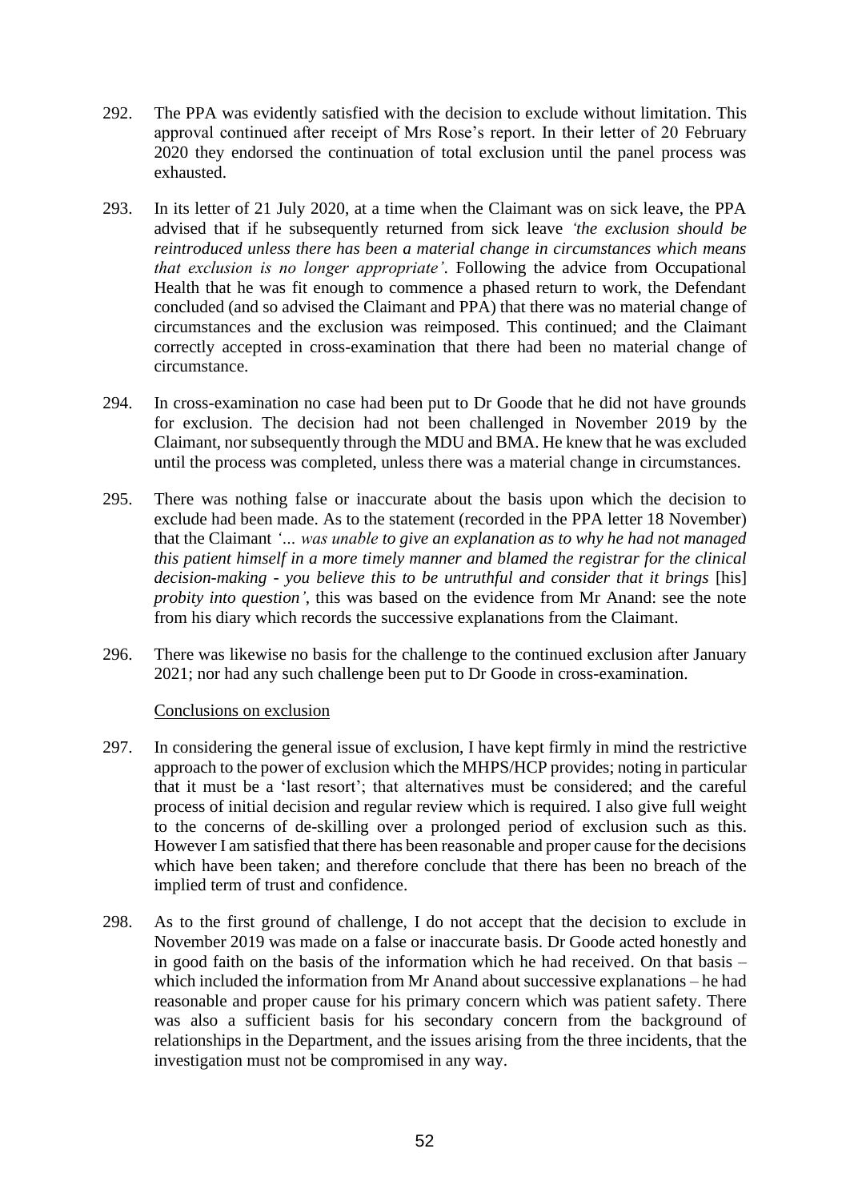292. The PPA was evidently satisfied with the decision to exclude without limitation. This approval continued after receipt of Mrs Rose's report. In their letter of 20 February 2020 they endorsed the continuation of total exclusion until the panel process was exhausted.

293. In its letter of 21 July 2020, at a time when the Claimant was on sick leave, the PPA advised that if he subsequently returned from sick leave *'the exclusion should be reintroduced unless there has been a material change in circumstances which means that exclusion is no longer appropriate'*. Following the advice from Occupational Health that he was fit enough to commence a phased return to work, the Defendant concluded (and so advised the Claimant and PPA) that there was no material change of circumstances and the exclusion was reimposed. This continued; and the Claimant correctly accepted in cross-examination that there had been no material change of circumstance.

294. In cross-examination no case had been put to Dr Goode that he did not have grounds for exclusion. The decision had not been challenged in November 2019 by the Claimant, nor subsequently through the MDU and BMA. He knew that he was excluded until the process was completed, unless there was a material change in circumstances.

295. There was nothing false or inaccurate about the basis upon which the decision to exclude had been made. As to the statement (recorded in the PPA letter 18 November) that the Claimant *'... was unable to give an explanation as to why he had not managed this patient himself in a more timely manner and blamed the registrar for the clinical decision-making - you believe this to be untruthful and consider that it brings* [his] *probity into question'*, this was based on the evidence from Mr Anand: see the note from his diary which records the successive explanations from the Claimant.

296. There was likewise no basis for the challenge to the continued exclusion after January 2021; nor had any such challenge been put to Dr Goode in cross-examination.

Conclusions on exclusion

297. In considering the general issue of exclusion, I have kept firmly in mind the restrictive approach to the power of exclusion which the MHPS/HCP provides; noting in particular that it must be a 'last resort'; that alternatives must be considered; and the careful process of initial decision and regular review which is required. I also give full weight to the concerns of de-skilling over a prolonged period of exclusion such as this. However I am satisfied that there has been reasonable and proper cause for the decisions which have been taken; and therefore conclude that there has been no breach of the implied term of trust and confidence.

298. As to the first ground of challenge, I do not accept that the decision to exclude in November 2019 was made on a false or inaccurate basis. Dr Goode acted honestly and in good faith on the basis of the information which he had received. On that basis – which included the information from Mr Anand about successive explanations – he had reasonable and proper cause for his primary concern which was patient safety. There was also a sufficient basis for his secondary concern from the background of relationships in the Department, and the issues arising from the three incidents, that the investigation must not be compromised in any way.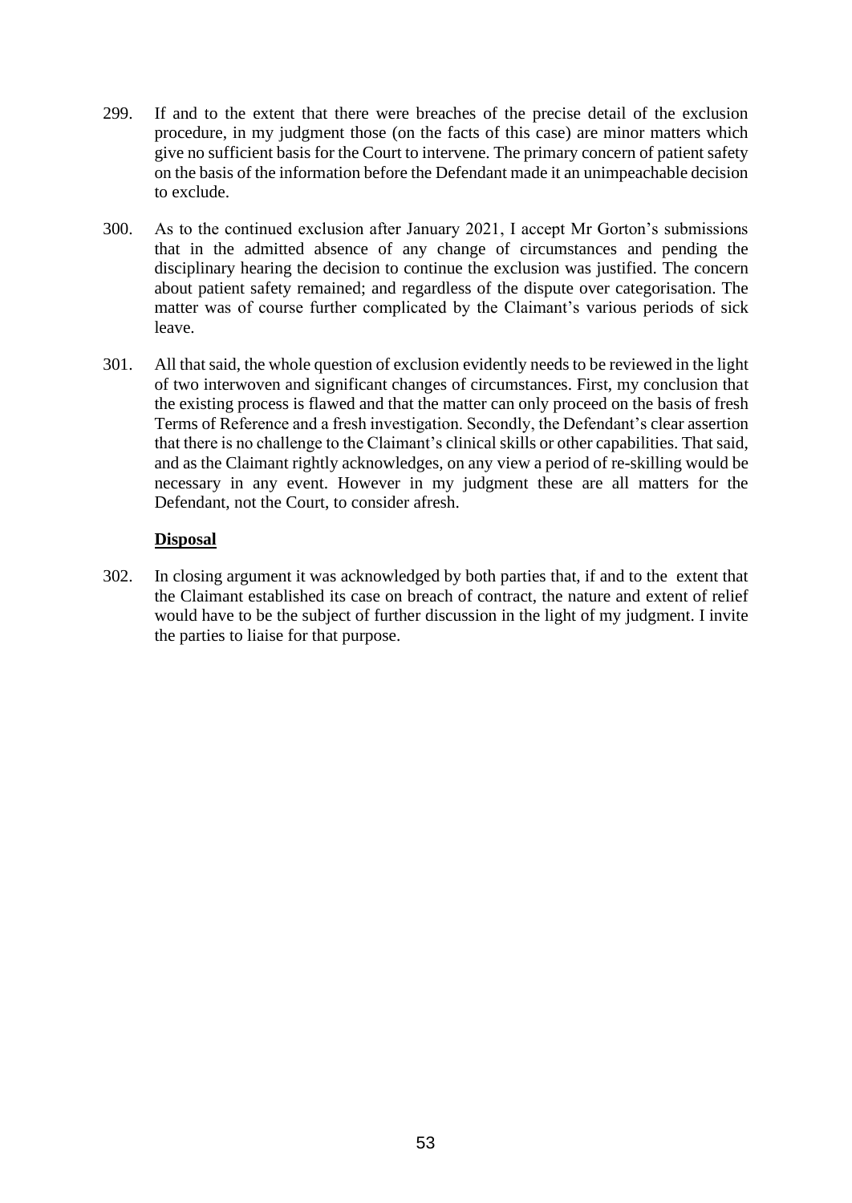299. If and to the extent that there were breaches of the precise detail of the exclusion procedure, in my judgment those (on the facts of this case) are minor matters which give no sufficient basis for the Court to intervene. The primary concern of patient safety on the basis of the information before the Defendant made it an unimpeachable decision to exclude.

300. As to the continued exclusion after January 2021, I accept Mr Gorton's submissions that in the admitted absence of any change of circumstances and pending the disciplinary hearing the decision to continue the exclusion was justified. The concern about patient safety remained; and regardless of the dispute over categorisation. The matter was of course further complicated by the Claimant's various periods of sick leave.

301. All that said, the whole question of exclusion evidently needs to be reviewed in the light of two interwoven and significant changes of circumstances. First, my conclusion that the existing process is flawed and that the matter can only proceed on the basis of fresh Terms of Reference and a fresh investigation. Secondly, the Defendant's clear assertion that there is no challenge to the Claimant's clinical skills or other capabilities. That said, and as the Claimant rightly acknowledges, on any view a period of re-skilling would be necessary in any event. However in my judgment these are all matters for the Defendant, not the Court, to consider afresh.

**Disposal**

302. In closing argument it was acknowledged by both parties that, if and to the extent that the Claimant established its case on breach of contract, the nature and extent of relief would have to be the subject of further discussion in the light of my judgment. I invite the parties to liaise for that purpose.